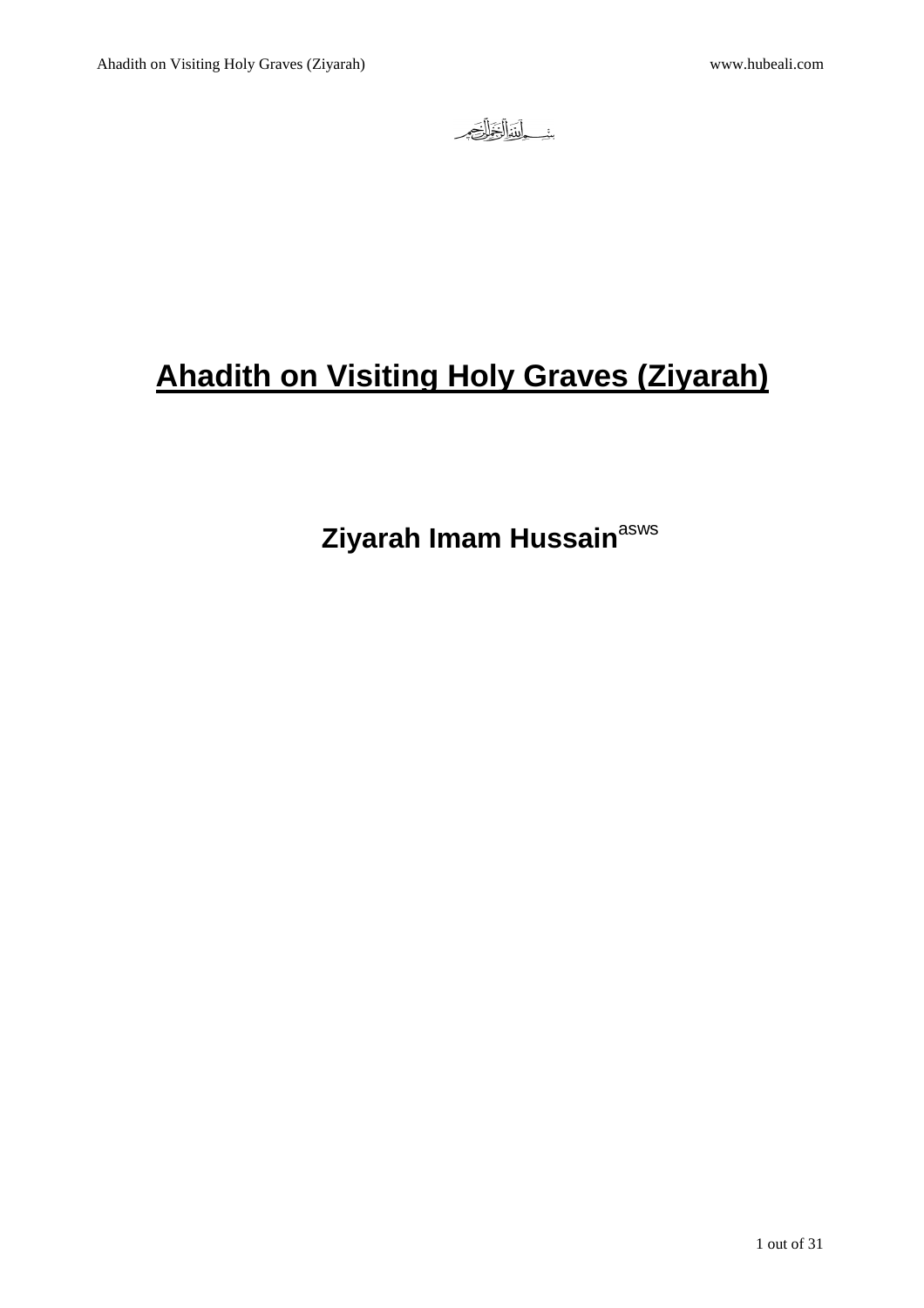بسم الله الرحمن الرحيم

# Ahadith on Visiting Holy Graves (Ziyarah)

## Ziyarah Imam Hussain[asws]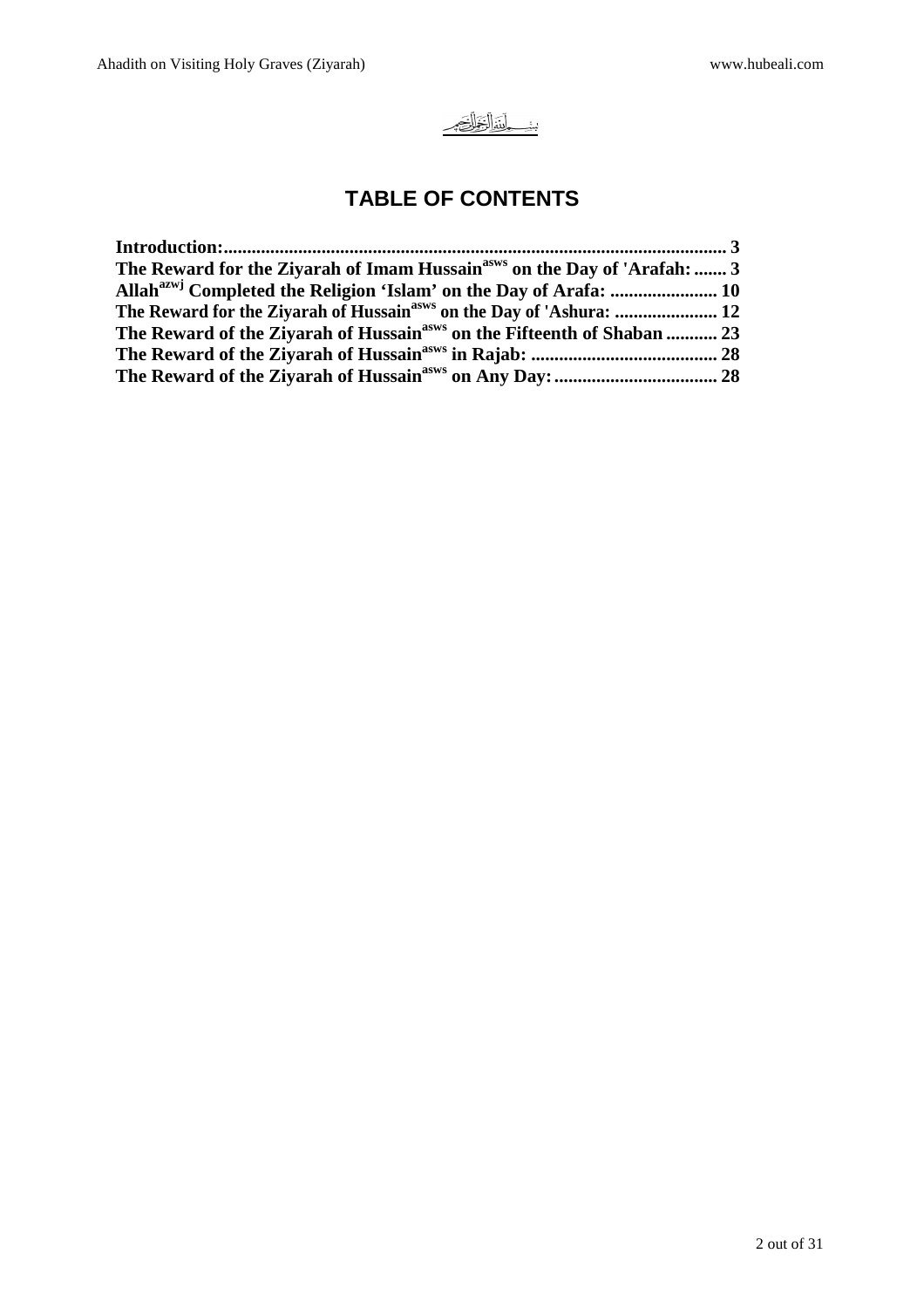بسم الله الرحمن الرحيم

# TABLE OF CONTENTS

**Introduction: ... 3**
**The Reward for the Ziyarah of Imam Hussain[asws] on the Day of 'Arafah: ... 3**
**Allah[azwj] Completed the Religion 'Islam' on the Day of Arafa: ... 10**
**The Reward for the Ziyarah of Hussain[asws] on the Day of 'Ashura: ... 12**
**The Reward of the Ziyarah of Hussain[asws] on the Fifteenth of Shaban ... 23**
**The Reward of the Ziyarah of Hussain[asws] in Rajab: ... 28**
**The Reward of the Ziyarah of Hussain[asws] on Any Day: ... 28**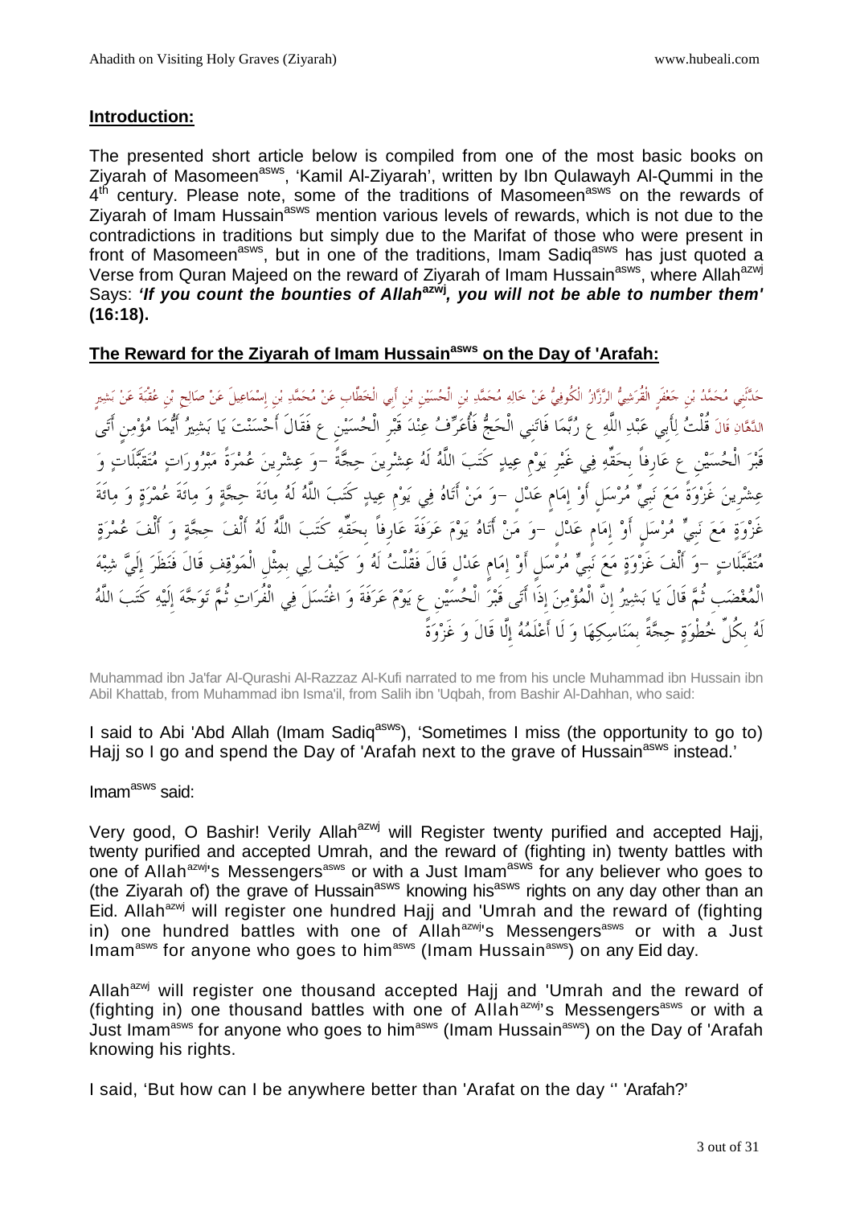## Introduction:

The presented short article below is compiled from one of the most basic books on Ziyarah of Masomeen[asws], 'Kamil Al-Ziyarah', written by Ibn Qulawayh Al-Qummi in the 4th century. Please note, some of the traditions of Masomeen[asws] on the rewards of Ziyarah of Imam Hussain[asws] mention various levels of rewards, which is not due to the contradictions in traditions but simply due to the Marifat of those who were present in front of Masomeen[asws], but in one of the traditions, Imam Sadiq[asws] has just quoted a Verse from Quran Majeed on the reward of Ziyarah of Imam Hussain[asws], where Allah[azwj] Says: ***'If you count the bounties of Allah[azwj], you will not be able to number them'* (16:18).**

## The Reward for the Ziyarah of Imam Hussain[asws] on the Day of 'Arafah:

حَدَّثَنِي مُحَمَّدُ بْنِ جَعْفَرٍ الْقُرَشِيُّ الرَّزَّازُ الْكُوفِيُّ عَنْ خَالِهِ مُحَمَّدِ بْنِ الْحُسَيْنِ بْنِ أَبِي الْخَطَّابِ عَنْ مُحَمَّدِ بْنِ إِسْمَاعِيلَ عَنْ صَالِحِ بْنِ عُقْبَةَ عَنْ بَشِيرٍ الدَّهَّانِ قَالَ قُلْتُ لِأَبِي عَبْدِ اللَّهِ ع رُبَّمَا فَاتَنِي الْحَجُّ فَأُعَرِّفُ عِنْدَ قَبْرِ الْحُسَيْنِ ع فَقَالَ أَحْسَنْتَ يَا بَشِيرُ أَيُّمَا مُؤْمِنٍ أَتَى قَبْرَ الْحُسَيْنِ ع عَارِفاً بِحَقِّهِ فِي غَيْرِ يَوْمِ عِيدٍ كَتَبَ اللَّهُ لَهُ عِشْرِينَ حِجَّةً -وَ عِشْرِينَ عُمْرَةً مَبْرُورَاتٍ مُتَقَبَّلَاتٍ وَ عِشْرِينَ غَزْوَةً مَعَ نَبِيٍّ مُرْسَلٍ أَوْ إِمَامٍ عَدْلٍ -وَ مَنْ أَتَاهُ فِي يَوْمِ عِيدٍ كَتَبَ اللَّهُ لَهُ مِائَةَ حِجَّةٍ وَ مِائَةَ عُمْرَةٍ وَ مِائَةَ غَزْوَةٍ مَعَ نَبِيٍّ مُرْسَلٍ أَوْ إِمَامٍ عَدْلٍ -وَ مَنْ أَتَاهُ يَوْمَ عَرَفَةَ عَارِفاً بِحَقِّهِ كَتَبَ اللَّهُ لَهُ أَلْفَ حِجَّةٍ وَ أَلْفَ عُمْرَةٍ مُتَقَبَّلَاتٍ -وَ أَلْفَ غَزْوَةٍ مَعَ نَبِيٍّ مُرْسَلٍ أَوْ إِمَامٍ عَدْلٍ قَالَ فَقُلْتُ لَهُ وَ كَيْفَ لِي بِمِثْلِ الْمَوْقِفِ قَالَ فَنَظَرَ إِلَيَّ شِبْهَ الْمُغْضَبِ ثُمَّ قَالَ يَا بَشِيرُ إِنَّ الْمُؤْمِنَ إِذَا أَتَى قَبْرَ الْحُسَيْنِ ع يَوْمَ عَرَفَةَ وَ اغْتَسَلَ فِي الْفُرَاتِ ثُمَّ تَوَجَّهَ إِلَيْهِ كَتَبَ اللَّهُ لَهُ بِكُلِّ خُطْوَةٍ حِجَّةً بِمَنَاسِكِهَا وَ لَا أَعْلَمُهُ إِلَّا قَالَ وَ غَزْوَةً

Muhammad ibn Ja'far Al-Qurashi Al-Razzaz Al-Kufi narrated to me from his uncle Muhammad ibn Hussain ibn Abil Khattab, from Muhammad ibn Isma'il, from Salih ibn 'Uqbah, from Bashir Al-Dahhan, who said:

I said to Abi 'Abd Allah (Imam Sadiq[asws]), 'Sometimes I miss (the opportunity to go to) Hajj so I go and spend the Day of 'Arafah next to the grave of Hussain[asws] instead.'

Imam[asws] said:

Very good, O Bashir! Verily Allah[azwj] will Register twenty purified and accepted Hajj, twenty purified and accepted Umrah, and the reward of (fighting in) twenty battles with one of Allah[azwj]'s Messengers[asws] or with a Just Imam[asws] for any believer who goes to (the Ziyarah of) the grave of Hussain[asws] knowing his[asws] rights on any day other than an Eid. Allah[azwj] will register one hundred Hajj and 'Umrah and the reward of (fighting in) one hundred battles with one of Allah[azwj]'s Messengers[asws] or with a Just Imam[asws] for anyone who goes to him[asws] (Imam Hussain[asws]) on any Eid day.

Allah[azwj] will register one thousand accepted Hajj and 'Umrah and the reward of (fighting in) one thousand battles with one of Allah[azwj]'s Messengers[asws] or with a Just Imam[asws] for anyone who goes to him[asws] (Imam Hussain[asws]) on the Day of 'Arafah knowing his rights.

I said, 'But how can I be anywhere better than 'Arafat on the day '' 'Arafah?'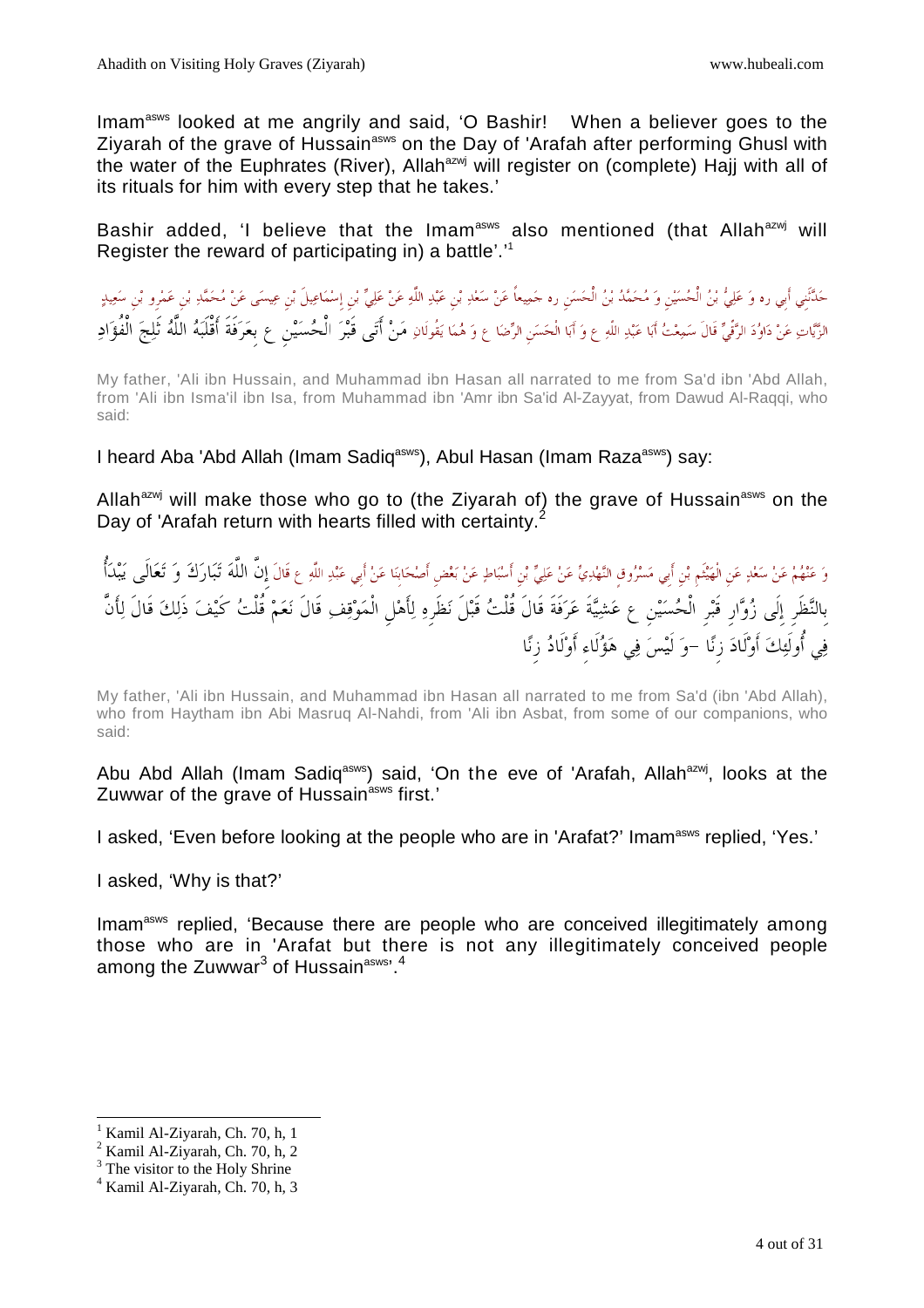Imam[asws] looked at me angrily and said, 'O Bashir! When a believer goes to the Ziyarah of the grave of Hussain[asws] on the Day of 'Arafah after performing Ghusl with the water of the Euphrates (River), Allah[azwj] will register on (complete) Hajj with all of its rituals for him with every step that he takes.'

Bashir added, 'I believe that the Imam[asws] also mentioned (that Allah[azwj] will Register the reward of participating in) a battle'.'[1]

حَدَّثَنِي أَبِي ره وَ عَلِيُّ بْنُ الْحُسَيْنِ وَ مُحَمَّدُ بْنُ الْحَسَنِ ره جَمِيعاً عَنْ سَعْدِ بْنِ عَبْدِ اللَّهِ عَنْ عَلِيِّ بْنِ إِسْمَاعِيلَ بْنِ عِيسَى عَنْ مُحَمَّدِ بْنِ عَمْرِو بْنِ سَعِيدٍ الزَّيَّاتِ عَنْ دَاوُدَ الرَّقِّيِّ قَالَ سَمِعْتُ أَبَا عَبْدِ اللَّهِ ع وَ أَبَا الْحَسَنِ الرِّضَا ع وَ هُمَا يَقُولَانِ مَنْ أَتَى قَبْرَ الْحُسَيْنِ ع بِعَرَفَةَ أَقْلَبَهُ اللَّهُ ثَلِجَ الْفُؤَادِ

My father, 'Ali ibn Hussain, and Muhammad ibn Hasan all narrated to me from Sa'd ibn 'Abd Allah, from 'Ali ibn Isma'il ibn Isa, from Muhammad ibn 'Amr ibn Sa'id Al-Zayyat, from Dawud Al-Raqqi, who said:

I heard Aba 'Abd Allah (Imam Sadiq[asws]), Abul Hasan (Imam Raza[asws]) say:

Allah[azwj] will make those who go to (the Ziyarah of) the grave of Hussain[asws] on the Day of 'Arafah return with hearts filled with certainty.[2]

وَ عَنْهُمْ عَنْ سَعْدٍ عَنِ الْهَيْثَمِ بْنِ أَبِي مَسْرُوقٍ النَّهْدِيِّ عَنْ عَلِيِّ بْنِ أَسْبَاطٍ عَنْ بَعْضِ أَصْحَابِنَا عَنْ أَبِي عَبْدِ اللَّهِ ع قَالَ إِنَّ اللَّهَ تَبَارَكَ وَ تَعَالَى يَبْدَأُ بِالنَّظَرِ إِلَى زُوَّارِ قَبْرِ الْحُسَيْنِ ع عَشِيَّةَ عَرَفَةَ قَالَ قُلْتُ قَبْلَ نَظَرِهِ لِأَهْلِ الْمَوْقِفِ قَالَ نَعَمْ قُلْتُ كَيْفَ ذَلِكَ قَالَ لِأَنَّ فِي أُولَئِكَ أَوْلَادَ زِنًا –وَ لَيْسَ فِي هَؤُلَاءِ أَوْلَادُ زِنًا

My father, 'Ali ibn Hussain, and Muhammad ibn Hasan all narrated to me from Sa'd (ibn 'Abd Allah), who from Haytham ibn Abi Masruq Al-Nahdi, from 'Ali ibn Asbat, from some of our companions, who said:

Abu Abd Allah (Imam Sadiq[asws]) said, 'On the eve of 'Arafah, Allah[azwj], looks at the Zuwwar of the grave of Hussain[asws] first.'

I asked, 'Even before looking at the people who are in 'Arafat?' Imam[asws] replied, 'Yes.'

I asked, 'Why is that?'

Imam[asws] replied, 'Because there are people who are conceived illegitimately among those who are in 'Arafat but there is not any illegitimately conceived people among the Zuwwar[3] of Hussain[asws]'.[4]

---

[1] Kamil Al-Ziyarah, Ch. 70, h, 1

[2] Kamil Al-Ziyarah, Ch. 70, h, 2

[3] The visitor to the Holy Shrine

[4] Kamil Al-Ziyarah, Ch. 70, h, 3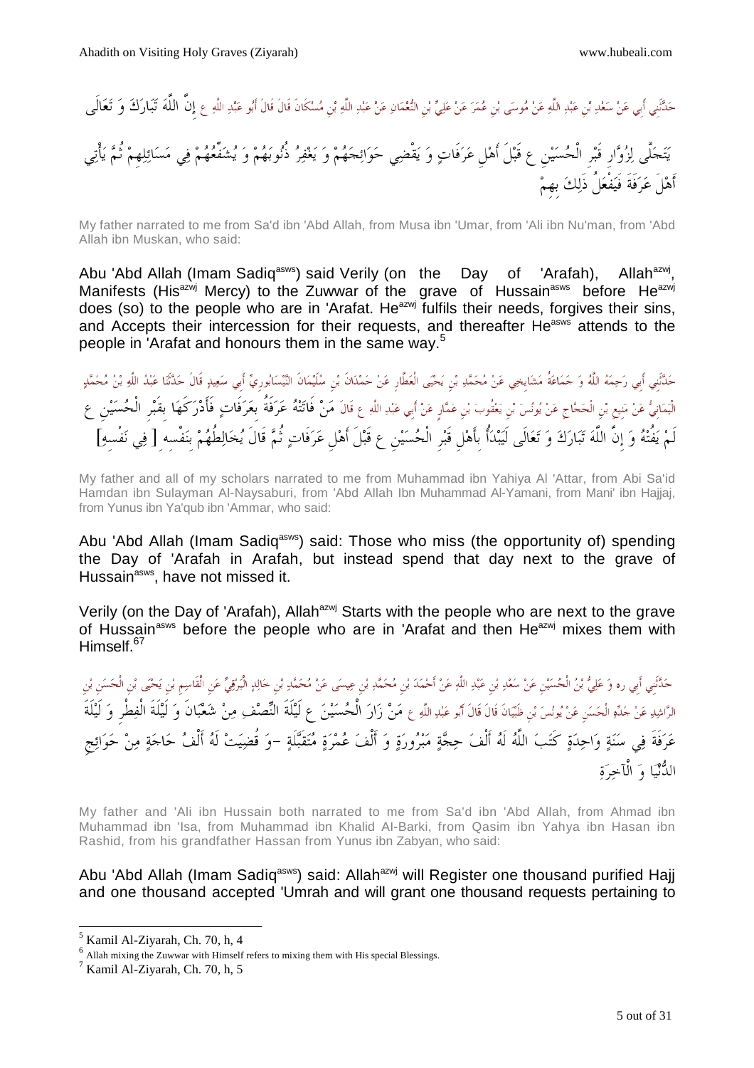حَدَّثَنِي أَبِي عَنْ سَعْدِ بْنِ عَبْدِ اللَّهِ عَنْ مُوسَى بْنِ عُمَرَ عَنْ عَلِيِّ بْنِ النُّعْمَانِ عَنْ عَبْدِ اللَّهِ بْنِ مُسْكَانَ قَالَ قَالَ أَبُو عَبْدِ اللَّهِ ع إِنَّ اللَّهَ تَبَارَكَ وَ تَعَالَى يَتَجَلَّى لِزُوَّارِ قَبْرِ الْحُسَيْنِ ع قَبْلَ أَهْلِ عَرَفَاتٍ وَ يَقْضِي حَوَائِجَهُمْ وَ يَغْفِرُ ذُنُوبَهُمْ وَ يُشَفِّعُهُمْ فِي مَسَائِلِهِمْ ثُمَّ يَأْتِي أَهْلَ عَرَفَةَ فَيَفْعَلُ ذَلِكَ بِهِمْ

My father narrated to me from Sa'd ibn 'Abd Allah, from Musa ibn 'Umar, from 'Ali ibn Nu'man, from 'Abd Allah ibn Muskan, who said:

Abu 'Abd Allah (Imam Sadiq[asws]) said Verily (on the Day of 'Arafah), Allah[azwj], Manifests (His[azwj] Mercy) to the Zuwwar of the grave of Hussain[asws] before He[azwj] does (so) to the people who are in 'Arafat. He[azwj] fulfils their needs, forgives their sins, and Accepts their intercession for their requests, and thereafter He[asws] attends to the people in 'Arafat and honours them in the same way.[5]

حَدَّثَنِي أَبِي رَحِمَهُ اللَّهُ وَ جَمَاعَةُ مَشَايِخِي عَنْ مُحَمَّدِ بْنِ يَحْيَى الْعَطَّارِ عَنْ حَمْدَانَ بْنِ سُلَيْمَانَ النَّيْسَابُورِيِّ أَبِي سَعِيدٍ قَالَ حَدَّثَنَا عَبْدُ اللَّهِ بْنُ مُحَمَّدٍ الْيَمَانِيُّ عَنْ مَنِيعِ بْنِ الْحَجَّاجِ عَنْ يُونُسَ بْنِ يَعْقُوبَ بْنِ عَمَّارٍ عَنْ أَبِي عَبْدِ اللَّهِ ع قَالَ مَنْ فَاتَتْهُ عَرَفَةُ بِعَرَفَاتٍ فَأَدْرَكَهَا بِقَبْرِ الْحُسَيْنِ ع لَمْ يَفُتْهُ وَ إِنَّ اللَّهَ تَبَارَكَ وَ تَعَالَى لَيَبْدَأُ بِأَهْلِ قَبْرِ الْحُسَيْنِ ع قَبْلَ أَهْلِ عَرَفَاتٍ ثُمَّ قَالَ يُخَالِطُهُمْ بِنَفْسِهِ [ فِي نَفْسِهِ]

My father and all of my scholars narrated to me from Muhammad ibn Yahiya Al 'Attar, from Abi Sa'id Hamdan ibn Sulayman Al-Naysaburi, from 'Abd Allah Ibn Muhammad Al-Yamani, from Mani' ibn Hajjaj, from Yunus ibn Ya'qub ibn 'Ammar, who said:

Abu 'Abd Allah (Imam Sadiq[asws]) said: Those who miss (the opportunity of) spending the Day of 'Arafah in Arafah, but instead spend that day next to the grave of Hussain[asws], have not missed it.

Verily (on the Day of 'Arafah), Allah[azwj] Starts with the people who are next to the grave of Hussain[asws] before the people who are in 'Arafat and then He[azwj] mixes them with Himself.[6][7]

حَدَّثَنِي أَبِي ره وَ عَلِيُّ بْنُ الْحُسَيْنِ عَنْ سَعْدِ بْنِ عَبْدِ اللَّهِ عَنْ أَحْمَدَ بْنِ مُحَمَّدِ بْنِ عِيسَى عَنْ مُحَمَّدِ بْنِ خَالِدٍ الْبَرْقِيِّ عَنِ الْقَاسِمِ بْنِ يَحْيَى بْنِ الْحَسَنِ بْنِ الرَّاشِدِ عَنْ جَدِّهِ الْحَسَنِ عَنْ يُونُسَ بْنِ ظَبْيَانَ قَالَ قَالَ أَبُو عَبْدِ اللَّهِ ع مَنْ زَارَ الْحُسَيْنَ ع لَيْلَةَ النِّصْفِ مِنْ شَعْبَانَ وَ لَيْلَةَ الْفِطْرِ وَ لَيْلَةَ عَرَفَةَ فِي سَنَةٍ وَاحِدَةٍ كَتَبَ اللَّهُ لَهُ أَلْفَ حِجَّةٍ مَبْرُورَةٍ وَ أَلْفَ عُمْرَةٍ مُتَقَبَّلَةٍ -وَ قُضِيَتْ لَهُ أَلْفُ حَاجَةٍ مِنْ حَوَائِجِ الدُّنْيَا وَ الْآخِرَةِ

My father and 'Ali ibn Hussain both narrated to me from Sa'd ibn 'Abd Allah, from Ahmad ibn Muhammad ibn 'Isa, from Muhammad ibn Khalid Al-Barki, from Qasim ibn Yahya ibn Hasan ibn Rashid, from his grandfather Hassan from Yunus ibn Zabyan, who said:

Abu 'Abd Allah (Imam Sadiq[asws]) said: Allah[azwj] will Register one thousand purified Hajj and one thousand accepted 'Umrah and will grant one thousand requests pertaining to

---

[5] Kamil Al-Ziyarah, Ch. 70, h, 4

[6] Allah mixing the Zuwwar with Himself refers to mixing them with His special Blessings.

[7] Kamil Al-Ziyarah, Ch. 70, h, 5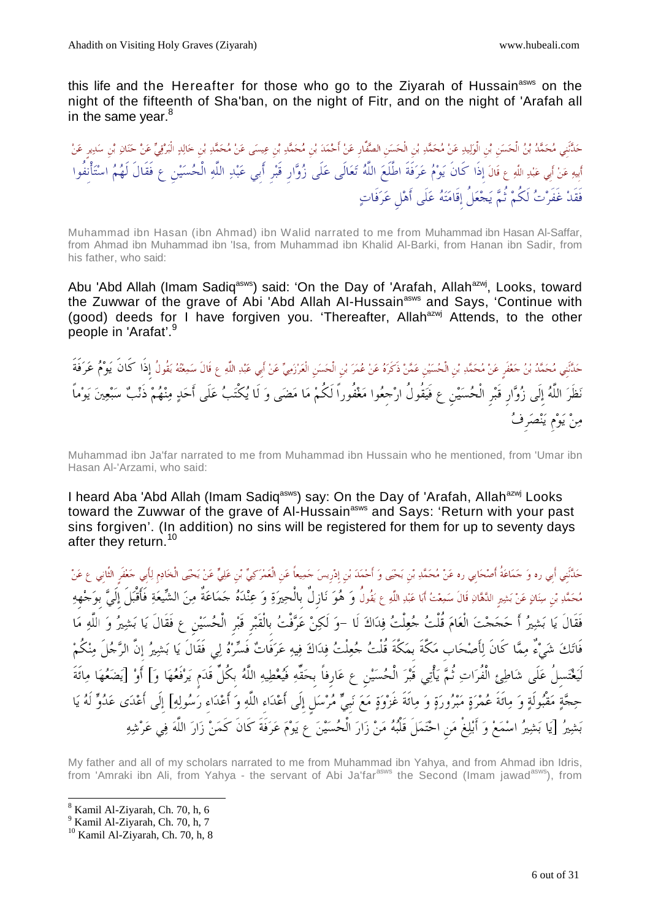this life and the Hereafter for those who go to the Ziyarah of Hussain[asws] on the night of the fifteenth of Sha'ban, on the night of Fitr, and on the night of 'Arafah all in the same year.[8]

حَدَّثَنِي مُحَمَّدُ بْنُ الْحَسَنِ بْنِ الْوَلِيدِ عَنْ مُحَمَّدِ بْنِ الْحَسَنِ الصَّفَّارِ عَنْ أَحْمَدَ بْنِ مُحَمَّدِ بْنِ عِيسَى عَنْ مُحَمَّدِ بْنِ خَالِدٍ الْبَرْقِيِّ عَنْ حَنَانِ بْنِ سَدِيرٍ عَنْ أَبِيهِ عَنْ أَبِي عَبْدِ اللَّهِ ع قَالَ إِذَا كَانَ يَوْمُ عَرَفَةَ اطَّلَعَ اللَّهُ تَعَالَى عَلَى زُوَّارِ قَبْرِ أَبِي عَبْدِ اللَّهِ الْحُسَيْنِ ع فَقَالَ لَهُمُ اسْتَأْنِفُوا فَقَدْ غَفَرْتُ لَكُمْ ثُمَّ يَجْعَلُ إِقَامَتَهُ عَلَى أَهْلِ عَرَفَاتٍ

Muhammad ibn Hasan (ibn Ahmad) ibn Walid narrated to me from Muhammad ibn Hasan Al-Saffar, from Ahmad ibn Muhammad ibn 'Isa, from Muhammad ibn Khalid Al-Barki, from Hanan ibn Sadir, from his father, who said:

Abu 'Abd Allah (Imam Sadiq[asws]) said: 'On the Day of 'Arafah, Allah[azwj], Looks, toward the Zuwwar of the grave of Abi 'Abd Allah Al-Hussain[asws] and Says, 'Continue with (good) deeds for I have forgiven you. 'Thereafter, Allah[azwj] Attends, to the other people in 'Arafat'.[9]

حَدَّثَنِي مُحَمَّدُ بْنُ جَعْفَرٍ عَنْ مُحَمَّدِ بْنِ الْحُسَيْنِ عَمَّنْ ذَكَرَهُ عَنْ عُمَرَ بْنِ الْحَسَنِ الْعَرْزَمِيِّ عَنْ أَبِي عَبْدِ اللَّهِ ع قَالَ سَمِعْتُهُ يَقُولُ إِذَا كَانَ يَوْمُ عَرَفَةَ نَظَرَ اللَّهُ إِلَى زُوَّارِ قَبْرِ الْحُسَيْنِ ع فَيَقُولُ ارْجِعُوا مَغْفُوراً لَكُمْ مَا مَضَى وَ لَا يُكْتَبُ عَلَى أَحَدٍ مِنْهُمْ ذَنْبٌ سَبْعِينَ يَوْماً مِنْ يَوْمِ يَنْصَرِفُ

Muhammad ibn Ja'far narrated to me from Muhammad ibn Hussain who he mentioned, from 'Umar ibn Hasan Al-'Arzami, who said:

I heard Aba 'Abd Allah (Imam Sadiq[asws]) say: On the Day of 'Arafah, Allah[azwj] Looks toward the Zuwwar of the grave of Al-Hussain[asws] and Says: 'Return with your past sins forgiven'. (In addition) no sins will be registered for them for up to seventy days after they return.[10]

حَدَّثَنِي أَبِي ره وَ جَمَاعَةُ أَصْحَابِي ره عَنْ مُحَمَّدِ بْنِ يَحْيَى وَ أَحْمَدَ بْنِ إِدْرِيسَ جَمِيعاً عَنِ الْعَمْرَكِيِّ بْنِ عَلِيٍّ عَنْ يَحْيَى الْخَادِمِ لِأَبِي جَعْفَرٍ الثَّانِي ع عَنْ مُحَمَّدِ بْنِ سِنَانٍ عَنْ بَشِيرٍ الدَّهَّانِ قَالَ سَمِعْتُ أَبَا عَبْدِ اللَّهِ ع يَقُولُ وَ هُوَ نَازِلٌ بِالْحِيرَةِ وَ عِنْدَهُ جَمَاعَةٌ مِنَ الشِّيعَةِ فَأَقْبَلَ إِلَيَّ بِوَجْهِهِ فَقَالَ يَا بَشِيرُ أَ حَجَجْتَ الْعَامَ قُلْتُ جُعِلْتُ فِدَاكَ لَا -وَ لَكِنْ عَرَّفْتُ بِالْقَبْرِ قَبْرِ الْحُسَيْنِ ع فَقَالَ يَا بَشِيرُ وَ اللَّهِ مَا فَاتَكَ شَيْءٌ مِمَّا كَانَ لِأَصْحَابِ مَكَّةَ بِمَكَّةَ قُلْتُ جُعِلْتُ فِدَاكَ فِيهِ عَرَفَاتٌ فَسِّرْهُ لِي فَقَالَ يَا بَشِيرُ إِنَّ الرَّجُلَ مِنْكُمْ لَيَغْتَسِلُ عَلَى شَاطِئِ الْفُرَاتِ ثُمَّ يَأْتِي قَبْرَ الْحُسَيْنِ ع عَارِفاً بِحَقِّهِ فَيُعْطِيهِ اللَّهُ بِكُلِّ قَدَمٍ يَرْفَعُهَا وَ] أَوْ [يَضَعُهَا مِائَةَ حِجَّةٍ مَقْبُولَةٍ وَ مِائَةَ عُمْرَةٍ مَبْرُورَةٍ وَ مِائَةَ غَزْوَةٍ مَعَ نَبِيٍّ مُرْسَلٍ إِلَى أَعْدَاءِ اللَّهِ وَ أَعْدَاءِ رَسُولِهِ] إِلَى أَعْدَى عَدُوٍّ لَهُ يَا بَشِيرُ [يَا بَشِيرُ اسْمَعْ وَ أَبْلِغْ مَنِ احْتَمَلَ قَلْبُهُ مَنْ زَارَ الْحُسَيْنَ ع يَوْمَ عَرَفَةَ كَانَ كَمَنْ زَارَ اللَّهَ فِي عَرْشِهِ

My father and all of my scholars narrated to me from Muhammad ibn Yahya, and from Ahmad ibn Idris, from 'Amraki ibn Ali, from Yahya - the servant of Abi Ja'far[asws] the Second (Imam jawad[asws]), from

[8] Kamil Al-Ziyarah, Ch. 70, h, 6

[9] Kamil Al-Ziyarah, Ch. 70, h, 7

[10] Kamil Al-Ziyarah, Ch. 70, h, 8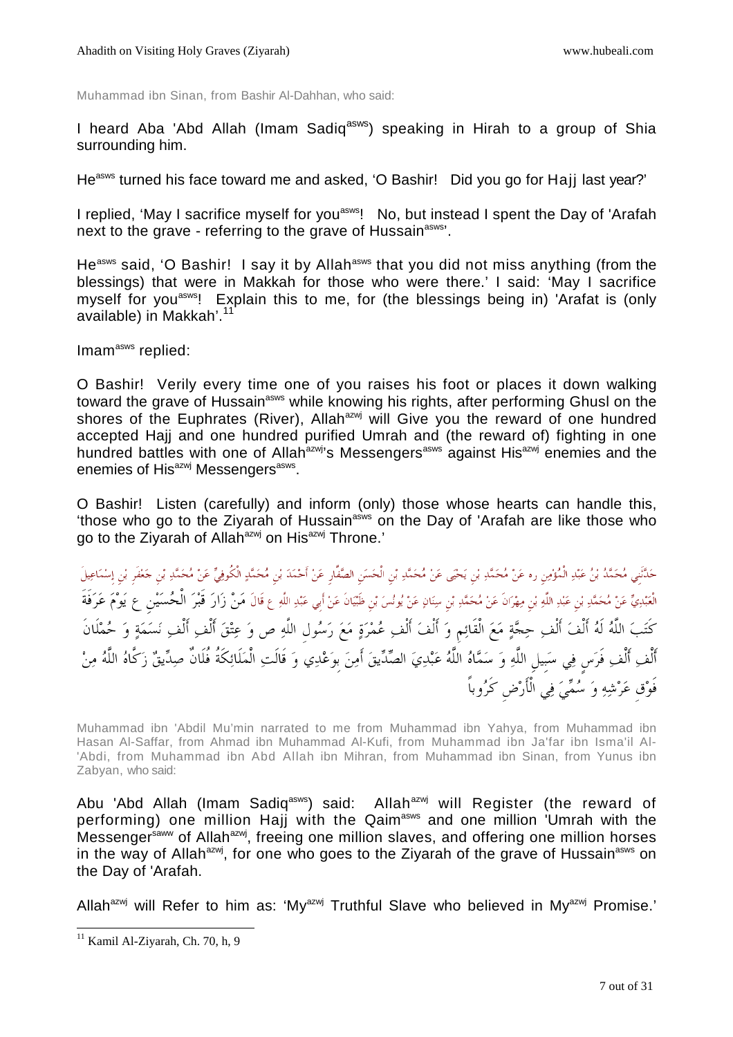Muhammad ibn Sinan, from Bashir Al-Dahhan, who said:

I heard Aba 'Abd Allah (Imam Sadiq[asws]) speaking in Hirah to a group of Shia surrounding him.

He[asws] turned his face toward me and asked, 'O Bashir! Did you go for Hajj last year?'

I replied, 'May I sacrifice myself for you[asws]! No, but instead I spent the Day of 'Arafah next to the grave - referring to the grave of Hussain[asws]'.

He[asws] said, 'O Bashir! I say it by Allah[asws] that you did not miss anything (from the blessings) that were in Makkah for those who were there.' I said: 'May I sacrifice myself for you[asws]! Explain this to me, for (the blessings being in) 'Arafat is (only available) in Makkah'.[11]

Imam[asws] replied:

O Bashir! Verily every time one of you raises his foot or places it down walking toward the grave of Hussain[asws] while knowing his rights, after performing Ghusl on the shores of the Euphrates (River), Allah[azwj] will Give you the reward of one hundred accepted Hajj and one hundred purified Umrah and (the reward of) fighting in one hundred battles with one of Allah[azwj]'s Messengers[asws] against His[azwj] enemies and the enemies of His[azwj] Messengers[asws].

O Bashir! Listen (carefully) and inform (only) those whose hearts can handle this, 'those who go to the Ziyarah of Hussain[asws] on the Day of 'Arafah are like those who go to the Ziyarah of Allah[azwj] on His[azwj] Throne.'

حَدَّثَنِي مُحَمَّدُ بْنُ عَبْدِ الْمُؤْمِنِ ره عَنْ مُحَمَّدِ بْنِ يَحْيَى عَنْ مُحَمَّدِ بْنِ الْحَسَنِ الصَّفَّارِ عَنْ أَحْمَدَ بْنِ مُحَمَّدٍ الْكُوفِيِّ عَنْ مُحَمَّدِ بْنِ جَعْفَرِ بْنِ إِسْمَاعِيلَ الْعَبْدِيِّ عَنْ مُحَمَّدِ بْنِ عَبْدِ اللَّهِ بْنِ مِهْرَانَ عَنْ مُحَمَّدِ بْنِ سِنَانٍ عَنْ يُونُسَ بْنِ ظَبْيَانَ عَنْ أَبِي عَبْدِ اللَّهِ ع قَالَ مَنْ زَارَ قَبْرَ الْحُسَيْنِ ع يَوْمَ عَرَفَةَ كَتَبَ اللَّهُ لَهُ أَلْفَ أَلْفِ حِجَّةٍ مَعَ الْقَائِمِ وَ أَلْفَ أَلْفِ عُمْرَةٍ مَعَ رَسُولِ اللَّهِ ص وَ عِتْقَ أَلْفِ أَلْفِ نَسَمَةٍ وَ حُمْلَانَ أَلْفِ أَلْفِ فَرَسٍ فِي سَبِيلِ اللَّهِ وَ سَمَّاهُ اللَّهُ عَبْدِيَ الصِّدِّيقَ أَمِنَ بِوَعْدِي وَ قَالَتِ الْمَلَائِكَةُ فُلَانٌ صِدِّيقٌ زَكَّاهُ اللَّهُ مِنْ فَوْقِ عَرْشِهِ وَ سُمِّيَ فِي الْأَرْضِ كَرُوباً

Muhammad ibn 'Abdil Mu'min narrated to me from Muhammad ibn Yahya, from Muhammad ibn Hasan Al-Saffar, from Ahmad ibn Muhammad Al-Kufi, from Muhammad ibn Ja'far ibn Isma'il Al-'Abdi, from Muhammad ibn Abd Allah ibn Mihran, from Muhammad ibn Sinan, from Yunus ibn Zabyan, who said:

Abu 'Abd Allah (Imam Sadiq[asws]) said: Allah[azwj] will Register (the reward of performing) one million Hajj with the Qaim[asws] and one million 'Umrah with the Messenger[saww] of Allah[azwj], freeing one million slaves, and offering one million horses in the way of Allah[azwj], for one who goes to the Ziyarah of the grave of Hussain[asws] on the Day of 'Arafah.

Allah[azwj] will Refer to him as: 'My[azwj] Truthful Slave who believed in My[azwj] Promise.'

[11] Kamil Al-Ziyarah, Ch. 70, h, 9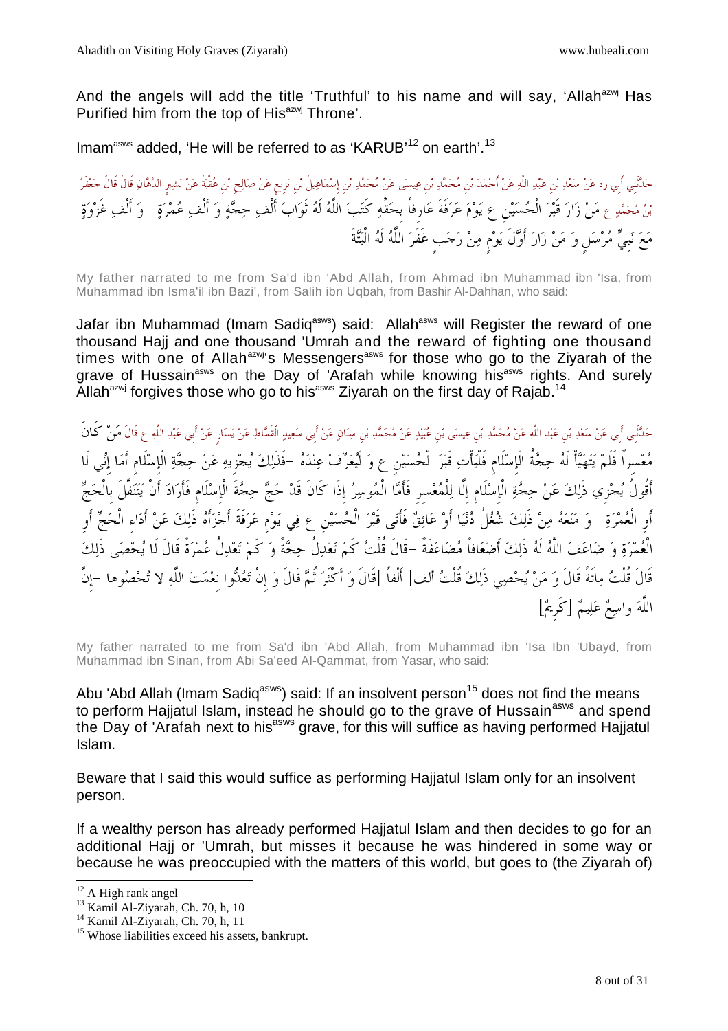And the angels will add the title 'Truthful' to his name and will say, 'Allah[azwj] Has Purified him from the top of His[azwj] Throne'.

Imam[asws] added, 'He will be referred to as 'KARUB'[12] on earth'.[13]

حَدَّثَنِي أَبِي ره عَنْ سَعْدِ بْنِ عَبْدِ اللَّهِ عَنْ أَحْمَدَ بْنِ مُحَمَّدِ بْنِ عِيسَى عَنْ مُحَمَّدِ بْنِ إِسْمَاعِيلَ بْنِ بَزِيعٍ عَنْ صَالِحِ بْنِ عُقْبَةَ عَنْ بَشِيرٍ الدَّهَّانِ قَالَ قَالَ جَعْفَرُ بْنُ مُحَمَّدٍ ع مَنْ زَارَ قَبْرَ الْحُسَيْنِ ع يَوْمَ عَرَفَةَ عَارِفاً بِحَقِّهِ كَتَبَ اللَّهُ لَهُ ثَوَابَ أَلْفِ حِجَّةٍ وَ أَلْفِ عُمْرَةٍ -وَ أَلْفِ غَزْوَةٍ مَعَ نَبِيٍّ مُرْسَلٍ وَ مَنْ زَارَ أَوَّلَ يَوْمٍ مِنْ رَجَبٍ غَفَرَ اللَّهُ لَهُ الْبَتَّةَ

My father narrated to me from Sa'd ibn 'Abd Allah, from Ahmad ibn Muhammad ibn 'Isa, from Muhammad ibn Isma'il ibn Bazi', from Salih ibn Uqbah, from Bashir Al-Dahhan, who said:

Jafar ibn Muhammad (Imam Sadiq[asws]) said: Allah[asws] will Register the reward of one thousand Hajj and one thousand 'Umrah and the reward of fighting one thousand times with one of Allah[azwj]'s Messengers[asws] for those who go to the Ziyarah of the grave of Hussain[asws] on the Day of 'Arafah while knowing his[asws] rights. And surely Allah[azwj] forgives those who go to his[asws] Ziyarah on the first day of Rajab.[14]

حَدَّثَنِي أَبِي عَنْ سَعْدِ بْنِ عَبْدِ اللَّهِ عَنْ مُحَمَّدِ بْنِ عِيسَى بْنِ عُبَيْدٍ عَنْ مُحَمَّدِ بْنِ سِنَانٍ عَنْ أَبِي سَعِيدٍ الْقَمَّاطِ عَنْ يَسَارٍ عَنْ أَبِي عَبْدِ اللَّهِ ع قَالَ مَنْ كَانَ مُعْسِراً فَلَمْ يَتَهَيَّأْ لَهُ حِجَّةُ الْإِسْلَامِ فَلْيَأْتِ قَبْرَ الْحُسَيْنِ ع وَ لْيُعَرِّفْ عِنْدَهُ -فَذَلِكَ يُجْزِيهِ عَنْ حِجَّةِ الْإِسْلَامِ أَمَا إِنِّي لَا أَقُولُ يُجْزِي ذَلِكَ عَنْ حِجَّةِ الْإِسْلَامِ إِلَّا لِلْمُعْسِرِ فَأَمَّا الْمُوسِرُ إِذَا كَانَ قَدْ حَجَّ حِجَّةَ الْإِسْلَامِ فَأَرَادَ أَنْ يَتَنَفَّلَ بِالْحَجِّ أَوِ الْعُمْرَةِ -وَ مَنَعَهُ مِنْ ذَلِكَ شُغُلُ دُنْيَا أَوْ عَائِقٌ فَأَتَى قَبْرَ الْحُسَيْنِ ع فِي يَوْمِ عَرَفَةَ أَجْزَأَهُ ذَلِكَ عَنْ أَدَاءِ الْحَجِّ أَوِ الْعُمْرَةِ وَ ضَاعَفَ اللَّهُ لَهُ ذَلِكَ أَضْعَافاً مُضَاعَفَةً -قَالَ قُلْتُ كَمْ تَعْدِلُ حِجَّةً وَ كَمْ تَعْدِلُ عُمْرَةً قَالَ لَا يُحْصَى ذَلِكَ قَالَ قُلْتُ مِائَةً قَالَ وَ مَنْ يُحْصِي ذَلِكَ قُلْتُ ألف[ أَلْفاً ]قَالَ وَ أَكْثَرُ ثُمَّ قَالَ وَ إِنْ تَعُدُّوا نِعْمَتَ اللَّهِ لا تُحْصُوها -إِنَّ اللَّهَ واسِعٌ عَلِيمٌ [كَرِيمٌ]

My father narrated to me from Sa'd ibn 'Abd Allah, from Muhammad ibn 'Isa Ibn 'Ubayd, from Muhammad ibn Sinan, from Abi Sa'eed Al-Qammat, from Yasar, who said:

Abu 'Abd Allah (Imam Sadiq[asws]) said: If an insolvent person[15] does not find the means to perform Hajjatul Islam, instead he should go to the grave of Hussain[asws] and spend the Day of 'Arafah next to his[asws] grave, for this will suffice as having performed Hajjatul Islam.

Beware that I said this would suffice as performing Hajjatul Islam only for an insolvent person.

If a wealthy person has already performed Hajjatul Islam and then decides to go for an additional Hajj or 'Umrah, but misses it because he was hindered in some way or because he was preoccupied with the matters of this world, but goes to (the Ziyarah of)

---

[12] A High rank angel

[13] Kamil Al-Ziyarah, Ch. 70, h, 10

[14] Kamil Al-Ziyarah, Ch. 70, h, 11

[15] Whose liabilities exceed his assets, bankrupt.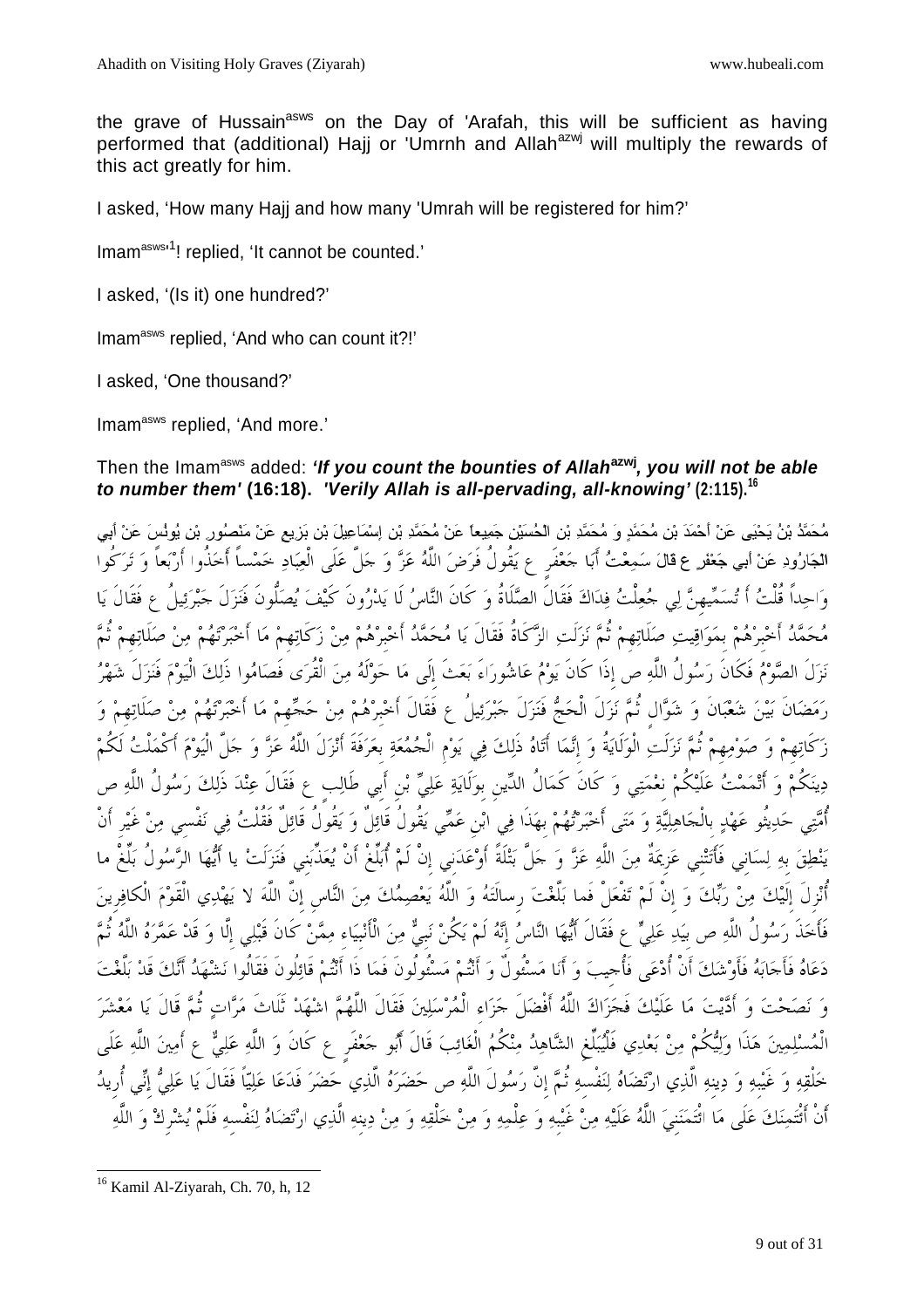the grave of Hussain[asws] on the Day of 'Arafah, this will be sufficient as having performed that (additional) Hajj or 'Umrnh and Allah[azwj] will multiply the rewards of this act greatly for him.

I asked, 'How many Hajj and how many 'Umrah will be registered for him?'

Imam[asws'1]! replied, 'It cannot be counted.'

I asked, '(Is it) one hundred?'

Imam[asws] replied, 'And who can count it?!'

I asked, 'One thousand?'

Imam[asws] replied, 'And more.'

Then the Imam[asws] added: ***'If you count the bounties of Allah[azwj], you will not be able to number them'* (16:18).** ***'Verily Allah is all-pervading, all-knowing'* (2:115).**[16]

مُحَمَّدُ بْنُ يَحْيَى عَنْ أَحْمَدَ بْنِ مُحَمَّدٍ وَ مُحَمَّدِ بْنِ الْحُسَيْنِ جَمِيعاً عَنْ مُحَمَّدِ بْنِ إِسْمَاعِيلَ بْنِ بَزِيعٍ عَنْ مَنْصُورِ بْنِ يُونُسَ عَنْ أَبِي الْجَارُودِ عَنْ أَبِي جَعْفَرٍ ع قَالَ سَمِعْتُ أَبَا جَعْفَرٍ ع يَقُولُ فَرَضَ اللَّهُ عَزَّ وَ جَلَّ عَلَى الْعِبَادِ خَمْساً أَخَذُوا أَرْبَعاً وَ تَرَكُوا وَاحِداً قُلْتُ أَ تُسَمِّيهِنَّ لِي جُعِلْتُ فِدَاكَ فَقَالَ الصَّلَاةُ وَ كَانَ النَّاسُ لَا يَدْرُونَ كَيْفَ يُصَلُّونَ فَنَزَلَ جَبْرَئِيلُ ع فَقَالَ يَا مُحَمَّدُ أَخْبِرْهُمْ بِمَوَاقِيتِ صَلَاتِهِمْ ثُمَّ نَزَلَتِ الزَّكَاةُ فَقَالَ يَا مُحَمَّدُ أَخْبِرْهُمْ مِنْ زَكَاتِهِمْ مَا أَخْبَرْتَهُمْ مِنْ صَلَاتِهِمْ ثُمَّ نَزَلَ الصَّوْمُ فَكَانَ رَسُولُ اللَّهِ ص إِذَا كَانَ يَوْمُ عَاشُورَاءَ بَعَثَ إِلَى مَا حَوْلَهُ مِنَ الْقُرَى فَصَامُوا ذَلِكَ الْيَوْمَ فَنَزَلَ شَهْرُ رَمَضَانَ بَيْنَ شَعْبَانَ وَ شَوَّالٍ ثُمَّ نَزَلَ الْحَجُّ فَنَزَلَ جَبْرَئِيلُ ع فَقَالَ أَخْبِرْهُمْ مِنْ حَجِّهِمْ مَا أَخْبَرْتَهُمْ مِنْ صَلَاتِهِمْ وَ زَكَاتِهِمْ وَ صَوْمِهِمْ ثُمَّ نَزَلَتِ الْوَلَايَةُ وَ إِنَّمَا أَتَاهُ ذَلِكَ فِي يَوْمِ الْجُمُعَةِ بِعَرَفَةَ أَنْزَلَ اللَّهُ عَزَّ وَ جَلَّ الْيَوْمَ أَكْمَلْتُ لَكُمْ دِينَكُمْ وَ أَتْمَمْتُ عَلَيْكُمْ نِعْمَتِي وَ كَانَ كَمَالُ الدِّينِ بِوَلَايَةِ عَلِيِّ بْنِ أَبِي طَالِبٍ ع فَقَالَ عِنْدَ ذَلِكَ رَسُولُ اللَّهِ ص أُمَّتِي حَدِيثُو عَهْدٍ بِالْجَاهِلِيَّةِ وَ مَتَى أَخْبَرْتُهُمْ بِهَذَا فِي ابْنِ عَمِّي يَقُولُ قَائِلٌ وَ يَقُولُ قَائِلٌ فَقُلْتُ فِي نَفْسِي مِنْ غَيْرِ أَنْ يَنْطِقَ بِهِ لِسَانِي فَأَتَتْنِي عَزِيمَةٌ مِنَ اللَّهِ عَزَّ وَ جَلَّ بَتْلَةً أَوْعَدَنِي إِنْ لَمْ أُبَلِّغْ أَنْ يُعَذِّبَنِي فَنَزَلَتْ يا أَيُّهَا الرَّسُولُ بَلِّغْ ما أُنْزِلَ إِلَيْكَ مِنْ رَبِّكَ وَ إِنْ لَمْ تَفْعَلْ فَما بَلَّغْتَ رِسالَتَهُ وَ اللَّهُ يَعْصِمُكَ مِنَ النَّاسِ إِنَّ اللَّهَ لا يَهْدِي الْقَوْمَ الْكافِرِينَ فَأَخَذَ رَسُولُ اللَّهِ ص بِيَدِ عَلِيٍّ ع فَقَالَ أَيُّهَا النَّاسُ إِنَّهُ لَمْ يَكُنْ نَبِيٌّ مِنَ الْأَنْبِيَاءِ مِمَّنْ كَانَ قَبْلِي إِلَّا وَ قَدْ عَمَّرَهُ اللَّهُ ثُمَّ دَعَاهُ فَأَجَابَهُ فَأَوْشَكَ أَنْ أُدْعَى فَأُجِيبَ وَ أَنَا مَسْئُولٌ وَ أَنْتُمْ مَسْئُولُونَ فَمَا ذَا أَنْتُمْ قَائِلُونَ فَقَالُوا نَشْهَدُ أَنَّكَ قَدْ بَلَّغْتَ وَ نَصَحْتَ وَ أَدَّيْتَ مَا عَلَيْكَ فَجَزَاكَ اللَّهُ أَفْضَلَ جَزَاءِ الْمُرْسَلِينَ فَقَالَ اللَّهُمَّ اشْهَدْ ثَلَاثَ مَرَّاتٍ ثُمَّ قَالَ يَا مَعْشَرَ الْمُسْلِمِينَ هَذَا وَلِيُّكُمْ مِنْ بَعْدِي فَلْيُبَلِّغِ الشَّاهِدُ مِنْكُمُ الْغَائِبَ قَالَ أَبُو جَعْفَرٍ ع كَانَ وَ اللَّهِ عَلِيٌّ ع أَمِينَ اللَّهِ عَلَى خَلْقِهِ وَ غَيْبِهِ وَ دِينِهِ الَّذِي ارْتَضَاهُ لِنَفْسِهِ ثُمَّ إِنَّ رَسُولَ اللَّهِ ص حَضَرَهُ الَّذِي حَضَرَ فَدَعَا عَلِيّاً فَقَالَ يَا عَلِيُّ إِنِّي أُرِيدُ أَنْ أَئْتَمِنَكَ عَلَى مَا ائْتَمَنَنِيَ اللَّهُ عَلَيْهِ مِنْ غَيْبِهِ وَ عِلْمِهِ وَ مِنْ خَلْقِهِ وَ مِنْ دِينِهِ الَّذِي ارْتَضَاهُ لِنَفْسِهِ فَلَمْ يُشْرِكْ وَ اللَّهِ

---

[16] Kamil Al-Ziyarah, Ch. 70, h, 12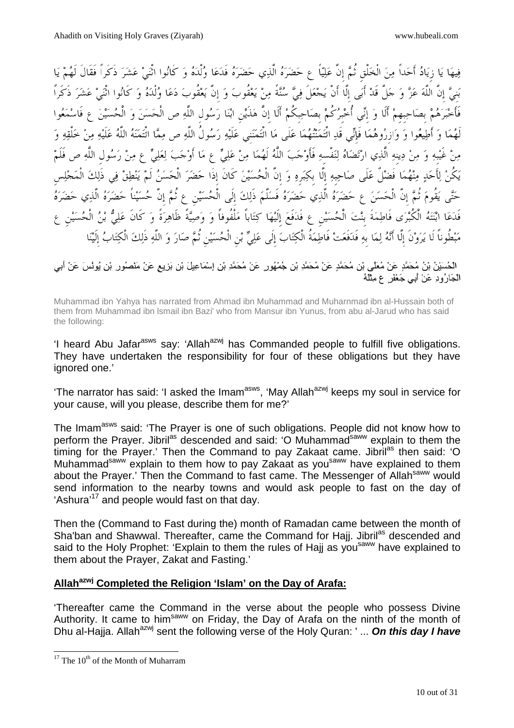فِيهَا يَا زِيَادُ أَحَداً مِنَ الْخَلْقِ ثُمَّ إِنَّ عَلِيّاً ع حَضَرَهُ الَّذِي حَضَرَهُ فَدَعَا وُلْدَهُ وَ كَانُوا اثْنَيْ عَشَرَ ذَكَراً فَقَالَ لَهُمْ يَا بَنِيَّ إِنَّ اللَّهَ عَزَّ وَ جَلَّ قَدْ أَبَى إِلَّا أَنْ يَجْعَلَ فِيَّ سُنَّةً مِنْ يَعْقُوبَ وَ إِنَّ يَعْقُوبَ دَعَا وُلْدَهُ وَ كَانُوا اثْنَيْ عَشَرَ ذَكَراً فَأَخْبَرَهُمْ بِصَاحِبِهِمْ أَلَا وَ إِنِّي أُخْبِرُكُمْ بِصَاحِبِكُمْ أَلَا إِنَّ هَذَيْنِ ابْنَا رَسُولِ اللَّهِ ص الْحَسَنَ وَ الْحُسَيْنَ ع فَاسْمَعُوا لَهُمَا وَ أَطِيعُوا وَ وَازِرُوهُمَا فَإِنِّي قَدِ ائْتَمَنْتُهُمَا عَلَى مَا ائْتَمَنَنِي عَلَيْهِ رَسُولُ اللَّهِ ص مِمَّا ائْتَمَنَهُ اللَّهُ عَلَيْهِ مِنْ خَلْقِهِ وَ مِنْ غَيْبِهِ وَ مِنْ دِينِهِ الَّذِي ارْتَضَاهُ لِنَفْسِهِ فَأَوْجَبَ اللَّهُ لَهُمَا مِنْ عَلِيٍّ ع مَا أَوْجَبَ لِعَلِيٍّ ع مِنْ رَسُولِ اللَّهِ ص فَلَمْ يَكُنْ لِأَحَدٍ مِنْهُمَا فَضْلٌ عَلَى صَاحِبِهِ إِلَّا بِكِبَرِهِ وَ إِنَّ الْحُسَيْنَ كَانَ إِذَا حَضَرَ الْحَسَنُ لَمْ يَنْطِقْ فِي ذَلِكَ الْمَجْلِسِ حَتَّى يَقُومَ ثُمَّ إِنَّ الْحَسَنَ ع حَضَرَهُ الَّذِي حَضَرَهُ فَسَلَّمَ ذَلِكَ إِلَى الْحُسَيْنِ ع ثُمَّ إِنَّ حُسَيْناً حَضَرَهُ الَّذِي حَضَرَهُ فَدَعَا ابْنَتَهُ الْكُبْرَى فَاطِمَةَ بِنْتَ الْحُسَيْنِ ع فَدَفَعَ إِلَيْهَا كِتَاباً مَلْفُوفاً وَ وَصِيَّةً ظَاهِرَةً وَ كَانَ عَلِيُّ بْنُ الْحُسَيْنِ ع مَبْطُوناً لَا يَرَوْنَ إِلَّا أَنَّهُ لِمَا بِهِ فَدَفَعَتْ فَاطِمَةُ الْكِتَابَ إِلَى عَلِيِّ بْنِ الْحُسَيْنِ ثُمَّ صَارَ وَ اللَّهِ ذَلِكَ الْكِتَابُ إِلَيْنَا

الْحُسَيْنُ بْنُ مُحَمَّدٍ عَنْ مُعَلَّى بْنِ مُحَمَّدٍ عَنْ مُحَمَّدِ بْنِ جُمْهُورٍ عَنْ مُحَمَّدِ بْنِ إِسْمَاعِيلَ بْنِ بَزِيعٍ عَنْ مَنْصُورِ بْنِ يُونُسَ عَنْ أَبِي الْجَارُودِ عَنْ أَبِي جَعْفَرٍ ع مِثْلَهُ

Muhammad ibn Yahya has narrated from Ahmad ibn Muhammad and Muharnmad ibn al-Hussain both of them from Muhammad ibn lsmail ibn Bazi' who from Mansur ibn Yunus, from abu al-Jarud who has said the following:

'I heard Abu Jafar[asws] say: 'Allah[azwj] has Commanded people to fulfill five obligations. They have undertaken the responsibility for four of these obligations but they have ignored one.'

'The narrator has said: 'I asked the Imam[asws], 'May Allah[azwj] keeps my soul in service for your cause, will you please, describe them for me?'

The Imam[asws] said: 'The Prayer is one of such obligations. People did not know how to perform the Prayer. Jibril[as] descended and said: 'O Muhammad[saww] explain to them the timing for the Prayer.' Then the Command to pay Zakaat came. Jibril[as] then said: 'O Muhammad[saww] explain to them how to pay Zakaat as you[saww] have explained to them about the Prayer.' Then the Command to fast came. The Messenger of Allah[saww] would send information to the nearby towns and would ask people to fast on the day of 'Ashura'[17] and people would fast on that day.

Then the (Command to Fast during the) month of Ramadan came between the month of Sha'ban and Shawwal. Thereafter, came the Command for Hajj. Jibril[as] descended and said to the Holy Prophet: 'Explain to them the rules of Hajj as you[saww] have explained to them about the Prayer, Zakat and Fasting.'

## Allah[azwj] Completed the Religion 'Islam' on the Day of Arafa:

'Thereafter came the Command in the verse about the people who possess Divine Authority. It came to him[saww] on Friday, the Day of Arafa on the ninth of the month of Dhu al-Hajja. Allah[azwj] sent the following verse of the Holy Quran: ' ... ***On this day I have***

[17] The 10th of the Month of Muharram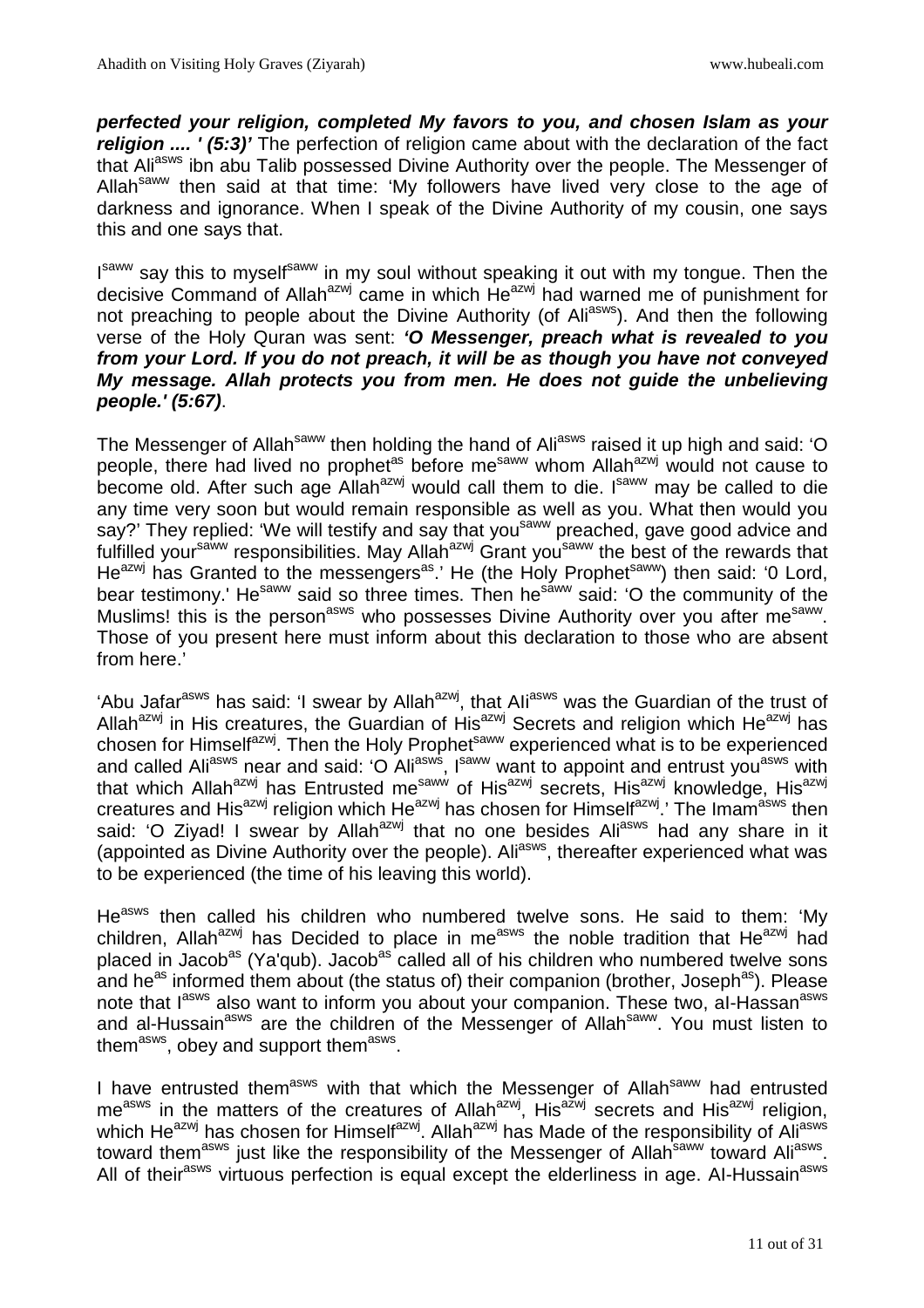***perfected your religion, completed My favors to you, and chosen Islam as your religion .... ' (5:3)'*** The perfection of religion came about with the declaration of the fact that Ali[asws] ibn abu Talib possessed Divine Authority over the people. The Messenger of Allah[saww] then said at that time: 'My followers have lived very close to the age of darkness and ignorance. When I speak of the Divine Authority of my cousin, one says this and one says that.

I[saww] say this to myself[saww] in my soul without speaking it out with my tongue. Then the decisive Command of Allah[azwj] came in which He[azwj] had warned me of punishment for not preaching to people about the Divine Authority (of Ali[asws]). And then the following verse of the Holy Quran was sent: ***'O Messenger, preach what is revealed to you from your Lord. If you do not preach, it will be as though you have not conveyed My message. Allah protects you from men. He does not guide the unbelieving people.' (5:67)***.

The Messenger of Allah[saww] then holding the hand of Ali[asws] raised it up high and said: 'O people, there had lived no prophet[as] before me[saww] whom Allah[azwj] would not cause to become old. After such age Allah[azwj] would call them to die. I[saww] may be called to die any time very soon but would remain responsible as well as you. What then would you say?' They replied: 'We will testify and say that you[saww] preached, gave good advice and fulfilled your[saww] responsibilities. May Allah[azwj] Grant you[saww] the best of the rewards that He[azwj] has Granted to the messengers[as].' He (the Holy Prophet[saww]) then said: '0 Lord, bear testimony.' He[saww] said so three times. Then he[saww] said: 'O the community of the Muslims! this is the person[asws] who possesses Divine Authority over you after me[saww]. Those of you present here must inform about this declaration to those who are absent from here.'

'Abu Jafar[asws] has said: 'I swear by Allah[azwj], that AIi[asws] was the Guardian of the trust of Allah[azwj] in His creatures, the Guardian of His[azwj] Secrets and religion which He[azwj] has chosen for Himself[azwj]. Then the Holy Prophet[saww] experienced what is to be experienced and called Ali[asws] near and said: 'O Ali[asws], I[saww] want to appoint and entrust you[asws] with that which Allah[azwj] has Entrusted me[saww] of His[azwj] secrets, His[azwj] knowledge, His[azwj] creatures and His[azwj] religion which He[azwj] has chosen for Himself[azwj].' The Imam[asws] then said: 'O Ziyad! I swear by Allah[azwj] that no one besides Ali[asws] had any share in it (appointed as Divine Authority over the people). Ali[asws], thereafter experienced what was to be experienced (the time of his leaving this world).

He[asws] then called his children who numbered twelve sons. He said to them: 'My children, Allah[azwj] has Decided to place in me[asws] the noble tradition that He[azwj] had placed in Jacob[as] (Ya'qub). Jacob[as] called all of his children who numbered twelve sons and he[as] informed them about (the status of) their companion (brother, Joseph[as]). Please note that I[asws] also want to inform you about your companion. These two, aI-Hassan[asws] and al-Hussain[asws] are the children of the Messenger of Allah[saww]. You must listen to them[asws], obey and support them[asws].

I have entrusted them[asws] with that which the Messenger of Allah[saww] had entrusted me[asws] in the matters of the creatures of Allah[azwj], His[azwj] secrets and His[azwj] religion, which He[azwj] has chosen for Himself[azwj]. Allah[azwj] has Made of the responsibility of Ali[asws] toward them[asws] just like the responsibility of the Messenger of Allah[saww] toward Ali[asws]. All of their[asws] virtuous perfection is equal except the elderliness in age. AI-Hussain[asws]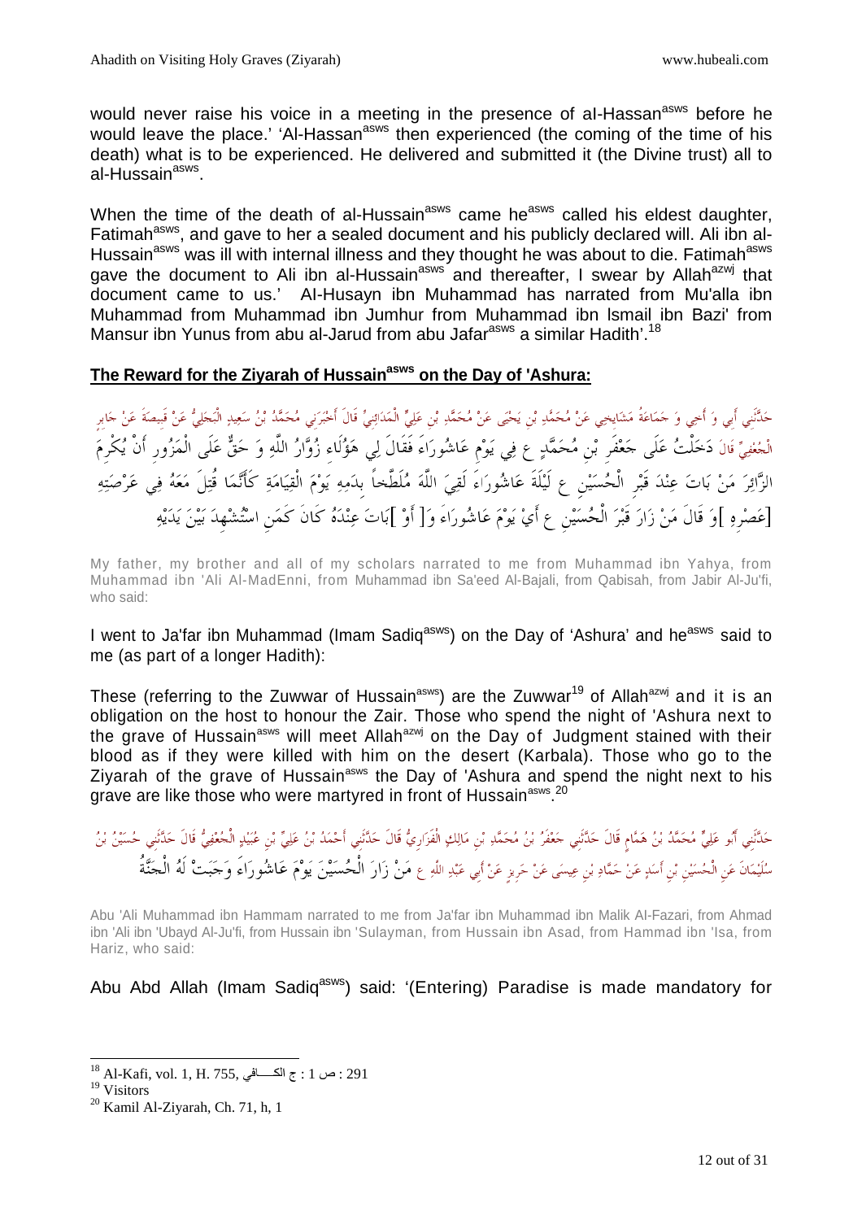would never raise his voice in a meeting in the presence of al-Hassan[asws] before he would leave the place.' 'Al-Hassan[asws] then experienced (the coming of the time of his death) what is to be experienced. He delivered and submitted it (the Divine trust) all to al-Hussain[asws].

When the time of the death of al-Hussain[asws] came he[asws] called his eldest daughter, Fatimah[asws], and gave to her a sealed document and his publicly declared will. Ali ibn al-Hussain[asws] was ill with internal illness and they thought he was about to die. Fatimah[asws] gave the document to Ali ibn al-Hussain[asws] and thereafter, I swear by Allah[azwj] that document came to us.' Al-Husayn ibn Muhammad has narrated from Mu'alla ibn Muhammad from Muhammad ibn Jumhur from Muhammad ibn Ismail ibn Bazi' from Mansur ibn Yunus from abu al-Jarud from abu Jafar[asws] a similar Hadith'.[18]

## The Reward for the Ziyarah of Hussain[asws] on the Day of 'Ashura:

حَدَّثَنِي أَبِي وَ أَخِي وَ جَمَاعَةُ مَشَايِخِي عَنْ مُحَمَّدِ بْنِ يَحْيَى عَنْ مُحَمَّدِ بْنِ عَلِيٍّ الْمَدَائِنِيِّ قَالَ أَخْبَرَنِي مُحَمَّدُ بْنُ سَعِيدٍ الْبَجَلِيُّ عَنْ قَبِيصَةَ عَنْ جَابِرٍ الْجُعْفِيِّ قَالَ دَخَلْتُ عَلَى جَعْفَرِ بْنِ مُحَمَّدٍ ع فِي يَوْمِ عَاشُورَاءَ فَقَالَ لِي هَؤُلَاءِ زُوَّارُ اللَّهِ وَ حَقٌّ عَلَى الْمَزُورِ أَنْ يُكْرِمَ الزَّائِرَ مَنْ بَاتَ عِنْدَ قَبْرِ الْحُسَيْنِ ع لَيْلَةَ عَاشُورَاءَ لَقِيَ اللَّهَ مُلَطَّخاً بِدَمِهِ يَوْمَ الْقِيَامَةِ كَأَنَّمَا قُتِلَ مَعَهُ فِي عَرْصَتِهِ [عَصْرِهِ] وَ قَالَ مَنْ زَارَ قَبْرَ الْحُسَيْنِ ع أَيَّ يَوْمَ عَاشُورَاءَ وَ[ أَوْ ]بَاتَ عِنْدَهُ كَانَ كَمَنِ اسْتُشْهِدَ بَيْنَ يَدَيْهِ

My father, my brother and all of my scholars narrated to me from Muhammad ibn Yahya, from Muhammad ibn 'Ali Al-MadEnni, from Muhammad ibn Sa'eed Al-Bajali, from Qabisah, from Jabir Al-Ju'fi, who said:

I went to Ja'far ibn Muhammad (Imam Sadiq[asws]) on the Day of 'Ashura' and he[asws] said to me (as part of a longer Hadith):

These (referring to the Zuwwar of Hussain[asws]) are the Zuwwar[19] of Allah[azwj] and it is an obligation on the host to honour the Zair. Those who spend the night of 'Ashura next to the grave of Hussain[asws] will meet Allah[azwj] on the Day of Judgment stained with their blood as if they were killed with him on the desert (Karbala). Those who go to the Ziyarah of the grave of Hussain[asws] the Day of 'Ashura and spend the night next to his grave are like those who were martyred in front of Hussain[asws].[20]

حَدَّثَنِي أَبُو عَلِيٍّ مُحَمَّدُ بْنُ هَمَّامٍ قَالَ حَدَّثَنِي جَعْفَرُ بْنُ مُحَمَّدِ بْنِ مَالِكٍ الْفَزَارِيُّ قَالَ حَدَّثَنِي أَحْمَدُ بْنُ عَلِيِّ بْنِ عُبَيْدٍ الْجُعْفِيُّ قَالَ حَدَّثَنِي حُسَيْنُ بْنُ سُلَيْمَانَ عَنِ الْحُسَيْنِ بْنِ أَسَدٍ عَنْ حَمَّادِ بْنِ عِيسَى عَنْ حَرِيزٍ عَنْ أَبِي عَبْدِ اللَّهِ ع مَنْ زَارَ الْحُسَيْنَ يَوْمَ عَاشُورَاءَ وَجَبَتْ لَهُ الْجَنَّةُ

Abu 'Ali Muhammad ibn Hammam narrated to me from Ja'far ibn Muhammad ibn Malik Al-Fazari, from Ahmad ibn 'Ali ibn 'Ubayd Al-Ju'fi, from Hussain ibn 'Sulayman, from Hussain ibn Asad, from Hammad ibn 'Isa, from Hariz, who said:

Abu Abd Allah (Imam Sadiq[asws]) said: '(Entering) Paradise is made mandatory for

---

[18] Al-Kafi, vol. 1, H. 755, الكـــافي ج : 1 ص : 291

[19] Visitors

[20] Kamil Al-Ziyarah, Ch. 71, h, 1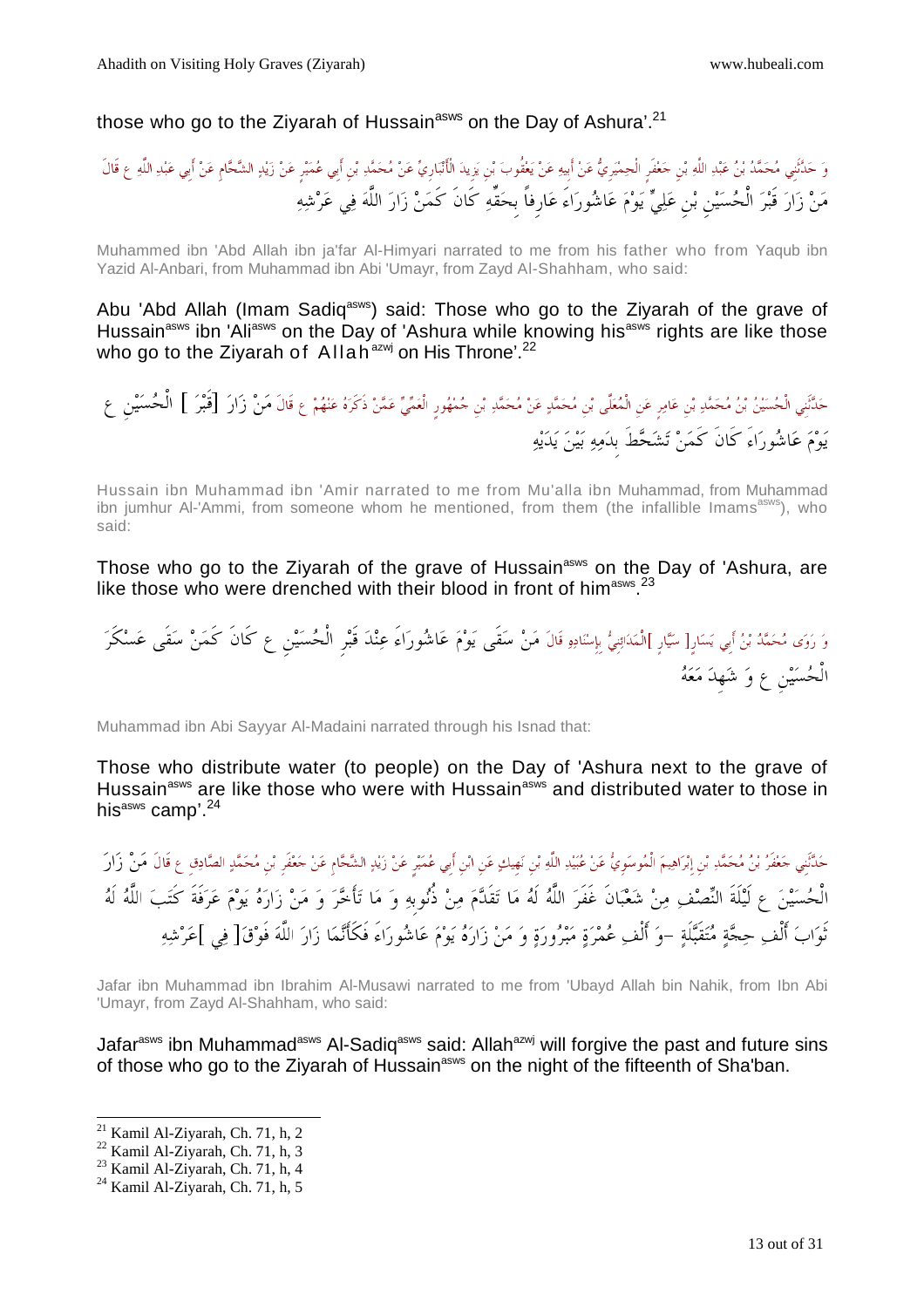those who go to the Ziyarah of Hussain[asws] on the Day of Ashura'.[21]

وَ حَدَّثَنِي مُحَمَّدُ بْنُ عَبْدِ اللَّهِ بْنِ جَعْفَرٍ الْحِمْيَرِيُّ عَنْ أَبِيهِ عَنْ يَعْقُوبَ بْنِ يَزِيدَ الْأَنْبَارِيِّ عَنْ مُحَمَّدِ بْنِ أَبِي عُمَيْرٍ عَنْ زَيْدٍ الشَّحَّامِ عَنْ أَبِي عَبْدِ اللَّهِ ع قَالَ مَنْ زَارَ قَبْرَ الْحُسَيْنِ بْنِ عَلِيٍّ يَوْمَ عَاشُورَاءَ عَارِفاً بِحَقِّهِ كَانَ كَمَنْ زَارَ اللَّهَ فِي عَرْشِهِ

Muhammed ibn 'Abd Allah ibn ja'far Al-Himyari narrated to me from his father who from Yaqub ibn Yazid Al-Anbari, from Muhammad ibn Abi 'Umayr, from Zayd Al-Shahham, who said:

Abu 'Abd Allah (Imam Sadiq[asws]) said: Those who go to the Ziyarah of the grave of Hussain[asws] ibn 'Ali[asws] on the Day of 'Ashura while knowing his[asws] rights are like those who go to the Ziyarah of Allah[azwj] on His Throne'.[22]

حَدَّثَنِي الْحُسَيْنُ بْنُ مُحَمَّدِ بْنِ عَامِرٍ عَنِ الْمُعَلَّى بْنِ مُحَمَّدٍ عَنْ مُحَمَّدِ بْنِ جُمْهُورٍ الْعَمِّيِّ عَمَّنْ ذَكَرَهُ عَنْهُمْ ع قَالَ مَنْ زَارَ [قَبْرَ] الْحُسَيْنِ ع يَوْمَ عَاشُورَاءَ كَانَ كَمَنْ تَشَحَّطَ بِدَمِهِ بَيْنَ يَدَيْهِ

Hussain ibn Muhammad ibn 'Amir narrated to me from Mu'alla ibn Muhammad, from Muhammad ibn jumhur Al-'Ammi, from someone whom he mentioned, from them (the infallible Imams[asws]), who said:

Those who go to the Ziyarah of the grave of Hussain[asws] on the Day of 'Ashura, are like those who were drenched with their blood in front of him[asws].[23]

وَ رَوَى مُحَمَّدُ بْنُ أَبِي يَسَارٍ[ سَيَّارٍ ]الْمَدَائِنِيُّ بِإِسْنَادِهِ قَالَ مَنْ سَقَى يَوْمَ عَاشُورَاءَ عِنْدَ قَبْرِ الْحُسَيْنِ ع كَانَ كَمَنْ سَقَى عَسْكَرَ الْحُسَيْنِ ع وَ شَهِدَ مَعَهُ

Muhammad ibn Abi Sayyar Al-Madaini narrated through his Isnad that:

Those who distribute water (to people) on the Day of 'Ashura next to the grave of Hussain[asws] are like those who were with Hussain[asws] and distributed water to those in his[asws] camp'.[24]

حَدَّثَنِي جَعْفَرُ بْنُ مُحَمَّدِ بْنِ إِبْرَاهِيمَ الْمُوسَوِيُّ عَنْ عُبَيْدِ اللَّهِ بْنِ نَهِيكٍ عَنِ ابْنِ أَبِي عُمَيْرٍ عَنْ زَيْدٍ الشَّحَّامِ عَنْ جَعْفَرِ بْنِ مُحَمَّدٍ الصَّادِقِ ع قَالَ مَنْ زَارَ الْحُسَيْنَ ع لَيْلَةَ النِّصْفِ مِنْ شَعْبَانَ غَفَرَ اللَّهُ لَهُ مَا تَقَدَّمَ مِنْ ذُنُوبِهِ وَ مَا تَأَخَّرَ وَ مَنْ زَارَهُ يَوْمَ عَرَفَةَ كَتَبَ اللَّهُ لَهُ ثَوَابَ أَلْفِ حِجَّةٍ مُتَقَبَّلَةٍ –وَ أَلْفِ عُمْرَةٍ مَبْرُورَةٍ وَ مَنْ زَارَهُ يَوْمَ عَاشُورَاءَ فَكَأَنَّمَا زَارَ اللَّهَ فَوْقَ[ فِي ]عَرْشِهِ

Jafar ibn Muhammad ibn Ibrahim Al-Musawi narrated to me from 'Ubayd Allah bin Nahik, from Ibn Abi 'Umayr, from Zayd Al-Shahham, who said:

Jafar[asws] ibn Muhammad[asws] Al-Sadiq[asws] said: Allah[azwj] will forgive the past and future sins of those who go to the Ziyarah of Hussain[asws] on the night of the fifteenth of Sha'ban.

[21] Kamil Al-Ziyarah, Ch. 71, h, 2
[22] Kamil Al-Ziyarah, Ch. 71, h, 3
[23] Kamil Al-Ziyarah, Ch. 71, h, 4
[24] Kamil Al-Ziyarah, Ch. 71, h, 5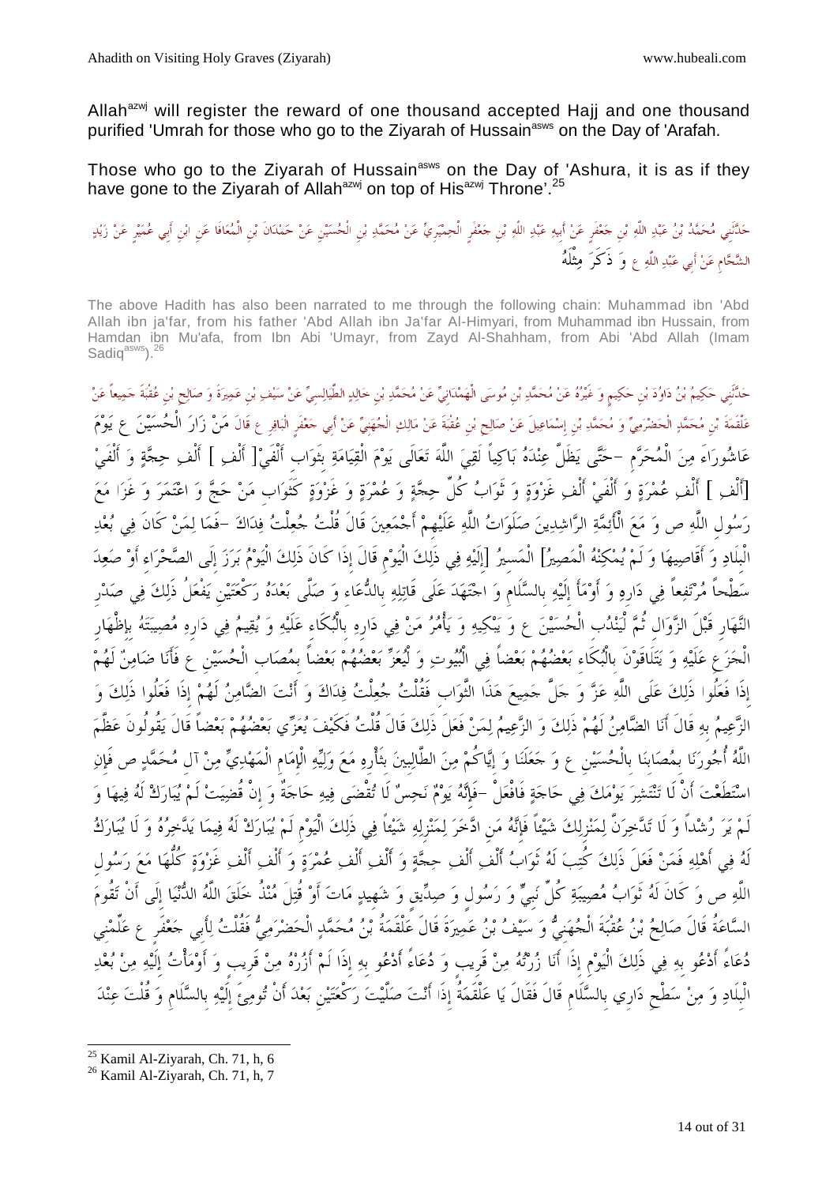Allah[azwj] will register the reward of one thousand accepted Hajj and one thousand purified 'Umrah for those who go to the Ziyarah of Hussain[asws] on the Day of 'Arafah.

Those who go to the Ziyarah of Hussain[asws] on the Day of 'Ashura, it is as if they have gone to the Ziyarah of Allah[azwj] on top of His[azwj] Throne'.[25]

حَدَّثَنِي مُحَمَّدُ بْنُ عَبْدِ اللَّهِ بْنِ جَعْفَرٍ عَنْ أَبِيهِ عَبْدِ اللَّهِ بْنِ جَعْفَرٍ الْحِمْيَرِيِّ عَنْ مُحَمَّدِ بْنِ الْحُسَيْنِ عَنْ حَمْدَانَ بْنِ الْمُعَافَا عَنِ ابْنِ أَبِي عُمَيْرٍ عَنْ زَيْدٍ الشَّحَّامِ عَنْ أَبِي عَبْدِ اللَّهِ ع وَ ذَكَرَ مِثْلَهُ

The above Hadith has also been narrated to me through the following chain: Muhammad ibn 'Abd Allah ibn ja'far, from his father 'Abd Allah ibn Ja'far Al-Himyari, from Muhammad ibn Hussain, from Hamdan ibn Mu'afa, from Ibn Abi 'Umayr, from Zayd Al-Shahham, from Abi 'Abd Allah (Imam Sadiq[asws]).[26]

حَدَّثَنِي حَكِيمُ بْنُ دَاوُدَ بْنِ حَكِيمٍ وَ غَيْرُهُ عَنْ مُحَمَّدِ بْنِ مُوسَى الْهَمْدَانِيِّ عَنْ مُحَمَّدِ بْنِ خَالِدٍ الطَّيَالِسِيِّ عَنْ سَيْفِ بْنِ عَمِيرَةَ وَ صَالِحِ بْنِ عُقْبَةَ جَمِيعاً عَنْ عَلْقَمَةَ بْنِ مُحَمَّدٍ الْحَضْرَمِيِّ وَ مُحَمَّدِ بْنِ إِسْمَاعِيلَ عَنْ صَالِحِ بْنِ عُقْبَةَ عَنْ مَالِكٍ الْجُهَنِيِّ عَنْ أَبِي جَعْفَرٍ الْبَاقِرِ ع قَالَ مَنْ زَارَ الْحُسَيْنَ ع يَوْمَ عَاشُورَاءَ مِنَ الْمُحَرَّمِ -حَتَّى يَظَلَّ عِنْدَهُ بَاكِياً لَقِيَ اللَّهَ تَعَالَى يَوْمَ الْقِيَامَةِ بِثَوَابِ أَلْفَيْ[ أَلْفِ ] أَلْفِ حِجَّةٍ وَ أَلْفَيْ [أَلْفِ ] أَلْفِ عُمْرَةٍ وَ أَلْفَيْ أَلْفِ غَزْوَةٍ وَ ثَوَابُ كُلِّ حِجَّةٍ وَ عُمْرَةٍ وَ غَزْوَةٍ كَثَوَابِ مَنْ حَجَّ وَ اعْتَمَرَ وَ غَزَا مَعَ رَسُولِ اللَّهِ ص وَ مَعَ الْأَئِمَّةِ الرَّاشِدِينَ صَلَوَاتُ اللَّهِ عَلَيْهِمْ أَجْمَعِينَ قَالَ قُلْتُ جُعِلْتُ فِدَاكَ -فَمَا لِمَنْ كَانَ فِي بُعْدِ الْبِلَادِ وَ أَقَاصِيهَا وَ لَمْ يُمْكِنْهُ الْمَصِيرُ[ الْمَسِيرُ] [إِلَيْهِ فِي ذَلِكَ الْيَوْمِ قَالَ إِذَا كَانَ ذَلِكَ الْيَوْمُ بَرَزَ إِلَى الصَّحْرَاءِ أَوْ صَعِدَ سَطْحاً مُرْتَفِعاً فِي دَارِهِ وَ أَوْمَأَ إِلَيْهِ بِالسَّلَامِ وَ اجْتَهَدَ عَلَى قَاتِلِهِ بِالدُّعَاءِ وَ صَلَّى بَعْدَهُ رَكْعَتَيْنِ يَفْعَلُ ذَلِكَ فِي صَدْرِ النَّهَارِ قَبْلَ الزَّوَالِ ثُمَّ لْيَنْدُبِ الْحُسَيْنَ ع وَ يَبْكِيهِ وَ يَأْمُرُ مَنْ فِي دَارِهِ بِالْبُكَاءِ عَلَيْهِ وَ يُقِيمُ فِي دَارِهِ مُصِيبَتَهُ بِإِظْهَارِ الْجَزَعِ عَلَيْهِ وَ يَتَلَاقَوْنَ بِالْبُكَاءِ بَعْضُهُمْ بَعْضاً فِي الْبُيُوتِ وَ لْيُعَزِّ بَعْضُهُمْ بَعْضاً بِمُصَابِ الْحُسَيْنِ ع فَأَنَا ضَامِنٌ لَهُمْ إِذَا فَعَلُوا ذَلِكَ عَلَى اللَّهِ عَزَّ وَ جَلَّ جَمِيعَ هَذَا الثَّوَابِ فَقُلْتُ جُعِلْتُ فِدَاكَ وَ أَنْتَ الضَّامِنُ لَهُمْ إِذَا فَعَلُوا ذَلِكَ وَ الزَّعِيمُ بِهِ قَالَ أَنَا الضَّامِنُ لَهُمْ ذَلِكَ وَ الزَّعِيمُ لِمَنْ فَعَلَ ذَلِكَ قَالَ قُلْتُ فَكَيْفَ يُعَزِّي بَعْضُهُمْ بَعْضاً قَالَ يَقُولُونَ عَظَّمَ اللَّهُ أُجُورَنَا بِمُصَابِنَا بِالْحُسَيْنِ ع وَ جَعَلَنَا وَ إِيَّاكُمْ مِنَ الطَّالِبِينَ بِثَأْرِهِ مَعَ وَلِيِّهِ الْإِمَامِ الْمَهْدِيِّ مِنْ آلِ مُحَمَّدٍ ص فَإِنِ اسْتَطَعْتَ أَنْ لَا تَنْتَشِرَ يَوْمَكَ فِي حَاجَةٍ فَافْعَلْ -فَإِنَّهُ يَوْمٌ نَحِسٌ لَا تُقْضَى فِيهِ حَاجَةٌ وَ إِنْ قُضِيَتْ لَمْ يُبَارَكْ لَهُ فِيهَا وَ لَمْ يَرَ رُشْداً وَ لَا تَدَّخِرَنَّ لِمَنْزِلِكَ شَيْئاً فَإِنَّهُ مَنِ ادَّخَرَ لِمَنْزِلِهِ شَيْئاً فِي ذَلِكَ الْيَوْمِ لَمْ يُبَارَكْ لَهُ فِيمَا يَدَّخِرُهُ وَ لَا يُبَارَكُ لَهُ فِي أَهْلِهِ فَمَنْ فَعَلَ ذَلِكَ كُتِبَ لَهُ ثَوَابُ أَلْفِ أَلْفِ حِجَّةٍ وَ أَلْفِ أَلْفِ عُمْرَةٍ وَ أَلْفِ أَلْفِ غَزْوَةٍ كُلُّهَا مَعَ رَسُولِ اللَّهِ ص وَ كَانَ لَهُ ثَوَابُ مُصِيبَةِ كُلِّ نَبِيٍّ وَ رَسُولٍ وَ صِدِّيقٍ وَ شَهِيدٍ مَاتَ أَوْ قُتِلَ مُنْذُ خَلَقَ اللَّهُ الدُّنْيَا إِلَى أَنْ تَقُومَ السَّاعَةُ قَالَ صَالِحُ بْنُ عُقْبَةَ الْجُهَنِيُّ وَ سَيْفُ بْنُ عَمِيرَةَ قَالَ عَلْقَمَةُ بْنُ مُحَمَّدٍ الْحَضْرَمِيُّ فَقُلْتُ لِأَبِي جَعْفَرٍ ع عَلِّمْنِي دُعَاءً أَدْعُو بِهِ فِي ذَلِكَ الْيَوْمِ إِذَا أَنَا زُرْتُهُ مِنْ قَرِيبٍ وَ دُعَاءً أَدْعُو بِهِ إِذَا لَمْ أَزُرْهُ مِنْ قَرِيبٍ وَ أَوْمَأْتُ إِلَيْهِ مِنْ بُعْدِ الْبِلَادِ وَ مِنْ سَطْحِ دَارِي بِالسَّلَامِ قَالَ فَقَالَ يَا عَلْقَمَةُ إِذَا أَنْتَ صَلَّيْتَ رَكْعَتَيْنِ بَعْدَ أَنْ تُومِئَ إِلَيْهِ بِالسَّلَامِ وَ قُلْتَ عِنْدَ

---

[25] Kamil Al-Ziyarah, Ch. 71, h, 6

[26] Kamil Al-Ziyarah, Ch. 71, h, 7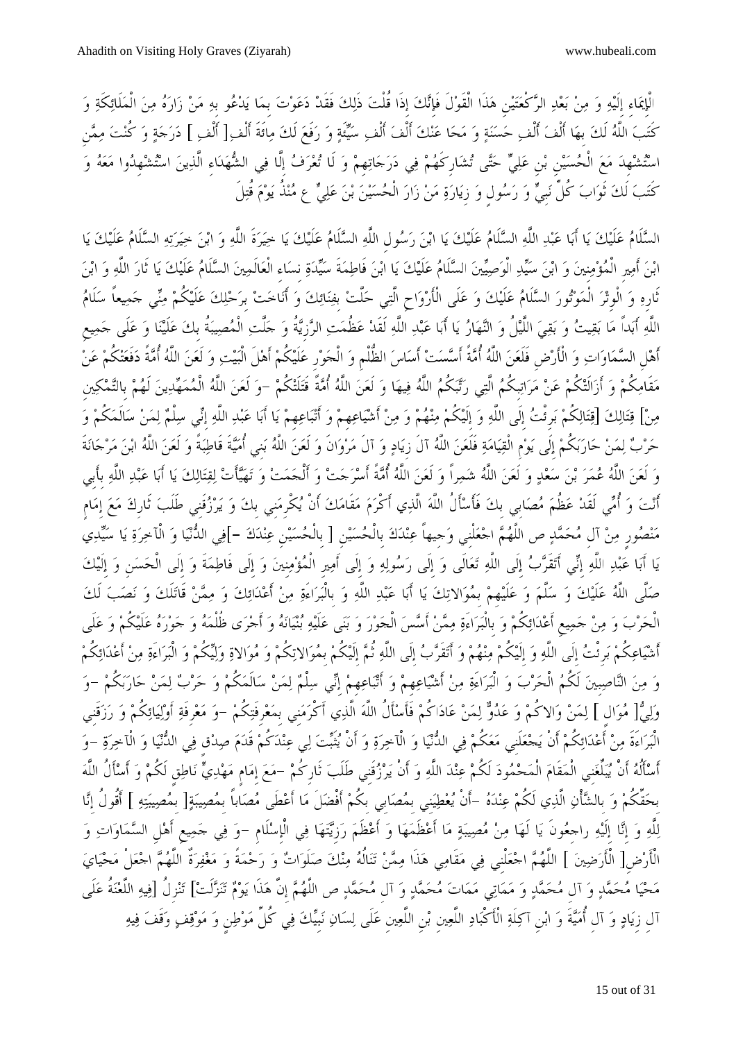الْإِيمَاءِ إِلَيْهِ وَ مِنْ بَعْدِ الرَّكْعَتَيْنِ هَذَا الْقَوْلَ فَإِنَّكَ إِذَا قُلْتَ ذَلِكَ فَقَدْ دَعَوْتَ بِمَا يَدْعُو بِهِ مَنْ زَارَهُ مِنَ الْمَلَائِكَةِ وَ كَتَبَ اللَّهُ لَكَ بِهَا أَلْفَ أَلْفِ حَسَنَةٍ وَ مَحَا عَنْكَ أَلْفَ أَلْفِ سَيِّئَةٍ وَ رَفَعَ لَكَ مِائَةَ أَلْفِ [ أَلْفِ ] دَرَجَةٍ وَ كُنْتَ مِمَّنِ اسْتُشْهِدَ مَعَ الْحُسَيْنِ بْنِ عَلِيٍّ حَتَّى تُشَارِكَهُمْ فِي دَرَجَاتِهِمْ وَ لَا تُعْرَفُ إِلَّا فِي الشُّهَدَاءِ الَّذِينَ اسْتُشْهِدُوا مَعَهُ وَ كَتَبَ لَكَ ثَوَابَ كُلِّ نَبِيٍّ وَ رَسُولٍ وَ زِيَارَةِ مَنْ زَارَ الْحُسَيْنَ بْنَ عَلِيٍّ ع مُنْذُ يَوْمَ قُتِلَ

السَّلَامُ عَلَيْكَ يَا أَبَا عَبْدِ اللَّهِ السَّلَامُ عَلَيْكَ يَا ابْنَ رَسُولِ اللَّهِ السَّلَامُ عَلَيْكَ يَا خِيَرَةَ اللَّهِ وَ ابْنَ خِيَرَتِهِ السَّلَامُ عَلَيْكَ يَا ابْنَ أَمِيرِ الْمُؤْمِنِينَ وَ ابْنَ سَيِّدِ الْوَصِيِّينَ السَّلَامُ عَلَيْكَ يَا ابْنَ فَاطِمَةَ سَيِّدَةِ نِسَاءِ الْعَالَمِينَ السَّلَامُ عَلَيْكَ يَا ثَارَ اللَّهِ وَ ابْنَ ثَارِهِ وَ الْوِتْرَ الْمَوْتُورَ السَّلَامُ عَلَيْكَ وَ عَلَى الْأَرْوَاحِ الَّتِي حَلَّتْ بِفِنَائِكَ وَ أَنَاخَتْ بِرَحْلِكَ عَلَيْكُمْ مِنِّي جَمِيعاً سَلَامُ اللَّهِ أَبَداً مَا بَقِيتُ وَ بَقِيَ اللَّيْلُ وَ النَّهَارُ يَا أَبَا عَبْدِ اللَّهِ لَقَدْ عَظُمَتِ الرَّزِيَّةُ وَ جَلَّتِ الْمُصِيبَةُ بِكَ عَلَيْنَا وَ عَلَى جَمِيعِ أَهْلِ السَّمَاوَاتِ وَ الْأَرْضِ فَلَعَنَ اللَّهُ أُمَّةً أَسَّسَتْ أَسَاسَ الظُّلْمِ وَ الْجَوْرِ عَلَيْكُمْ أَهْلَ الْبَيْتِ وَ لَعَنَ اللَّهُ أُمَّةً دَفَعَتْكُمْ عَنْ مَقَامِكُمْ وَ أَزَالَتْكُمْ عَنْ مَرَاتِبِكُمُ الَّتِي رَتَّبَكُمُ اللَّهُ فِيهَا وَ لَعَنَ اللَّهُ أُمَّةً قَتَلَتْكُمْ –وَ لَعَنَ اللَّهُ الْمُمَهِّدِينَ لَهُمْ بِالتَّمْكِينِ مِنْ] قِتَالِكَ [قِتَالِكُمْ بَرِئْتُ إِلَى اللَّهِ وَ إِلَيْكُمْ مِنْهُمْ وَ مِنْ أَشْيَاعِهِمْ وَ أَتْبَاعِهِمْ يَا أَبَا عَبْدِ اللَّهِ إِنِّي سِلْمٌ لِمَنْ سَالَمَكُمْ وَ حَرْبٌ لِمَنْ حَارَبَكُمْ إِلَى يَوْمِ الْقِيَامَةِ فَلَعَنَ اللَّهُ آلَ زِيَادٍ وَ آلَ مَرْوَانَ وَ لَعَنَ اللَّهُ بَنِي أُمَيَّةَ قَاطِبَةً وَ لَعَنَ اللَّهُ ابْنَ مَرْجَانَةَ وَ لَعَنَ اللَّهُ عُمَرَ بْنَ سَعْدٍ وَ لَعَنَ اللَّهُ شِمْراً وَ لَعَنَ اللَّهُ أُمَّةً أَسْرَجَتْ وَ أَلْجَمَتْ وَ تَهَيَّأَتْ لِقِتَالِكَ يَا أَبَا عَبْدِ اللَّهِ بِأَبِي أَنْتَ وَ أُمِّي لَقَدْ عَظُمَ مُصَابِي بِكَ فَأَسْأَلُ اللَّهَ الَّذِي أَكْرَمَ مَقَامَكَ أَنْ يُكْرِمَنِي بِكَ وَ يَرْزُقَنِي طَلَبَ ثَارِكَ مَعَ إِمَامٍ مَنْصُورٍ مِنْ آلِ مُحَمَّدٍ ص اللَّهُمَّ اجْعَلْنِي وَجِيهاً عِنْدَكَ بِالْحُسَيْنِ [ عِنْدَكَ –]فِي الدُّنْيَا وَ الْآخِرَةِ يَا سَيِّدِي يَا أَبَا عَبْدِ اللَّهِ إِنِّي أَتَقَرَّبُ إِلَى اللَّهِ تَعَالَى وَ إِلَى رَسُولِهِ وَ إِلَى أَمِيرِ الْمُؤْمِنِينَ وَ إِلَى فَاطِمَةَ وَ إِلَى الْحَسَنِ وَ إِلَيْكَ صَلَّى اللَّهُ عَلَيْكَ وَ سَلَّمَ وَ عَلَيْهِمْ بِمُوَالاتِكَ يَا أَبَا عَبْدِ اللَّهِ وَ بِالْبَرَاءَةِ مِنْ أَعْدَائِكَ وَ مِمَّنْ قَاتَلَكَ وَ نَصَبَ لَكَ الْحَرْبَ وَ مِنْ جَمِيعِ أَعْدَائِكُمْ وَ بِالْبَرَاءَةِ مِمَّنْ أَسَّسَ الْجَوْرَ وَ بَنَى عَلَيْهِ بُنْيَانَهُ وَ أَجْرَى ظُلْمَهُ وَ جَوْرَهُ عَلَيْكُمْ وَ عَلَى أَشْيَاعِكُمْ بَرِئْتُ إِلَى اللَّهِ وَ إِلَيْكُمْ مِنْهُمْ وَ أَتَقَرَّبُ إِلَى اللَّهِ ثُمَّ إِلَيْكُمْ بِمُوَالاتِكُمْ وَ مُوَالاةِ وَلِيِّكُمْ وَ الْبَرَاءَةِ مِنْ أَعْدَائِكُمْ وَ مِنَ النَّاصِبِينَ لَكُمُ الْحَرْبَ وَ الْبَرَاءَةِ مِنْ أَشْيَاعِهِمْ وَ أَتْبَاعِهِمْ إِنِّي سِلْمٌ لِمَنْ سَالَمَكُمْ وَ حَرْبٌ لِمَنْ حَارَبَكُمْ –وَ وَلِيٌّ[ مُوَالٍ ] لِمَنْ وَالاكُمْ وَ عَدُوٌّ لِمَنْ عَادَاكُمْ فَأَسْأَلُ اللَّهَ الَّذِي أَكْرَمَنِي بِمَعْرِفَتِكُمْ –وَ مَعْرِفَةِ أَوْلِيَائِكُمْ وَ رَزَقَنِي الْبَرَاءَةَ مِنْ أَعْدَائِكُمْ أَنْ يَجْعَلَنِي مَعَكُمْ فِي الدُّنْيَا وَ الْآخِرَةِ وَ أَنْ يُثَبِّتَ لِي عِنْدَكُمْ قَدَمَ صِدْقٍ فِي الدُّنْيَا وَ الْآخِرَةِ –وَ أَسْأَلُهُ أَنْ يُبَلِّغَنِي الْمَقَامَ الْمَحْمُودَ لَكُمْ عِنْدَ اللَّهِ وَ أَنْ يَرْزُقَنِي طَلَبَ ثَارِكُمْ –مَعَ إِمَامٍ مَهْدِيٍّ نَاطِقٍ لَكُمْ وَ أَسْأَلُ اللَّهَ بِحَقِّكُمْ وَ بِالشَّأْنِ الَّذِي لَكُمْ عِنْدَهُ –أَنْ يُعْطِيَنِي بِمُصَابِي بِكُمْ أَفْضَلَ مَا أَعْطَى مُصَاباً بِمُصِيبَةٍ[ بِمُصِيبَتِهِ ] أَقُولُ إِنَّا لِلَّهِ وَ إِنَّا إِلَيْهِ راجِعُونَ يَا لَهَا مِنْ مُصِيبَةٍ مَا أَعْظَمَهَا وَ أَعْظَمَ رَزِيَّتَهَا فِي الْإِسْلَامِ –وَ فِي جَمِيعِ أَهْلِ السَّمَاوَاتِ وَ الْأَرْضِ[ الْأَرَضِينَ ] اللَّهُمَّ اجْعَلْنِي فِي مَقَامِي هَذَا مِمَّنْ تَنَالُهُ مِنْكَ صَلَوَاتٌ وَ رَحْمَةٌ وَ مَغْفِرَةٌ اللَّهُمَّ اجْعَلْ مَحْيَايَ مَحْيَا مُحَمَّدٍ وَ آلِ مُحَمَّدٍ وَ مَمَاتِي مَمَاتَ مُحَمَّدٍ وَ آلِ مُحَمَّدٍ ص اللَّهُمَّ إِنَّ هَذَا يَوْمٌ تَنَزَّلَتْ] تَنْزِلُ [فِيهِ اللَّعْنَةُ عَلَى آلِ زِيَادٍ وَ آلِ أُمَيَّةَ وَ ابْنِ آكِلَةِ الْأَكْبَادِ اللَّعِينِ بْنِ اللَّعِينِ عَلَى لِسَانِ نَبِيِّكَ فِي كُلِّ مَوْطِنٍ وَ مَوْقِفٍ وَقَفَ فِيهِ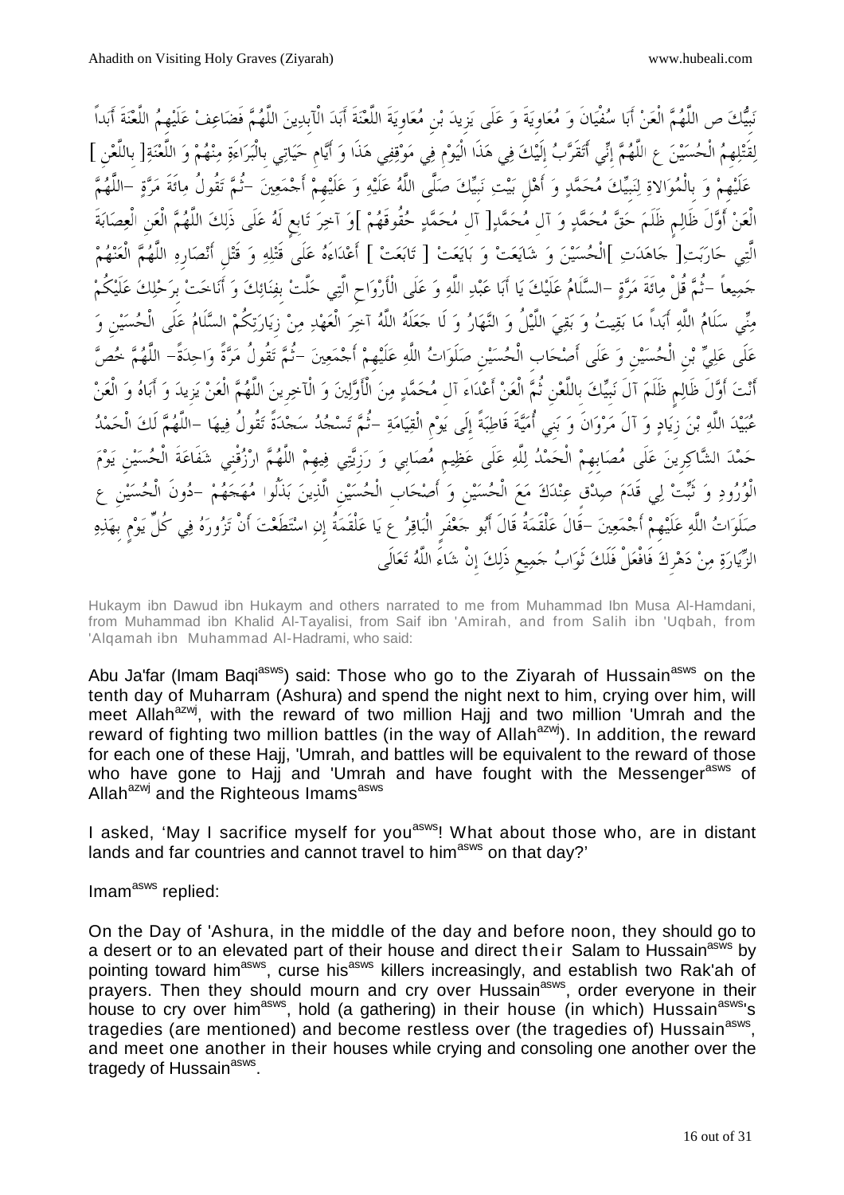نَبِيُّكَ ص اللَّهُمَّ الْعَنْ أَبَا سُفْيَانَ وَ مُعَاوِيَةَ وَ عَلَى يَزِيدَ بْنِ مُعَاوِيَةَ اللَّعْنَةَ أَبَدَ الْآبِدِينَ اللَّهُمَّ فَضَاعِفْ عَلَيْهِمُ اللَّعْنَةَ أَبَداً لِقَتْلِهِمُ الْحُسَيْنَ ع اللَّهُمَّ إِنِّي أَتَقَرَّبُ إِلَيْكَ فِي هَذَا الْيَوْمِ فِي مَوْقِفِي هَذَا وَ أَيَّامِ حَيَاتِي بِالْبَرَاءَةِ مِنْهُمْ وَ اللَّعْنَةِ[ باللَّعْنِ ] عَلَيْهِمْ وَ بِالْمُوَالاةِ لِنَبِيِّكَ مُحَمَّدٍ وَ أَهْلِ بَيْتِ نَبِيِّكَ صَلَّى اللَّهُ عَلَيْهِ وَ عَلَيْهِمْ أَجْمَعِينَ -ثُمَّ تَقُولُ مِائَةَ مَرَّةٍ -اللَّهُمَّ الْعَنْ أَوَّلَ ظَالِمٍ ظَلَمَ حَقَّ مُحَمَّدٍ وَ آلِ مُحَمَّدٍ[ آلَ مُحَمَّدٍ حُقُوقَهُمْ ]وَ آخِرَ تَابِعٍ لَهُ عَلَى ذَلِكَ اللَّهُمَّ الْعَنِ الْعِصَابَةَ الَّتِي حَارَبَتِ[ جَاهَدَتِ ]الْحُسَيْنَ وَ شَايَعَتْ وَ بَايَعَتْ [ تَابَعَتْ ] أَعْدَاءَهُ عَلَى قَتْلِهِ وَ قَتْلِ أَنْصَارِهِ اللَّهُمَّ الْعَنْهُمْ جَمِيعاً -ثُمَّ قُلْ مِائَةَ مَرَّةٍ -السَّلَامُ عَلَيْكَ يَا أَبَا عَبْدِ اللَّهِ وَ عَلَى الْأَرْوَاحِ الَّتِي حَلَّتْ بِفِنَائِكَ وَ أَنَاخَتْ بِرَحْلِكَ عَلَيْكُمْ مِنِّي سَلَامُ اللَّهِ أَبَداً مَا بَقِيتُ وَ بَقِيَ اللَّيْلُ وَ النَّهَارُ وَ لَا جَعَلَهُ اللَّهُ آخِرَ الْعَهْدِ مِنْ زِيَارَتِكُمْ السَّلَامُ عَلَى الْحُسَيْنِ وَ عَلَى عَلِيِّ بْنِ الْحُسَيْنِ وَ عَلَى أَصْحَابِ الْحُسَيْنِ صَلَوَاتُ اللَّهِ عَلَيْهِمْ أَجْمَعِينَ -ثُمَّ تَقُولُ مَرَّةً وَاحِدَةً- اللَّهُمَّ خُصَّ أَنْتَ أَوَّلَ ظَالِمٍ ظَلَمَ آلَ نَبِيِّكَ بِاللَّعْنِ ثُمَّ الْعَنْ أَعْدَاءَ آلِ مُحَمَّدٍ مِنَ الْأَوَّلِينَ وَ الْآخِرِينَ اللَّهُمَّ الْعَنْ يَزِيدَ وَ أَبَاهُ وَ الْعَنْ عُبَيْدَ اللَّهِ بْنَ زِيَادٍ وَ آلَ مَرْوَانَ وَ بَنِي أُمَيَّةَ قَاطِبَةً إِلَى يَوْمِ الْقِيَامَةِ -ثُمَّ تَسْجُدُ سَجْدَةً تَقُولُ فِيهَا -اللَّهُمَّ لَكَ الْحَمْدُ حَمْدَ الشَّاكِرِينَ عَلَى مُصَابِهِمْ الْحَمْدُ لِلَّهِ عَلَى عَظِيمِ مُصَابِي وَ رَزِيَّتِي فِيهِمْ اللَّهُمَّ ارْزُقْنِي شَفَاعَةَ الْحُسَيْنِ يَوْمَ الْوُرُودِ وَ ثَبِّتْ لِي قَدَمَ صِدْقٍ عِنْدَكَ مَعَ الْحُسَيْنِ وَ أَصْحَابِ الْحُسَيْنِ الَّذِينَ بَذَلُوا مُهَجَهُمْ -دُونَ الْحُسَيْنِ ع صَلَوَاتُ اللَّهِ عَلَيْهِمْ أَجْمَعِينَ -قَالَ عَلْقَمَةُ قَالَ أَبُو جَعْفَرٍ الْبَاقِرُ ع يَا عَلْقَمَةُ إِنِ اسْتَطَعْتَ أَنْ تَزُورَهُ فِي كُلِّ يَوْمٍ بِهَذِهِ الزِّيَارَةِ مِنْ دَهْرِكَ فَافْعَلْ فَلَكَ ثَوَابُ جَمِيعِ ذَلِكَ إِنْ شَاءَ اللَّهُ تَعَالَى

Hukaym ibn Dawud ibn Hukaym and others narrated to me from Muhammad Ibn Musa Al-Hamdani, from Muhammad ibn Khalid Al-Tayalisi, from Saif ibn 'Amirah, and from Salih ibn 'Uqbah, from 'Alqamah ibn Muhammad Al-Hadrami, who said:

Abu Ja'far (Imam Baqi[asws]) said: Those who go to the Ziyarah of Hussain[asws] on the tenth day of Muharram (Ashura) and spend the night next to him, crying over him, will meet Allah[azwj], with the reward of two million Hajj and two million 'Umrah and the reward of fighting two million battles (in the way of Allah[azwj]). In addition, the reward for each one of these Hajj, 'Umrah, and battles will be equivalent to the reward of those who have gone to Hajj and 'Umrah and have fought with the Messenger[asws] of Allah[azwj] and the Righteous Imams[asws]

I asked, 'May I sacrifice myself for you[asws]! What about those who, are in distant lands and far countries and cannot travel to him[asws] on that day?'

Imam[asws] replied:

On the Day of 'Ashura, in the middle of the day and before noon, they should go to a desert or to an elevated part of their house and direct their Salam to Hussain[asws] by pointing toward him[asws], curse his[asws] killers increasingly, and establish two Rak'ah of prayers. Then they should mourn and cry over Hussain[asws], order everyone in their house to cry over him[asws], hold (a gathering) in their house (in which) Hussain[asws]'s tragedies (are mentioned) and become restless over (the tragedies of) Hussain[asws], and meet one another in their houses while crying and consoling one another over the tragedy of Hussain[asws].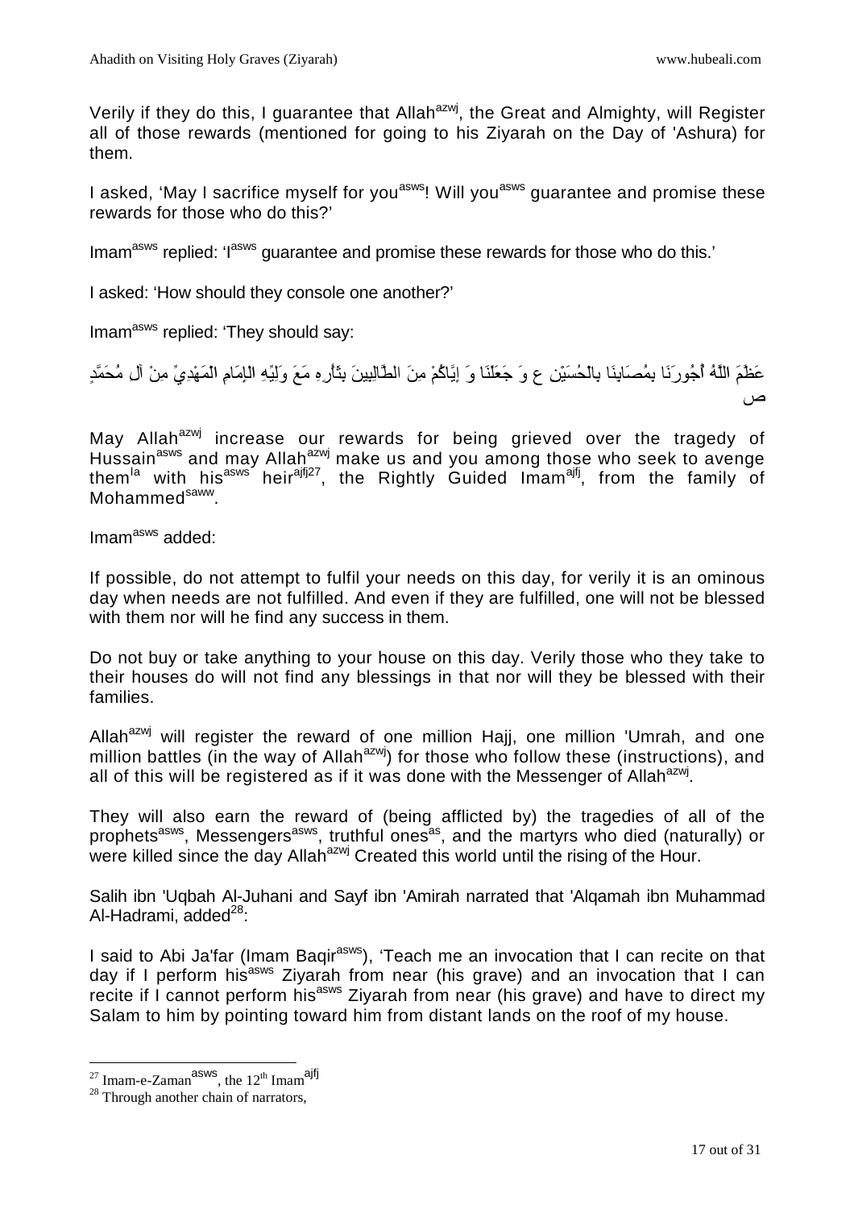Verily if they do this, I guarantee that Allah[azwj], the Great and Almighty, will Register all of those rewards (mentioned for going to his Ziyarah on the Day of 'Ashura) for them.

I asked, 'May I sacrifice myself for you[asws]! Will you[asws] guarantee and promise these rewards for those who do this?'

Imam[asws] replied: 'I[asws] guarantee and promise these rewards for those who do this.'

I asked: 'How should they console one another?'

Imam[asws] replied: 'They should say:

عَظَّمَ اللَّهُ أُجُورَنَا بِمُصَابِنَا بِالْحُسَيْنِ ع وَ جَعَلَنَا وَ إِيَّاكُمْ مِنَ الطَّالِبِينَ بِثَأْرِهِ مَعَ وَلِيِّهِ الْإِمَامِ الْمَهْدِيِّ مِنْ آلِ مُحَمَّدٍ ص

May Allah[azwj] increase our rewards for being grieved over the tragedy of Hussain[asws] and may Allah[azwj] make us and you among those who seek to avenge them[la] with his[asws] heir[ajfj27], the Rightly Guided Imam[ajfj], from the family of Mohammed[saww].

Imam[asws] added:

If possible, do not attempt to fulfil your needs on this day, for verily it is an ominous day when needs are not fulfilled. And even if they are fulfilled, one will not be blessed with them nor will he find any success in them.

Do not buy or take anything to your house on this day. Verily those who they take to their houses do will not find any blessings in that nor will they be blessed with their families.

Allah[azwj] will register the reward of one million Hajj, one million 'Umrah, and one million battles (in the way of Allah[azwj]) for those who follow these (instructions), and all of this will be registered as if it was done with the Messenger of Allah[azwj].

They will also earn the reward of (being afflicted by) the tragedies of all of the prophets[asws], Messengers[asws], truthful ones[as], and the martyrs who died (naturally) or were killed since the day Allah[azwj] Created this world until the rising of the Hour.

Salih ibn 'Uqbah Al-Juhani and Sayf ibn 'Amirah narrated that 'Alqamah ibn Muhammad Al-Hadrami, added[28]:

I said to Abi Ja'far (Imam Baqir[asws]), 'Teach me an invocation that I can recite on that day if I perform his[asws] Ziyarah from near (his grave) and an invocation that I can recite if I cannot perform his[asws] Ziyarah from near (his grave) and have to direct my Salam to him by pointing toward him from distant lands on the roof of my house.

---

[27] Imam-e-Zaman[asws], the 12th Imam[ajfj]

[28] Through another chain of narrators,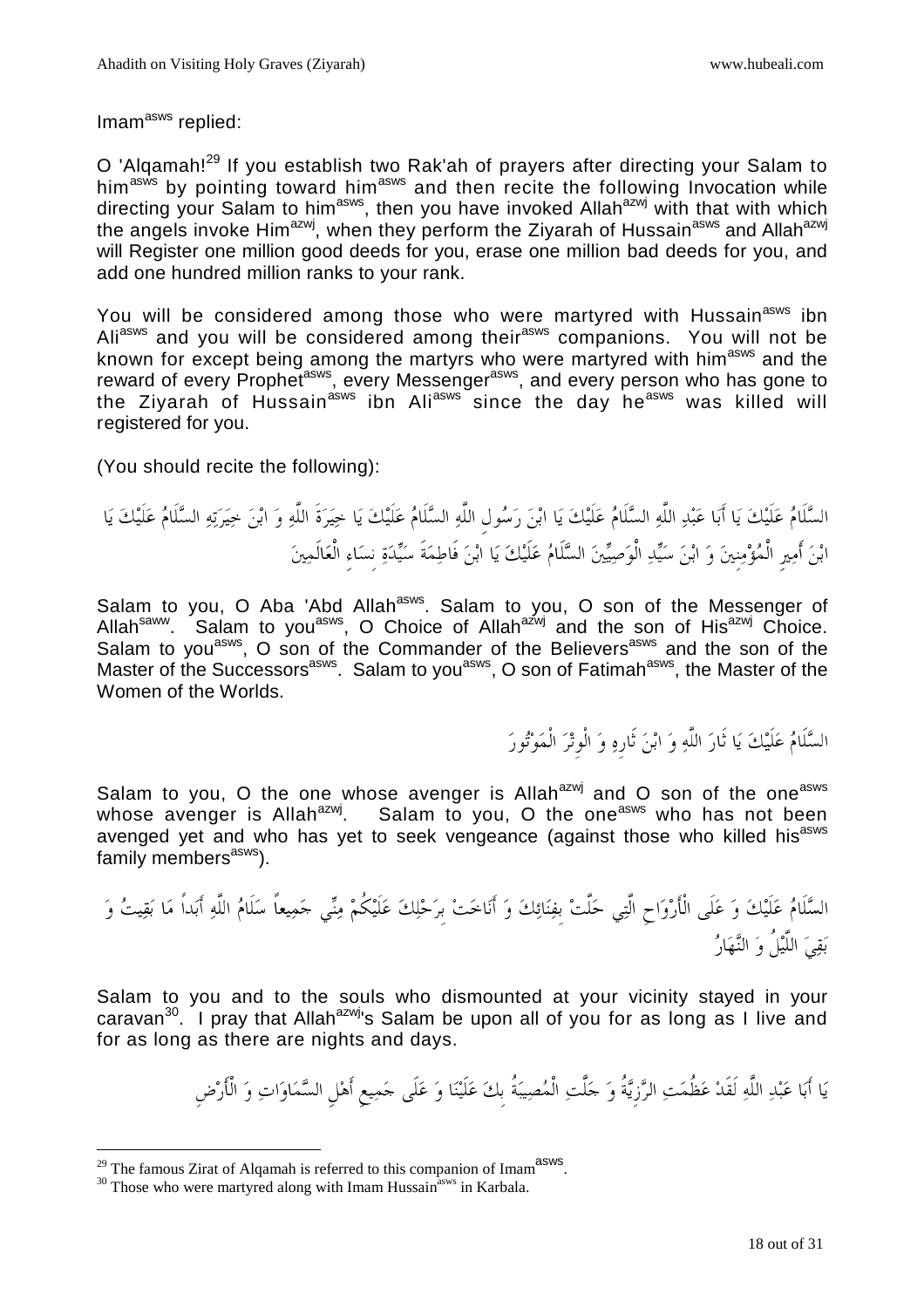Imam[asws] replied:

O 'Alqamah![29] If you establish two Rak'ah of prayers after directing your Salam to him[asws] by pointing toward him[asws] and then recite the following Invocation while directing your Salam to him[asws], then you have invoked Allah[azwj] with that with which the angels invoke Him[azwj], when they perform the Ziyarah of Hussain[asws] and Allah[azwj] will Register one million good deeds for you, erase one million bad deeds for you, and add one hundred million ranks to your rank.

You will be considered among those who were martyred with Hussain[asws] ibn Ali[asws] and you will be considered among their[asws] companions. You will not be known for except being among the martyrs who were martyred with him[asws] and the reward of every Prophet[asws], every Messenger[asws], and every person who has gone to the Ziyarah of Hussain[asws] ibn Ali[asws] since the day he[asws] was killed will registered for you.

(You should recite the following):

السَّلَامُ عَلَيْكَ يَا أَبَا عَبْدِ اللَّهِ السَّلَامُ عَلَيْكَ يَا ابْنَ رَسُولِ اللَّهِ السَّلَامُ عَلَيْكَ يَا خِيَرَةَ اللَّهِ وَ ابْنَ خِيَرَتِهِ السَّلَامُ عَلَيْكَ يَا ابْنَ أَمِيرِ الْمُؤْمِنِينَ وَ ابْنَ سَيِّدِ الْوَصِيِّينَ السَّلَامُ عَلَيْكَ يَا ابْنَ فَاطِمَةَ سَيِّدَةِ نِسَاءِ الْعَالَمِينَ

Salam to you, O Aba 'Abd Allah[asws]. Salam to you, O son of the Messenger of Allah[saww]. Salam to you[asws], O Choice of Allah[azwj] and the son of His[azwj] Choice. Salam to you[asws], O son of the Commander of the Believers[asws] and the son of the Master of the Successors[asws]. Salam to you[asws], O son of Fatimah[asws], the Master of the Women of the Worlds.

السَّلَامُ عَلَيْكَ يَا ثَارَ اللَّهِ وَ ابْنَ ثَارِهِ وَ الْوِتْرَ الْمَوْتُورَ

Salam to you, O the one whose avenger is Allah[azwj] and O son of the one[asws] whose avenger is Allah[azwj]. Salam to you, O the one[asws] who has not been avenged yet and who has yet to seek vengeance (against those who killed his[asws] family members[asws]).

السَّلَامُ عَلَيْكَ وَ عَلَى الْأَرْوَاحِ الَّتِي حَلَّتْ بِفِنَائِكَ وَ أَنَاخَتْ بِرَحْلِكَ عَلَيْكُمْ مِنِّي جَمِيعاً سَلَامُ اللَّهِ أَبَداً مَا بَقِيتُ وَ بَقِيَ اللَّيْلُ وَ النَّهَارُ

Salam to you and to the souls who dismounted at your vicinity stayed in your caravan[30]. I pray that Allah[azwj]'s Salam be upon all of you for as long as I live and for as long as there are nights and days.

يَا أَبَا عَبْدِ اللَّهِ لَقَدْ عَظُمَتِ الرَّزِيَّةُ وَ جَلَّتِ الْمُصِيبَةُ بِكَ عَلَيْنَا وَ عَلَى جَمِيعِ أَهْلِ السَّمَاوَاتِ وَ الْأَرْضِ

---

[29] The famous Zirat of Alqamah is referred to this companion of Imam[asws].

[30] Those who were martyred along with Imam Hussain[asws] in Karbala.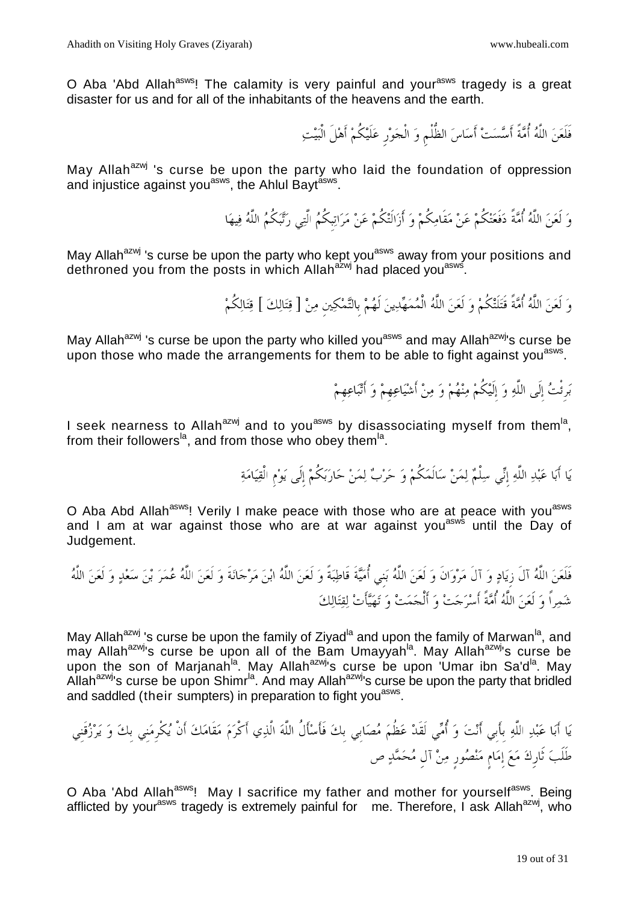O Aba 'Abd Allah[asws]! The calamity is very painful and your[asws] tragedy is a great disaster for us and for all of the inhabitants of the heavens and the earth.

فَلَعَنَ اللَّهُ أُمَّةً أَسَّسَتْ أَسَاسَ الظُّلْمِ وَ الْجَوْرِ عَلَيْكُمْ أَهْلَ الْبَيْتِ

May Allah[azwj] 's curse be upon the party who laid the foundation of oppression and injustice against you[asws], the Ahlul Bayt[asws].

وَ لَعَنَ اللَّهُ أُمَّةً دَفَعَتْكُمْ عَنْ مَقَامِكُمْ وَ أَزَالَتْكُمْ عَنْ مَرَاتِبِكُمُ الَّتِي رَتَّبَكُمُ اللَّهُ فِيهَا

May Allah[azwj] 's curse be upon the party who kept you[asws] away from your positions and dethroned you from the posts in which Allah[azwj] had placed you[asws].

وَ لَعَنَ اللَّهُ أُمَّةً قَتَلَتْكُمْ وَ لَعَنَ اللَّهُ الْمُمَهِّدِينَ لَهُمْ بِالتَّمْكِينِ مِنْ [ قِتَالِكَ ] قِتَالِكُمْ

May Allah[azwj] 's curse be upon the party who killed you[asws] and may Allah[azwj]'s curse be upon those who made the arrangements for them to be able to fight against you[asws].

بَرِئْتُ إِلَى اللَّهِ وَ إِلَيْكُمْ مِنْهُمْ وَ مِنْ أَشْيَاعِهِمْ وَ أَتْبَاعِهِمْ

I seek nearness to Allah[azwj] and to you[asws] by disassociating myself from them[la], from their followers[la], and from those who obey them[la].

يَا أَبَا عَبْدِ اللَّهِ إِنِّي سِلْمٌ لِمَنْ سَالَمَكُمْ وَ حَرْبٌ لِمَنْ حَارَبَكُمْ إِلَى يَوْمِ الْقِيَامَةِ

O Aba Abd Allah[asws]! Verily I make peace with those who are at peace with you[asws] and I am at war against those who are at war against you[asws] until the Day of Judgement.

فَلَعَنَ اللَّهُ آلَ زِيَادٍ وَ آلَ مَرْوَانَ وَ لَعَنَ اللَّهُ بَنِي أُمَيَّةَ قَاطِبَةً وَ لَعَنَ اللَّهُ ابْنَ مَرْجَانَةَ وَ لَعَنَ اللَّهُ عُمَرَ بْنَ سَعْدٍ وَ لَعَنَ اللَّهُ شَمِراً وَ لَعَنَ اللَّهُ أُمَّةً أَسْرَجَتْ وَ أَلْجَمَتْ وَ تَهَيَّأَتْ لِقِتَالِكَ

May Allah[azwj] 's curse be upon the family of Ziyad[la] and upon the family of Marwan[la], and may Allah[azwj]'s curse be upon all of the Bam Umayyah[la]. May Allah[azwj]'s curse be upon the son of Marjanah[la]. May Allah[azwj]'s curse be upon 'Umar ibn Sa'd[la]. May Allah[azwj]'s curse be upon Shimr[la]. And may Allah[azwj]'s curse be upon the party that bridled and saddled (their sumpters) in preparation to fight you[asws].

يَا أَبَا عَبْدِ اللَّهِ بِأَبِي أَنْتَ وَ أُمِّي لَقَدْ عَظُمَ مُصَابِي بِكَ فَأَسْأَلُ اللَّهَ الَّذِي أَكْرَمَ مَقَامَكَ أَنْ يُكْرِمَنِي بِكَ وَ يَرْزُقَنِي طَلَبَ ثَارِكَ مَعَ إِمَامٍ مَنْصُورٍ مِنْ آلِ مُحَمَّدٍ ص

O Aba 'Abd Allah[asws]! May I sacrifice my father and mother for yourself[asws]. Being afflicted by your[asws] tragedy is extremely painful for me. Therefore, I ask Allah[azwj], who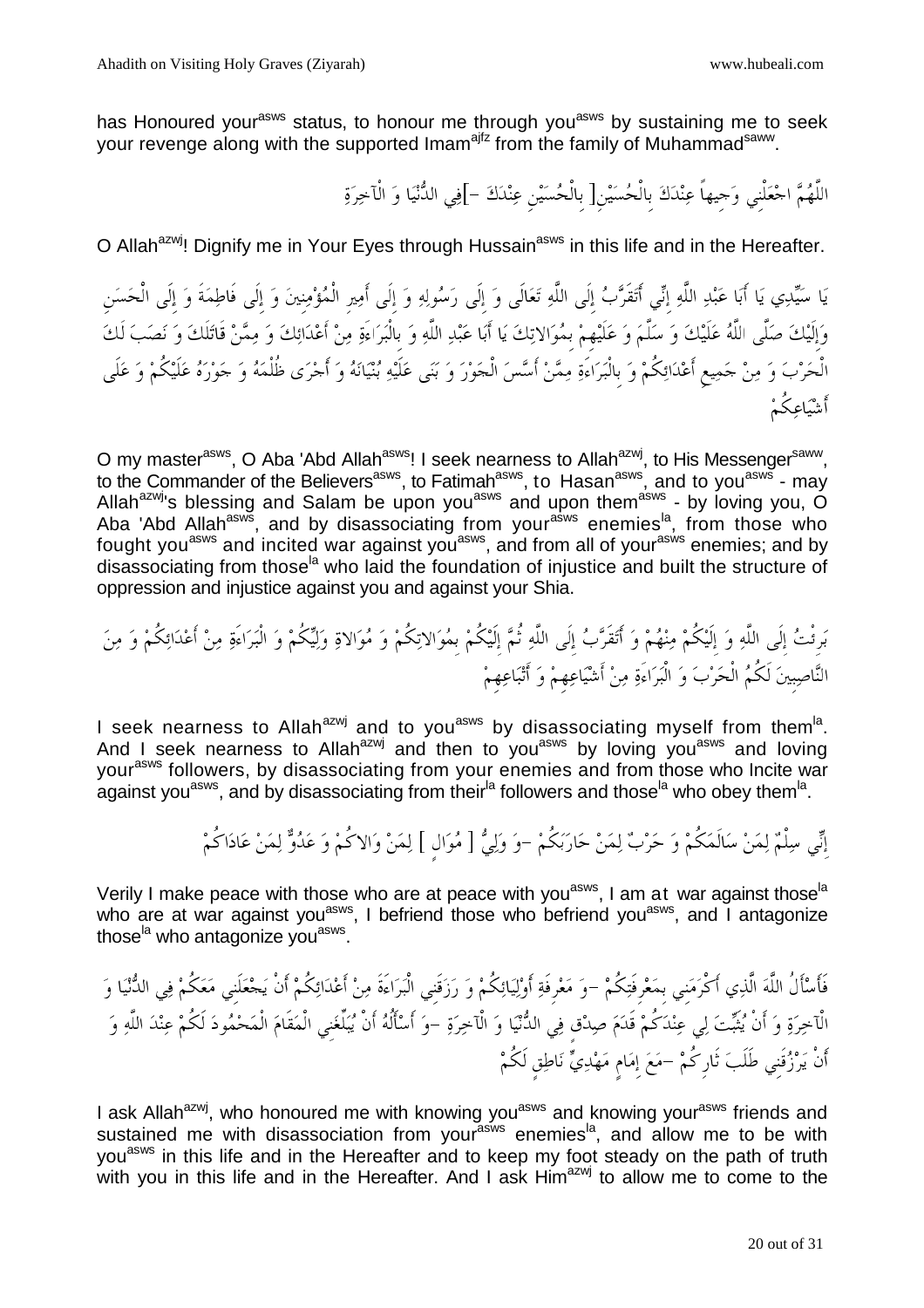has Honoured your[asws] status, to honour me through you[asws] by sustaining me to seek your revenge along with the supported Imam[ajfz] from the family of Muhammad[saww].

اللّهُمَّ اجْعَلْنِي وَجِيهاً عِنْدَكَ بِالْحُسَيْنِ[ بِالْحُسَيْنِ عِنْدَكَ -]فِي الدُّنْيَا وَ الْآخِرَةِ

O Allah[azwj]! Dignify me in Your Eyes through Hussain[asws] in this life and in the Hereafter.

يَا سَيِّدِي يَا أَبَا عَبْدِ اللَّهِ إِنِّي أَتَقَرَّبُ إِلَى اللَّهِ تَعَالَى وَ إِلَى رَسُولِهِ وَ إِلَى أَمِيرِ الْمُؤْمِنِينَ وَ إِلَى فَاطِمَةَ وَ إِلَى الْحَسَنِ وَإِلَيْكَ صَلَّى اللَّهُ عَلَيْكَ وَ سَلَّمَ وَ عَلَيْهِمْ بِمُوَالاتِكَ يَا أَبَا عَبْدِ اللَّهِ وَ بِالْبَرَاءَةِ مِنْ أَعْدَائِكَ وَ مِمَّنْ قَاتَلَكَ وَ نَصَبَ لَكَ الْحَرْبَ وَ مِنْ جَمِيعِ أَعْدَائِكُمْ وَ بِالْبَرَاءَةِ مِمَّنْ أَسَّسَ الْجَوْرَ وَ بَنَى عَلَيْهِ بُنْيَانَهُ وَ أَجْرَى ظُلْمَهُ وَ جَوْرَهُ عَلَيْكُمْ وَ عَلَى أَشْيَاعِكُمْ

O my master[asws], O Aba 'Abd Allah[asws]! I seek nearness to Allah[azwj], to His Messenger[saww], to the Commander of the Believers[asws], to Fatimah[asws], to Hasan[asws], and to you[asws] - may Allah[azwj]'s blessing and Salam be upon you[asws] and upon them[asws] - by loving you, O Aba 'Abd Allah[asws], and by disassociating from your[asws] enemies[la], from those who fought you[asws] and incited war against you[asws], and from all of your[asws] enemies; and by disassociating from those[la] who laid the foundation of injustice and built the structure of oppression and injustice against you and against your Shia.

بَرِئْتُ إِلَى اللَّهِ وَ إِلَيْكُمْ مِنْهُمْ وَ أَتَقَرَّبُ إِلَى اللَّهِ ثُمَّ إِلَيْكُمْ بِمُوَالاتِكُمْ وَ مُوَالاةِ وَلِيِّكُمْ وَ الْبَرَاءَةِ مِنْ أَعْدَائِكُمْ وَ مِنَ النَّاصِبِينَ لَكُمُ الْحَرْبَ وَ الْبَرَاءَةِ مِنْ أَشْيَاعِهِمْ وَ أَتْبَاعِهِمْ

I seek nearness to Allah[azwj] and to you[asws] by disassociating myself from them[la]. And I seek nearness to Allah[azwj] and then to you[asws] by loving you[asws] and loving your[asws] followers, by disassociating from your enemies and from those who Incite war against you[asws], and by disassociating from their[la] followers and those[la] who obey them[la].

إِنِّي سِلْمٌ لِمَنْ سَالَمَكُمْ وَ حَرْبٌ لِمَنْ حَارَبَكُمْ -وَ وَلِيٌّ [ مُوَالٍ ] لِمَنْ وَالاكُمْ وَ عَدُوٌّ لِمَنْ عَادَاكُمْ

Verily I make peace with those who are at peace with you[asws], I am at war against those[la] who are at war against you[asws], I befriend those who befriend you[asws], and I antagonize those[la] who antagonize you[asws].

فَأَسْأَلُ اللَّهَ الَّذِي أَكْرَمَنِي بِمَعْرِفَتِكُمْ -وَ مَعْرِفَةِ أَوْلِيَائِكُمْ وَ رَزَقَنِي الْبَرَاءَةَ مِنْ أَعْدَائِكُمْ أَنْ يَجْعَلَنِي مَعَكُمْ فِي الدُّنْيَا وَ الْآخِرَةِ وَ أَنْ يُثَبِّتَ لِي عِنْدَكُمْ قَدَمَ صِدْقٍ فِي الدُّنْيَا وَ الْآخِرَةِ -وَ أَسْأَلُهُ أَنْ يُبَلِّغَنِي الْمَقَامَ الْمَحْمُودَ لَكُمْ عِنْدَ اللَّهِ وَ أَنْ يَرْزُقَنِي طَلَبَ ثَارِكُمْ -مَعَ إِمَامٍ مَهْدِيٍّ نَاطِقٍ لَكُمْ

I ask Allah[azwj], who honoured me with knowing you[asws] and knowing your[asws] friends and sustained me with disassociation from your[asws] enemies[la], and allow me to be with you[asws] in this life and in the Hereafter and to keep my foot steady on the path of truth with you in this life and in the Hereafter. And I ask Him[azwj] to allow me to come to the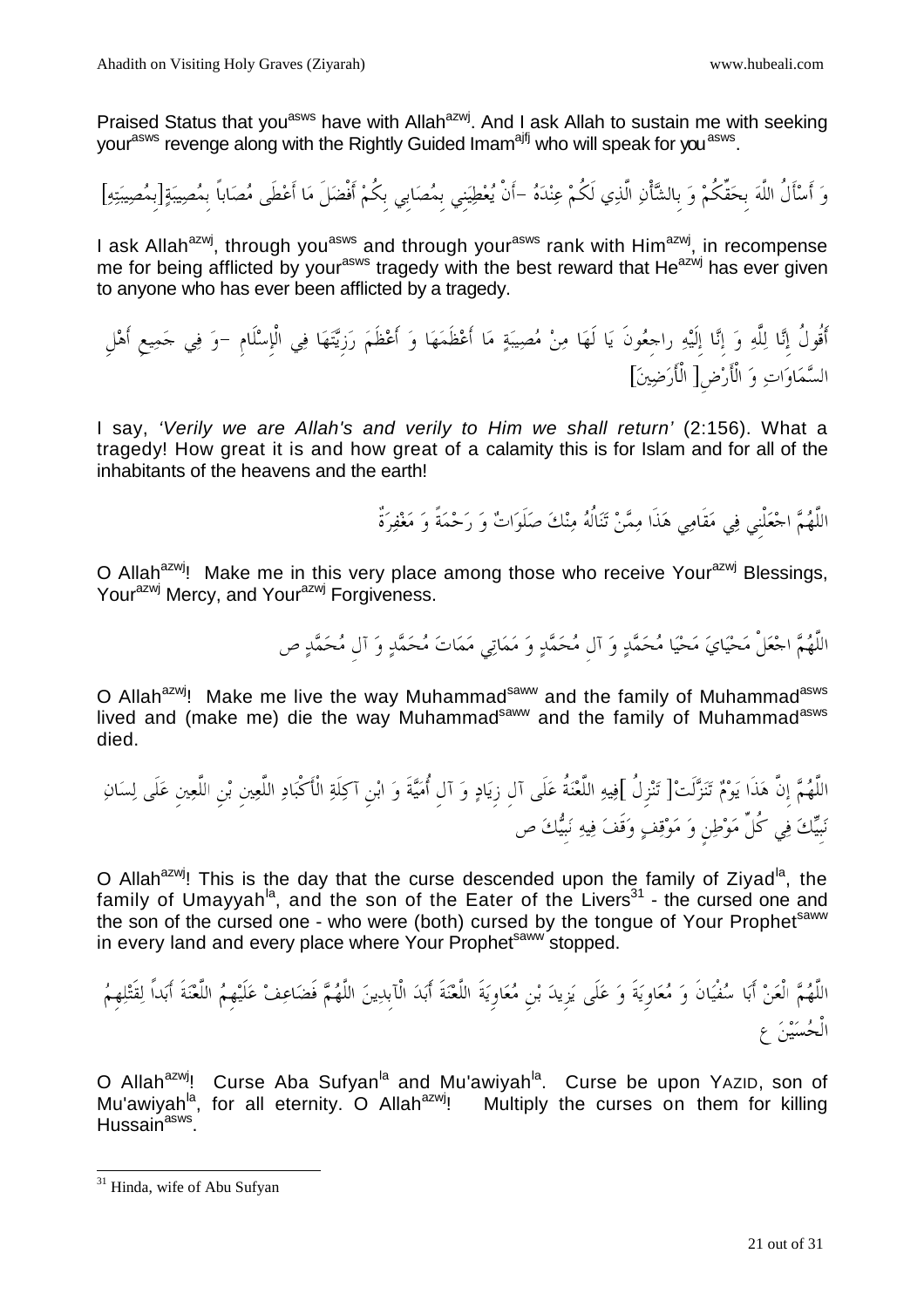Praised Status that you[asws] have with Allah[azwj]. And I ask Allah to sustain me with seeking your[asws] revenge along with the Rightly Guided Imam[ajfj] who will speak for you[asws].

وَ أَسْأَلُ اللَّهَ بِحَقِّكُمْ وَ بِالشَّأْنِ الَّذِي لَكُمْ عِنْدَهُ -أَنْ يُعْطِيَنِي بِمُصَابِي بِكُمْ أَفْضَلَ مَا أَعْطَى مُصَاباً بِمُصِيبَةٍ[بِمُصِيبَتِهِ]

I ask Allah[azwj], through you[asws] and through your[asws] rank with Him[azwj], in recompense me for being afflicted by your[asws] tragedy with the best reward that He[azwj] has ever given to anyone who has ever been afflicted by a tragedy.

أَقُولُ إِنَّا لِلَّهِ وَ إِنَّا إِلَيْهِ راجِعُونَ يَا لَهَا مِنْ مُصِيبَةٍ مَا أَعْظَمَهَا وَ أَعْظَمَ رَزِيَّتَهَا فِي الْإِسْلَامِ -وَ فِي جَمِيعِ أَهْلِ السَّمَاوَاتِ وَ الْأَرْضِ[ الْأَرَضِينَ]

I say, *'Verily we are Allah's and verily to Him we shall return'* (2:156). What a tragedy! How great it is and how great of a calamity this is for Islam and for all of the inhabitants of the heavens and the earth!

اللَّهُمَّ اجْعَلْنِي فِي مَقَامِي هَذَا مِمَّنْ تَنَالُهُ مِنْكَ صَلَوَاتٌ وَ رَحْمَةٌ وَ مَغْفِرَةٌ

O Allah[azwj]! Make me in this very place among those who receive Your[azwj] Blessings, Your[azwj] Mercy, and Your[azwj] Forgiveness.

اللَّهُمَّ اجْعَلْ مَحْيَايَ مَحْيَا مُحَمَّدٍ وَ آلِ مُحَمَّدٍ وَ مَمَاتِي مَمَاتَ مُحَمَّدٍ وَ آلِ مُحَمَّدٍ ص

O Allah[azwj]! Make me live the way Muhammad[saww] and the family of Muhammad[asws] lived and (make me) die the way Muhammad[saww] and the family of Muhammad[asws] died.

اللَّهُمَّ إِنَّ هَذَا يَوْمٌ تَنَزَّلَتْ[ تَنْزِلُ ]فِيهِ اللَّعْنَةُ عَلَى آلِ زِيَادٍ وَ آلِ أُمَيَّةَ وَ ابْنِ آكِلَةِ الْأَكْبَادِ اللَّعِينِ بْنِ اللَّعِينِ عَلَى لِسَانِ نَبِيِّكَ فِي كُلِّ مَوْطِنٍ وَ مَوْقِفٍ وَقَفَ فِيهِ نَبِيُّكَ ص

O Allah[azwj]! This is the day that the curse descended upon the family of Ziyad[la], the family of Umayyah[la], and the son of the Eater of the Livers[31] - the cursed one and the son of the cursed one - who were (both) cursed by the tongue of Your Prophet[saww] in every land and every place where Your Prophet[saww] stopped.

اللَّهُمَّ الْعَنْ أَبَا سُفْيَانَ وَ مُعَاوِيَةَ وَ عَلَى يَزِيدَ بْنِ مُعَاوِيَةَ اللَّعْنَةَ أَبَدَ الْآبِدِينَ اللَّهُمَّ فَضَاعِفْ عَلَيْهِمُ اللَّعْنَةَ أَبَداً لِقَتْلِهِمُ الْحُسَيْنَ ع

O Allah[azwj]! Curse Aba Sufyan[la] and Mu'awiyah[la]. Curse be upon YAZID, son of Mu'awiyah[la], for all eternity. O Allah[azwj]! Multiply the curses on them for killing Hussain[asws].

---

[31] Hinda, wife of Abu Sufyan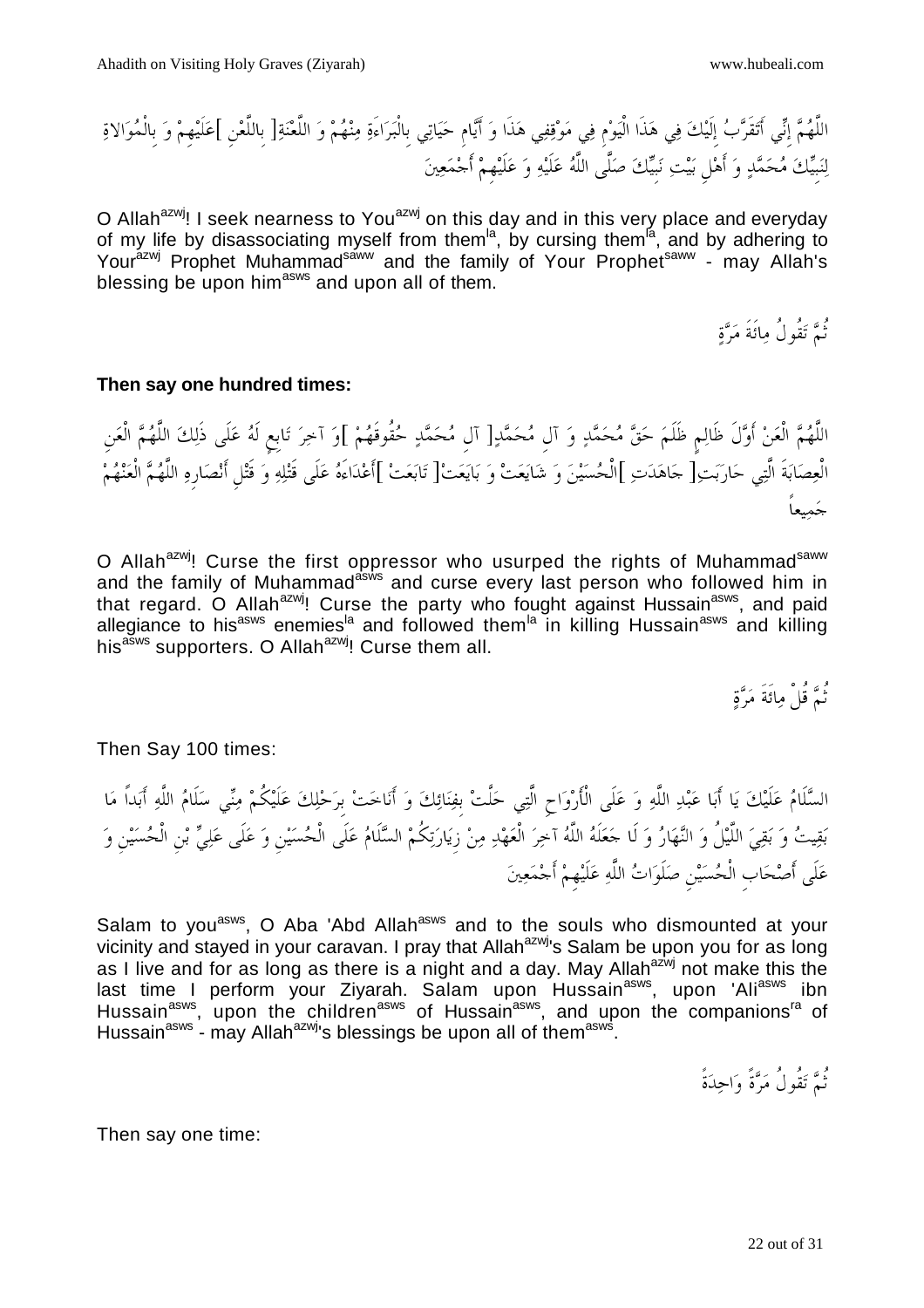اللَّهُمَّ إِنِّي أَتَقَرَّبُ إِلَيْكَ فِي هَذَا الْيَوْمِ فِي مَوْقِفِي هَذَا وَ أَيَّامِ حَيَاتِي بِالْبَرَاءَةِ مِنْهُمْ وَ اللَّعْنَةِ[ بِاللَّعْنِ ]عَلَيْهِمْ وَ بِالْمُوَالاةِ لِنَبِيِّكَ مُحَمَّدٍ وَ أَهْلِ بَيْتِ نَبِيِّكَ صَلَّى اللَّهُ عَلَيْهِ وَ عَلَيْهِمْ أَجْمَعِينَ

O Allah[azwj]! I seek nearness to You[azwj] on this day and in this very place and everyday of my life by disassociating myself from them[la], by cursing them[la], and by adhering to Your[azwj] Prophet Muhammad[saww] and the family of Your Prophet[saww] - may Allah's blessing be upon him[asws] and upon all of them.

ثُمَّ تَقُولُ مِائَةَ مَرَّةٍ

**Then say one hundred times:**

اللَّهُمَّ الْعَنْ أَوَّلَ ظَالِمٍ ظَلَمَ حَقَّ مُحَمَّدٍ وَ آلِ مُحَمَّدٍ[ آلِ مُحَمَّدٍ حُقُوقَهُمْ ]وَ آخِرَ تَابِعٍ لَهُ عَلَى ذَلِكَ اللَّهُمَّ الْعَنِ الْعِصَابَةَ الَّتِي حَارَبَتِ[ جَاهَدَتِ ]الْحُسَيْنَ وَ شَايَعَتْ وَ بَايَعَتْ[ تَابَعَتْ ]أَعْدَاءَهُ عَلَى قَتْلِهِ وَ قَتْلِ أَنْصَارِهِ اللَّهُمَّ الْعَنْهُمْ جَمِيعاً

O Allah[azwj]! Curse the first oppressor who usurped the rights of Muhammad[saww] and the family of Muhammad[asws] and curse every last person who followed him in that regard. O Allah[azwj]! Curse the party who fought against Hussain[asws], and paid allegiance to his[asws] enemies[la] and followed them[la] in killing Hussain[asws] and killing his[asws] supporters. O Allah[azwj]! Curse them all.

ثُمَّ قُلْ مِائَةَ مَرَّةٍ

Then Say 100 times:

السَّلَامُ عَلَيْكَ يَا أَبَا عَبْدِ اللَّهِ وَ عَلَى الْأَرْوَاحِ الَّتِي حَلَّتْ بِفِنَائِكَ وَ أَنَاخَتْ بِرَحْلِكَ عَلَيْكُمْ مِنِّي سَلَامُ اللَّهِ أَبَداً مَا بَقِيتُ وَ بَقِيَ اللَّيْلُ وَ النَّهَارُ وَ لَا جَعَلَهُ اللَّهُ آخِرَ الْعَهْدِ مِنْ زِيَارَتِكُمْ السَّلَامُ عَلَى الْحُسَيْنِ وَ عَلَى عَلِيِّ بْنِ الْحُسَيْنِ وَ عَلَى أَصْحَابِ الْحُسَيْنِ صَلَوَاتُ اللَّهِ عَلَيْهِمْ أَجْمَعِينَ

Salam to you[asws], O Aba 'Abd Allah[asws] and to the souls who dismounted at your vicinity and stayed in your caravan. I pray that Allah[azwj]'s Salam be upon you for as long as I live and for as long as there is a night and a day. May Allah[azwj] not make this the last time I perform your Ziyarah. Salam upon Hussain[asws], upon 'Ali[asws] ibn Hussain[asws], upon the children[asws] of Hussain[asws], and upon the companions[ra] of Hussain[asws] - may Allah[azwj]'s blessings be upon all of them[asws].

ثُمَّ تَقُولُ مَرَّةً وَاحِدَةً

Then say one time: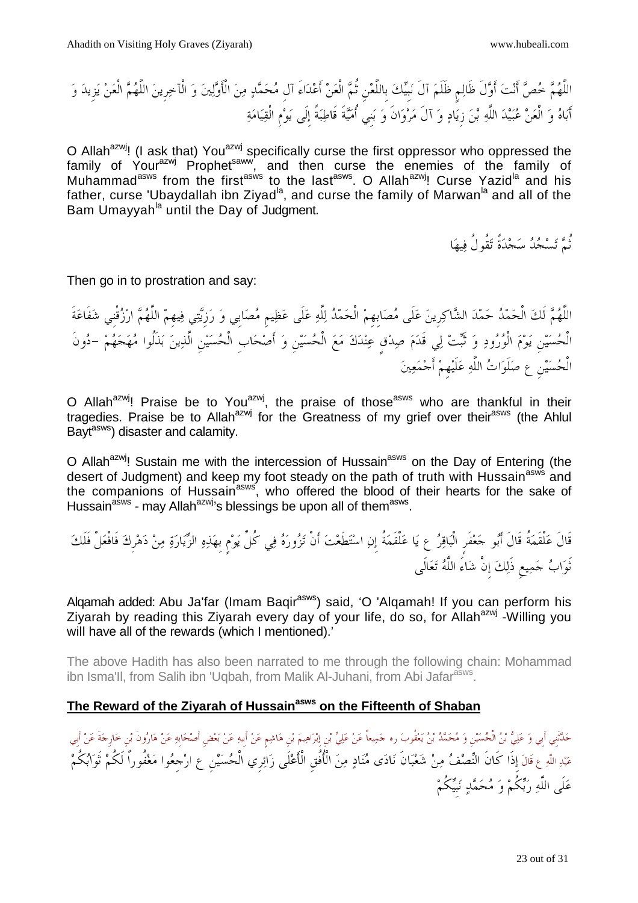اللَّهُمَّ خُصَّ أَنْتَ أَوَّلَ ظَالِمٍ ظَلَمَ آلَ نَبِيِّكَ بِاللَّعْنِ ثُمَّ الْعَنْ أَعْدَاءَ آلِ مُحَمَّدٍ مِنَ الْأَوَّلِينَ وَ الْآخِرِينَ اللَّهُمَّ الْعَنْ يَزِيدَ وَ أَبَاهُ وَ الْعَنْ عُبَيْدَ اللَّهِ بْنَ زِيَادٍ وَ آلَ مَرْوَانَ وَ بَنِي أُمَيَّةَ قَاطِبَةً إِلَى يَوْمِ الْقِيَامَةِ

O Allah[azwj]! (I ask that) You[azwj] specifically curse the first oppressor who oppressed the family of Your[azwj] Prophet[saww], and then curse the enemies of the family of Muhammad[asws] from the first[asws] to the last[asws]. O Allah[azwj]! Curse Yazid[la] and his father, curse 'Ubaydallah ibn Ziyad[la], and curse the family of Marwan[la] and all of the Bam Umayyah[la] until the Day of Judgment.

ثُمَّ تَسْجُدُ سَجْدَةً تَقُولُ فِيهَا

Then go in to prostration and say:

اللَّهُمَّ لَكَ الْحَمْدُ حَمْدَ الشَّاكِرِينَ عَلَى مُصَابِهِمْ الْحَمْدُ لِلَّهِ عَلَى عَظِيمِ مُصَابِي وَ رَزِيَّتِي فِيهِمْ اللَّهُمَّ ارْزُقْنِي شَفَاعَةَ الْحُسَيْنِ يَوْمَ الْوُرُودِ وَ ثَبِّتْ لِي قَدَمَ صِدْقٍ عِنْدَكَ مَعَ الْحُسَيْنِ وَ أَصْحَابِ الْحُسَيْنِ الَّذِينَ بَذَلُوا مُهَجَهُمْ -دُونَ الْحُسَيْنِ ع صَلَوَاتُ اللَّهِ عَلَيْهِمْ أَجْمَعِينَ

O Allah[azwj]! Praise be to You[azwj], the praise of those[asws] who are thankful in their tragedies. Praise be to Allah[azwj] for the Greatness of my grief over their[asws] (the Ahlul Bayt[asws]) disaster and calamity.

O Allah[azwj]! Sustain me with the intercession of Hussain[asws] on the Day of Entering (the desert of Judgment) and keep my foot steady on the path of truth with Hussain[asws] and the companions of Hussain[asws], who offered the blood of their hearts for the sake of Hussain[asws] - may Allah[azwj]'s blessings be upon all of them[asws].

قَالَ عَلْقَمَةُ قَالَ أَبُو جَعْفَرٍ الْبَاقِرُ ع يَا عَلْقَمَةُ إِنِ اسْتَطَعْتَ أَنْ تَزُورَهُ فِي كُلِّ يَوْمٍ بِهَذِهِ الزِّيَارَةِ مِنْ دَهْرِكَ فَافْعَلْ فَلَكَ ثَوَابُ جَمِيعِ ذَلِكَ إِنْ شَاءَ اللَّهُ تَعَالَى

Alqamah added: Abu Ja'far (Imam Baqir[asws]) said, 'O 'Alqamah! If you can perform his Ziyarah by reading this Ziyarah every day of your life, do so, for Allah[azwj] -Willing you will have all of the rewards (which I mentioned).'

The above Hadith has also been narrated to me through the following chain: Mohammad ibn Isma'll, from Salih ibn 'Uqbah, from Malik Al-Juhani, from Abi Jafar[asws].

## The Reward of the Ziyarah of Hussain[asws] on the Fifteenth of Shaban

حَدَّثَنِي أَبِي وَ عَلِيُّ بْنُ الْحُسَيْنِ وَ مُحَمَّدُ بْنُ يَعْقُوبَ ره جَمِيعاً عَنْ عَلِيِّ بْنِ إِبْرَاهِيمَ بْنِ هَاشِمٍ عَنْ أَبِيهِ عَنْ بَعْضِ أَصْحَابِهِ عَنْ هَارُونَ بْنِ خَارِجَةَ عَنْ أَبِي عَبْدِ اللَّهِ ع قَالَ إِذَا كَانَ النِّصْفُ مِنْ شَعْبَانَ نَادَى مُنَادٍ مِنَ الْأُفُقِ الْأَعْلَى زَائِرِي الْحُسَيْنِ ع ارْجِعُوا مَغْفُوراً لَكُمْ ثَوَابُكُمْ عَلَى اللَّهِ رَبِّكُمْ وَ مُحَمَّدٍ نَبِيِّكُمْ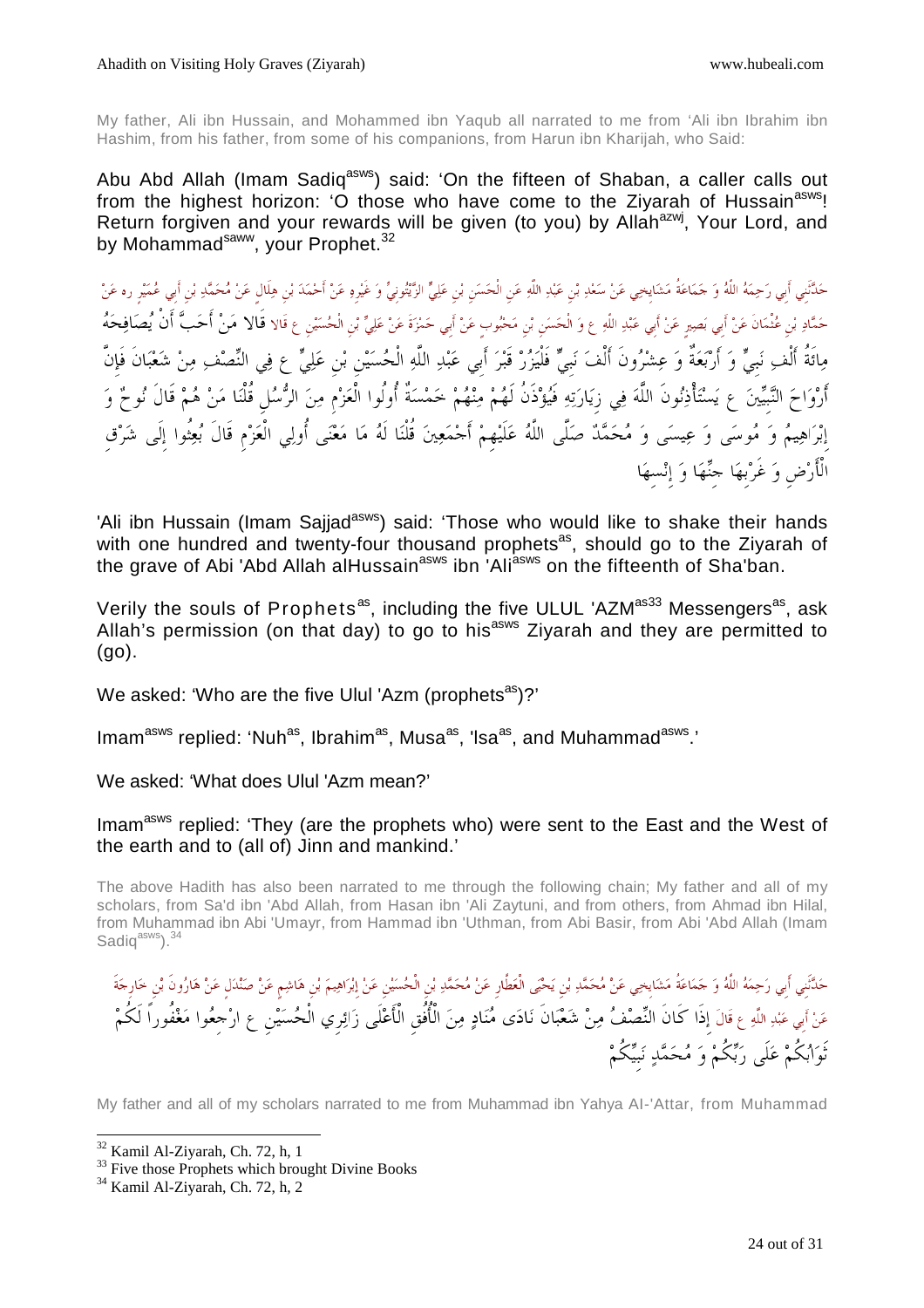My father, Ali ibn Hussain, and Mohammed ibn Yaqub all narrated to me from 'Ali ibn Ibrahim ibn Hashim, from his father, from some of his companions, from Harun ibn Kharijah, who Said:

Abu Abd Allah (Imam Sadiq[asws]) said: 'On the fifteen of Shaban, a caller calls out from the highest horizon: 'O those who have come to the Ziyarah of Hussain[asws]! Return forgiven and your rewards will be given (to you) by Allah[azwj], Your Lord, and by Mohammad[saww], your Prophet.[32]

حَدَّثَنِي أَبِي رَحِمَهُ اللَّهُ وَ جَمَاعَةُ مَشَايِخِي عَنْ سَعْدِ بْنِ عَبْدِ اللَّهِ عَنِ الْحَسَنِ بْنِ عَلِيٍّ الزَّيْتُونِيِّ وَ غَيْرِهِ عَنْ أَحْمَدَ بْنِ هِلَالٍ عَنْ مُحَمَّدِ بْنِ أَبِي عُمَيْرٍ ره عَنْ حَمَّادِ بْنِ عُثْمَانَ عَنْ أَبِي بَصِيرٍ عَنْ أَبِي عَبْدِ اللَّهِ ع وَ الْحَسَنِ بْنِ مَحْبُوبٍ عَنْ أَبِي حَمْزَةَ عَنْ عَلِيِّ بْنِ الْحُسَيْنِ ع قَالا قَالا مَنْ أَحَبَّ أَنْ يُصَافِحَهُ مِائَةُ أَلْفِ نَبِيٍّ وَ عِشْرُونَ أَلْفَ نَبِيٍّ وَ أَرْبَعَةٌ فَلْيَزُرْ قَبْرَ أَبِي عَبْدِ اللَّهِ الْحُسَيْنِ بْنِ عَلِيٍّ ع فِي النِّصْفِ مِنْ شَعْبَانَ فَإِنَّ أَرْوَاحَ النَّبِيِّينَ ع يَسْتَأْذِنُونَ اللَّهَ فِي زِيَارَتِهِ فَيُؤْذَنُ لَهُمْ مِنْهُمْ خَمْسَةٌ أُولُوا الْعَزْمِ مِنَ الرُّسُلِ قُلْنَا مَنْ هُمْ قَالَ نُوحٌ وَ إِبْرَاهِيمُ وَ مُوسَى وَ عِيسَى وَ مُحَمَّدٌ صَلَّى اللَّهُ عَلَيْهِمْ أَجْمَعِينَ قُلْنَا لَهُ مَا مَعْنَى أُولِي الْعَزْمِ قَالَ بُعِثُوا إِلَى شَرْقِ الْأَرْضِ وَ غَرْبِهَا جِنِّهَا وَ إِنْسِهَا

'Ali ibn Hussain (Imam Sajjad[asws]) said: 'Those who would like to shake their hands with one hundred and twenty-four thousand prophets[as], should go to the Ziyarah of the grave of Abi 'Abd Allah alHussain[asws] ibn 'Ali[asws] on the fifteenth of Sha'ban.

Verily the souls of Prophets[as], including the five ULUL 'AZM[as][33] Messengers[as], ask Allah's permission (on that day) to go to his[asws] Ziyarah and they are permitted to (go).

We asked: 'Who are the five Ulul 'Azm (prophets[as])?'

Imam[asws] replied: 'Nuh[as], Ibrahim[as], Musa[as], 'Isa[as], and Muhammad[asws].'

We asked: 'What does Ulul 'Azm mean?'

Imam[asws] replied: 'They (are the prophets who) were sent to the East and the West of the earth and to (all of) Jinn and mankind.'

The above Hadith has also been narrated to me through the following chain; My father and all of my scholars, from Sa'd ibn 'Abd Allah, from Hasan ibn 'Ali Zaytuni, and from others, from Ahmad ibn Hilal, from Muhammad ibn Abi 'Umayr, from Hammad ibn 'Uthman, from Abi Basir, from Abi 'Abd Allah (Imam Sadiq[asws]).[34]

حَدَّثَنِي أَبِي رَحِمَهُ اللَّهُ وَ جَمَاعَةُ مَشَايِخِي عَنْ مُحَمَّدِ بْنِ يَحْيَى الْعَطَّارِ عَنْ مُحَمَّدِ بْنِ الْحُسَيْنِ عَنْ إِبْرَاهِيمَ بْنِ هَاشِمٍ عَنْ صَنْدَلٍ عَنْ هَارُونَ بْنِ خَارِجَةَ عَنْ أَبِي عَبْدِ اللَّهِ ع قَالَ إِذَا كَانَ النِّصْفُ مِنْ شَعْبَانَ نَادَى مُنَادٍ مِنَ الْأُفُقِ الْأَعْلَى زَائِرِي الْحُسَيْنِ ع ارْجِعُوا مَغْفُوراً لَكُمْ ثَوَابُكُمْ عَلَى رَبِّكُمْ وَ مُحَمَّدٍ نَبِيِّكُمْ

My father and all of my scholars narrated to me from Muhammad ibn Yahya Al-'Attar, from Muhammad

---

[32] Kamil Al-Ziyarah, Ch. 72, h, 1

[33] Five those Prophets which brought Divine Books

[34] Kamil Al-Ziyarah, Ch. 72, h, 2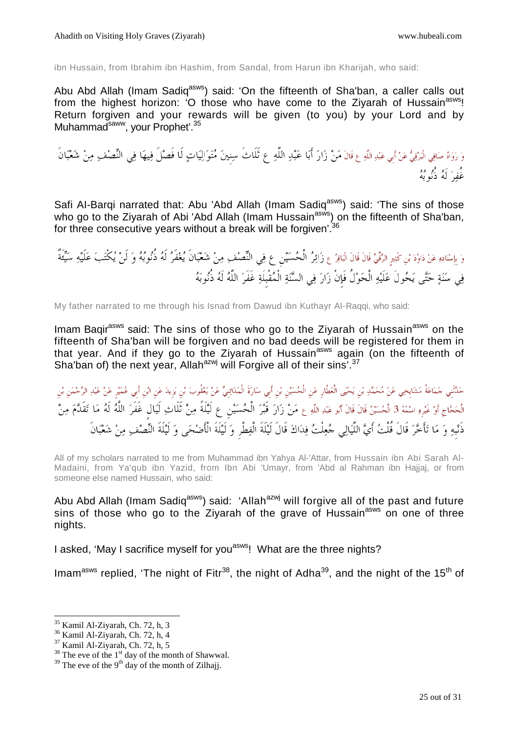ibn Hussain, from Ibrahim ibn Hashim, from Sandal, from Harun ibn Kharijah, who said:

Abu Abd Allah (Imam Sadiq[asws]) said: 'On the fifteenth of Sha'ban, a caller calls out from the highest horizon: 'O those who have come to the Ziyarah of Hussain[asws]! Return forgiven and your rewards will be given (to you) by your Lord and by Muhammad[saww], your Prophet'.[35]

وَ رَوَاهُ صَافِي الْبَرْقِيُّ عَنْ أَبِي عَبْدِ اللَّهِ ع قَالَ مَنْ زَارَ أَبَا عَبْدِ اللَّهِ ع ثَلَاثَ سِنِينَ مُتَوَالِيَاتٍ لَا فَصْلَ فِيهَا فِي النِّصْفِ مِنْ شَعْبَانَ غُفِرَ لَهُ ذُنُوبُهُ

Safi Al-Barqi narrated that: Abu 'Abd Allah (Imam Sadiq[asws]) said: 'The sins of those who go to the Ziyarah of Abi 'Abd Allah (Imam Hussain[asws]) on the fifteenth of Sha'ban, for three consecutive years without a break will be forgiven'.[36]

وَ بِإِسْنَادِهِ عَنْ دَاوُدَ بْنِ كَثِيرٍ الرَّقِّيِّ قَالَ قَالَ الْبَاقِرُ ع زَائِرُ الْحُسَيْنِ ع فِي النِّصْفِ مِنْ شَعْبَانَ يُغْفَرُ لَهُ ذُنُوبُهُ وَ لَنْ يُكْتَبَ عَلَيْهِ سَيِّئَةٌ فِي سَنَةٍ حَتَّى يَحُولَ عَلَيْهِ الْحَوْلُ فَإِنْ زَارَ فِي السَّنَةِ الْمُقْبِلَةِ غَفَرَ اللَّهُ لَهُ ذُنُوبَهُ

My father narrated to me through his Isnad from Dawud ibn Kuthayr Al-Raqqi, who said:

Imam Baqir[asws] said: The sins of those who go to the Ziyarah of Hussain[asws] on the fifteenth of Sha'ban will be forgiven and no bad deeds will be registered for them in that year. And if they go to the Ziyarah of Hussain[asws] again (on the fifteenth of Sha'ban of) the next year, Allah[azwj] will Forgive all of their sins'.[37]

حَدَّثَنِي جَمَاعَةُ مَشَايِخِي عَنْ مُحَمَّدِ بْنِ يَحْيَى الْعَطَّارِ عَنِ الْحُسَيْنِ بْنِ أَبِي سَارَةَ الْمَدَائِنِيِّ عَنْ يَعْقُوبَ بْنِ يَزِيدَ عَنِ ابْنِ أَبِي عُمَيْرٍ عَنْ عَبْدِ الرَّحْمَنِ بْنِ الْحَجَّاجِ أَوْ غَيْرِهِ اسْمُهُ 3 الْحُسَيْنُ قَالَ قَالَ أَبُو عَبْدِ اللَّهِ ع مَنْ زَارَ قَبْرَ الْحُسَيْنِ ع لَيْلَةً مِنْ ثَلَاثِ لَيَالٍ غَفَرَ اللَّهُ لَهُ مَا تَقَدَّمَ مِنْ ذَنْبِهِ وَ مَا تَأَخَّرَ قَالَ قُلْتُ أَيَّ اللَّيَالِي جُعِلْتُ فِدَاكَ قَالَ لَيْلَةَ الْفِطْرِ وَ لَيْلَةَ الْأَضْحَى وَ لَيْلَةَ النِّصْفِ مِنْ شَعْبَانَ

All of my scholars narrated to me from Muhammad ibn Yahya Al-'Attar, from Hussain ibn Abi Sarah Al-Madaini, from Ya'qub ibn Yazid, from Ibn Abi 'Umayr, from 'Abd al Rahman ibn Hajjaj, or from someone else named Hussain, who said:

Abu Abd Allah (Imam Sadiq[asws]) said: 'Allah[azwj] will forgive all of the past and future sins of those who go to the Ziyarah of the grave of Hussain[asws] on one of three nights.

I asked, 'May I sacrifice myself for you[asws]! What are the three nights?

Imam[asws] replied, 'The night of Fitr[38], the night of Adha[39], and the night of the 15th of

---

[35] Kamil Al-Ziyarah, Ch. 72, h, 3

[36] Kamil Al-Ziyarah, Ch. 72, h, 4

[37] Kamil Al-Ziyarah, Ch. 72, h, 5

[38] The eve of the 1st day of the month of Shawwal.

[39] The eve of the 9th day of the month of Zilhajj.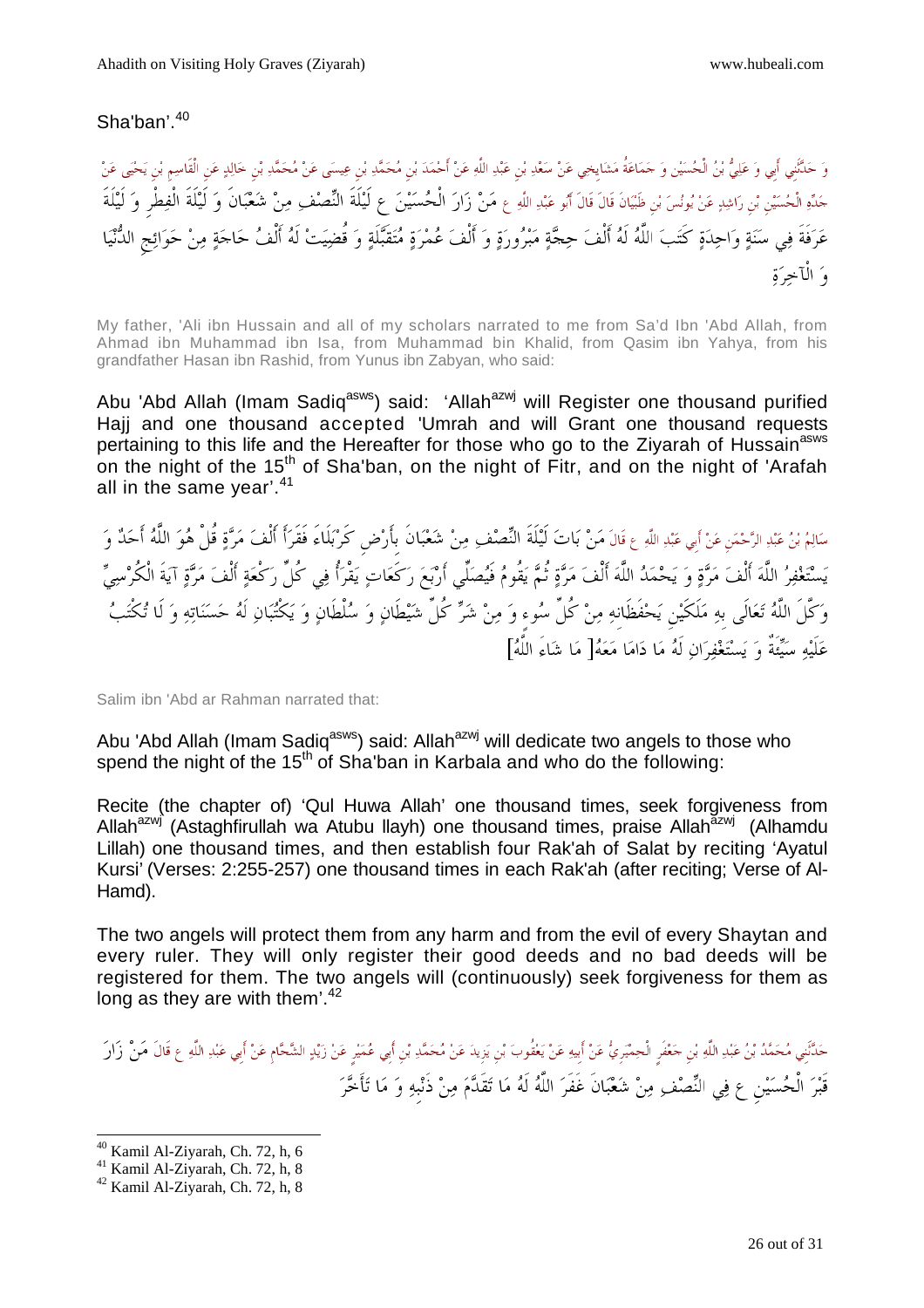Sha'ban'.[40]

وَ حَدَّثَنِي أَبِي وَ عَلِيُّ بْنُ الْحُسَيْنِ وَ جَمَاعَةُ مَشَايِخِي عَنْ سَعْدِ بْنِ عَبْدِ اللَّهِ عَنْ أَحْمَدَ بْنِ مُحَمَّدِ بْنِ عِيسَى عَنْ مُحَمَّدِ بْنِ خَالِدٍ عَنِ الْقَاسِمِ بْنِ يَحْيَى عَنْ جَدِّهِ الْحُسَيْنِ بْنِ رَاشِدٍ عَنْ يُونُسَ بْنِ ظَبْيَانَ قَالَ قَالَ أَبُو عَبْدِ اللَّهِ ع مَنْ زَارَ الْحُسَيْنَ ع لَيْلَةَ النِّصْفِ مِنْ شَعْبَانَ وَ لَيْلَةَ الْفِطْرِ وَ لَيْلَةَ عَرَفَةَ فِي سَنَةٍ وَاحِدَةٍ كَتَبَ اللَّهُ لَهُ أَلْفَ حِجَّةٍ مَبْرُورَةٍ وَ أَلْفَ عُمْرَةٍ مُتَقَبَّلَةٍ وَ قُضِيَتْ لَهُ أَلْفُ حَاجَةٍ مِنْ حَوَائِجِ الدُّنْيَا وَ الْآخِرَةِ

My father, 'Ali ibn Hussain and all of my scholars narrated to me from Sa'd Ibn 'Abd Allah, from Ahmad ibn Muhammad ibn Isa, from Muhammad bin Khalid, from Qasim ibn Yahya, from his grandfather Hasan ibn Rashid, from Yunus ibn Zabyan, who said:

Abu 'Abd Allah (Imam Sadiq[asws]) said: 'Allah[azwj] will Register one thousand purified Hajj and one thousand accepted 'Umrah and will Grant one thousand requests pertaining to this life and the Hereafter for those who go to the Ziyarah of Hussain[asws] on the night of the 15th of Sha'ban, on the night of Fitr, and on the night of 'Arafah all in the same year'.[41]

سَالِمُ بْنُ عَبْدِ الرَّحْمَنِ عَنْ أَبِي عَبْدِ اللَّهِ ع قَالَ مَنْ بَاتَ لَيْلَةَ النِّصْفِ مِنْ شَعْبَانَ بِأَرْضِ كَرْبَلَاءَ فَقَرَأَ أَلْفَ مَرَّةٍ قُلْ هُوَ اللَّهُ أَحَدٌ وَ يَسْتَغْفِرُ اللَّهَ أَلْفَ مَرَّةٍ وَ يَحْمَدُ اللَّهَ أَلْفَ مَرَّةٍ ثُمَّ يَقُومُ فَيُصَلِّي أَرْبَعَ رَكَعَاتٍ يَقْرَأُ فِي كُلِّ رَكْعَةٍ أَلْفَ مَرَّةٍ آيَةَ الْكُرْسِيِّ وَكَّلَ اللَّهُ تَعَالَى بِهِ مَلَكَيْنِ يَحْفَظَانِهِ مِنْ كُلِّ سُوءٍ وَ مِنْ شَرِّ كُلِّ شَيْطَانٍ وَ سُلْطَانٍ وَ يَكْتُبَانِ لَهُ حَسَنَاتِهِ وَ لَا تُكْتَبُ عَلَيْهِ سَيِّئَةٌ وَ يَسْتَغْفِرَانِ لَهُ مَا دَامَا مَعَهُ[ مَا شَاءَ اللَّهُ]

Salim ibn 'Abd ar Rahman narrated that:

Abu 'Abd Allah (Imam Sadiq[asws]) said: Allah[azwj] will dedicate two angels to those who spend the night of the 15th of Sha'ban in Karbala and who do the following:

Recite (the chapter of) 'Qul Huwa Allah' one thousand times, seek forgiveness from Allah[azwj] (Astaghfirullah wa Atubu llayh) one thousand times, praise Allah[azwj] (Alhamdu Lillah) one thousand times, and then establish four Rak'ah of Salat by reciting 'Ayatul Kursi' (Verses: 2:255-257) one thousand times in each Rak'ah (after reciting; Verse of Al-Hamd).

The two angels will protect them from any harm and from the evil of every Shaytan and every ruler. They will only register their good deeds and no bad deeds will be registered for them. The two angels will (continuously) seek forgiveness for them as long as they are with them'.[42]

حَدَّثَنِي مُحَمَّدُ بْنُ عَبْدِ اللَّهِ بْنِ جَعْفَرٍ الْحِمْيَرِيُّ عَنْ أَبِيهِ عَنْ يَعْقُوبَ بْنِ يَزِيدَ عَنْ مُحَمَّدِ بْنِ أَبِي عُمَيْرٍ عَنْ زَيْدٍ الشَّحَّامِ عَنْ أَبِي عَبْدِ اللَّهِ ع قَالَ مَنْ زَارَ قَبْرَ الْحُسَيْنِ ع فِي النِّصْفِ مِنْ شَعْبَانَ غَفَرَ اللَّهُ لَهُ مَا تَقَدَّمَ مِنْ ذَنْبِهِ وَ مَا تَأَخَّرَ

---

[40] Kamil Al-Ziyarah, Ch. 72, h, 6

[41] Kamil Al-Ziyarah, Ch. 72, h, 8

[42] Kamil Al-Ziyarah, Ch. 72, h, 8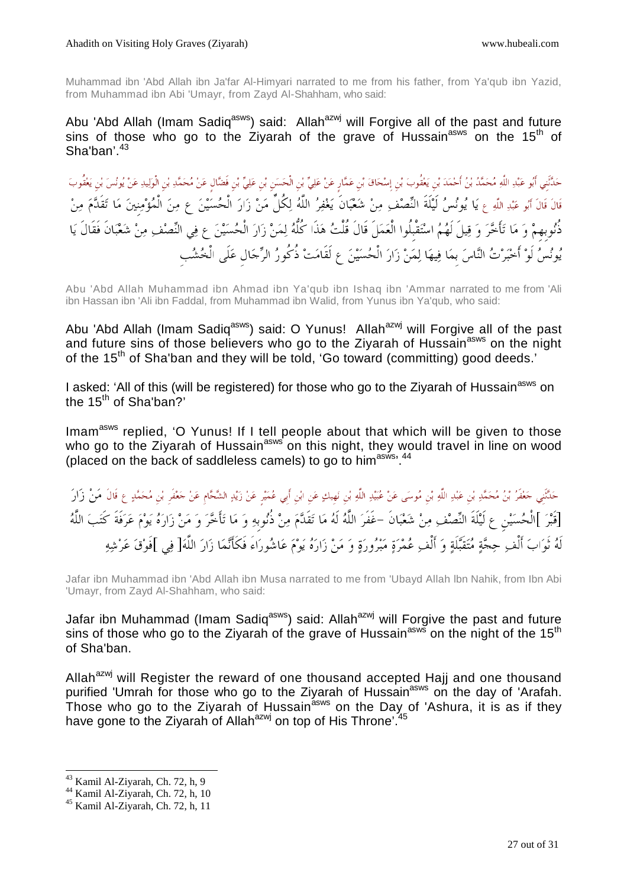Muhammad ibn 'Abd Allah ibn Ja'far Al-Himyari narrated to me from his father, from Ya'qub ibn Yazid, from Muhammad ibn Abi 'Umayr, from Zayd Al-Shahham, who said:

Abu 'Abd Allah (Imam Sadiq[asws]) said: Allah[azwj] will Forgive all of the past and future sins of those who go to the Ziyarah of the grave of Hussain[asws] on the 15[th] of Sha'ban'.[43]

حَدَّثَنِي أَبُو عَبْدِ اللَّهِ مُحَمَّدُ بْنُ أَحْمَدَ بْنِ يَعْقُوبَ بْنِ إِسْحَاقَ بْنِ عَمَّارٍ عَنْ عَلِيِّ بْنِ الْحَسَنِ بْنِ عَلِيِّ بْنِ فَضَّالٍ عَنْ مُحَمَّدِ بْنِ الْوَلِيدِ عَنْ يُونُسَ بْنِ يَعْقُوبَ قَالَ قَالَ أَبُو عَبْدِ اللَّهِ ع يَا يُونُسُ لَيْلَةَ النِّصْفِ مِنْ شَعْبَانَ يَغْفِرُ اللَّهُ لِكُلِّ مَنْ زَارَ الْحُسَيْنَ ع مِنَ الْمُؤْمِنِينَ مَا تَقَدَّمَ مِنْ ذُنُوبِهِمْ وَ مَا تَأَخَّرَ وَ قِيلَ لَهُمُ اسْتَقْبِلُوا الْعَمَلَ قَالَ قُلْتُ هَذَا كُلُّهُ لِمَنْ زَارَ الْحُسَيْنَ ع فِي النِّصْفِ مِنْ شَعْبَانَ فَقَالَ يَا يُونُسُ لَوْ أَخْبَرْتُ النَّاسَ بِمَا فِيهَا لِمَنْ زَارَ الْحُسَيْنَ ع لَقَامَتْ ذُكُورُ الرِّجَالِ عَلَى الْخُشُبِ

Abu 'Abd Allah Muhammad ibn Ahmad ibn Ya'qub ibn Ishaq ibn 'Ammar narrated to me from 'Ali ibn Hassan ibn 'Ali ibn Faddal, from Muhammad ibn Walid, from Yunus ibn Ya'qub, who said:

Abu 'Abd Allah (Imam Sadiq[asws]) said: O Yunus! Allah[azwj] will Forgive all of the past and future sins of those believers who go to the Ziyarah of Hussain[asws] on the night of the 15[th] of Sha'ban and they will be told, 'Go toward (committing) good deeds.'

I asked: 'All of this (will be registered) for those who go to the Ziyarah of Hussain[asws] on the 15[th] of Sha'ban?'

Imam[asws] replied, 'O Yunus! If I tell people about that which will be given to those who go to the Ziyarah of Hussain[asws] on this night, they would travel in line on wood (placed on the back of saddleless camels) to go to him[asws]'.[44]

حَدَّثَنِي جَعْفَرُ بْنُ مُحَمَّدِ بْنِ عَبْدِ اللَّهِ بْنِ مُوسَى عَنْ عُبَيْدِ اللَّهِ بْنِ نَهِيكٍ عَنِ ابْنِ أَبِي عُمَيْرٍ عَنْ زَيْدٍ الشَّحَّامِ عَنْ جَعْفَرِ بْنِ مُحَمَّدٍ ع قَالَ مَنْ زَارَ [قَبْرَ ]الْحُسَيْنِ ع لَيْلَةَ النِّصْفِ مِنْ شَعْبَانَ -غَفَرَ اللَّهُ لَهُ مَا تَقَدَّمَ مِنْ ذُنُوبِهِ وَ مَا تَأَخَّرَ وَ مَنْ زَارَهُ يَوْمَ عَرَفَةَ كَتَبَ اللَّهُ لَهُ ثَوَابَ أَلْفِ حِجَّةٍ مُتَقَبَّلَةٍ وَ أَلْفِ عُمْرَةٍ مَبْرُورَةٍ وَ مَنْ زَارَهُ يَوْمَ عَاشُورَاءَ فَكَأَنَّمَا زَارَ اللَّهَ[ فِي ]فَوْقَ عَرْشِهِ

Jafar ibn Muhammad ibn 'Abd Allah ibn Musa narrated to me from 'Ubayd Allah Ibn Nahik, from Ibn Abi 'Umayr, from Zayd Al-Shahham, who said:

Jafar ibn Muhammad (Imam Sadiq[asws]) said: Allah[azwj] will Forgive the past and future sins of those who go to the Ziyarah of the grave of Hussain[asws] on the night of the 15[th] of Sha'ban.

Allah[azwj] will Register the reward of one thousand accepted Hajj and one thousand purified 'Umrah for those who go to the Ziyarah of Hussain[asws] on the day of 'Arafah. Those who go to the Ziyarah of Hussain[asws] on the Day of 'Ashura, it is as if they have gone to the Ziyarah of Allah[azwj] on top of His Throne'.[45]

[43] Kamil Al-Ziyarah, Ch. 72, h, 9

[44] Kamil Al-Ziyarah, Ch. 72, h, 10

[45] Kamil Al-Ziyarah, Ch. 72, h, 11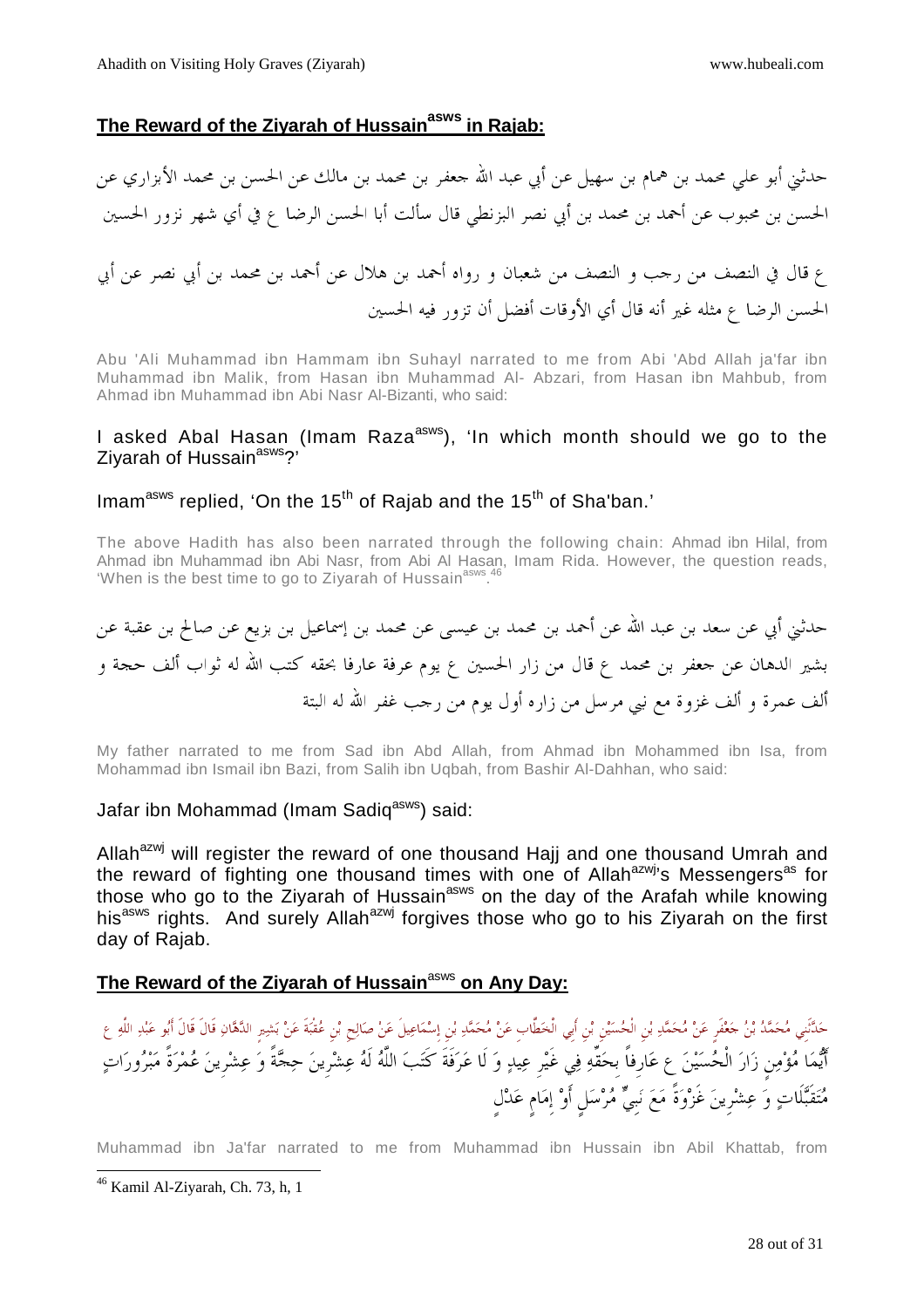## The Reward of the Ziyarah of Hussain[asws] in Rajab:

حدثني أبو علي محمد بن همام بن سهيل عن أبي عبد الله جعفر بن محمد بن مالك عن الحسن بن محمد الأبزاري عن الحسن بن محبوب عن أحمد بن محمد بن أبي نصر البزنطي قال سألت أبا الحسن الرضا ع في أي شهر نزور الحسين

ع قال في النصف من رجب و النصف من شعبان و رواه أحمد بن هلال عن أحمد بن محمد بن أبي نصر عن أبي الحسن الرضا ع مثله غير أنه قال أي الأوقات أفضل أن تزور فيه الحسين

Abu 'Ali Muhammad ibn Hammam ibn Suhayl narrated to me from Abi 'Abd Allah ja'far ibn Muhammad ibn Malik, from Hasan ibn Muhammad Al- Abzari, from Hasan ibn Mahbub, from Ahmad ibn Muhammad ibn Abi Nasr Al-Bizanti, who said:

I asked Abal Hasan (Imam Raza[asws]), 'In which month should we go to the Ziyarah of Hussain[asws]?'

Imam[asws] replied, 'On the 15th of Rajab and the 15th of Sha'ban.'

The above Hadith has also been narrated through the following chain: Ahmad ibn Hilal, from Ahmad ibn Muhammad ibn Abi Nasr, from Abi Al Hasan, Imam Rida. However, the question reads, 'When is the best time to go to Ziyarah of Hussain[asws].[46]

حدثني أبي عن سعد بن عبد الله عن أحمد بن محمد بن عيسى عن محمد بن إسماعيل بن بزيع عن صالح بن عقبة عن بشير الدهان عن جعفر بن محمد ع قال من زار الحسين ع يوم عرفة عارفا بحقه كتب الله له ثواب ألف حجة و ألف عمرة و ألف غزوة مع نبي مرسل من زاره أول يوم من رجب غفر الله له البتة

My father narrated to me from Sad ibn Abd Allah, from Ahmad ibn Mohammed ibn Isa, from Mohammad ibn Ismail ibn Bazi, from Salih ibn Uqbah, from Bashir Al-Dahhan, who said:

Jafar ibn Mohammad (Imam Sadiq[asws]) said:

Allah[azwj] will register the reward of one thousand Hajj and one thousand Umrah and the reward of fighting one thousand times with one of Allah[azwj]'s Messengers[as] for those who go to the Ziyarah of Hussain[asws] on the day of the Arafah while knowing his[asws] rights. And surely Allah[azwj] forgives those who go to his Ziyarah on the first day of Rajab.

## The Reward of the Ziyarah of Hussain[asws] on Any Day:

حَدَّثَنِي مُحَمَّدُ بْنُ جَعْفَرٍ عَنْ مُحَمَّدِ بْنِ الْحُسَيْنِ بْنِ أَبِي الْخَطَّابِ عَنْ مُحَمَّدِ بْنِ إِسْمَاعِيلَ عَنْ صَالِحِ بْنِ عُقْبَةَ عَنْ بَشِيرٍ الدَّهَّانِ قَالَ قَالَ أَبُو عَبْدِ اللَّهِ ع أَيُّمَا مُؤْمِنٍ زَارَ الْحُسَيْنَ ع عَارِفاً بِحَقِّهِ فِي غَيْرِ عِيدٍ وَ لَا عَرَفَةَ كَتَبَ اللَّهُ لَهُ عِشْرِينَ حِجَّةً وَ عِشْرِينَ عُمْرَةً مَبْرُورَاتٍ مُتَقَبَّلَاتٍ وَ عِشْرِينَ غَزْوَةً مَعَ نَبِيٍّ مُرْسَلٍ أَوْ إِمَامٍ عَدْلٍ

Muhammad ibn Ja'far narrated to me from Muhammad ibn Hussain ibn Abil Khattab, from

[46] Kamil Al-Ziyarah, Ch. 73, h, 1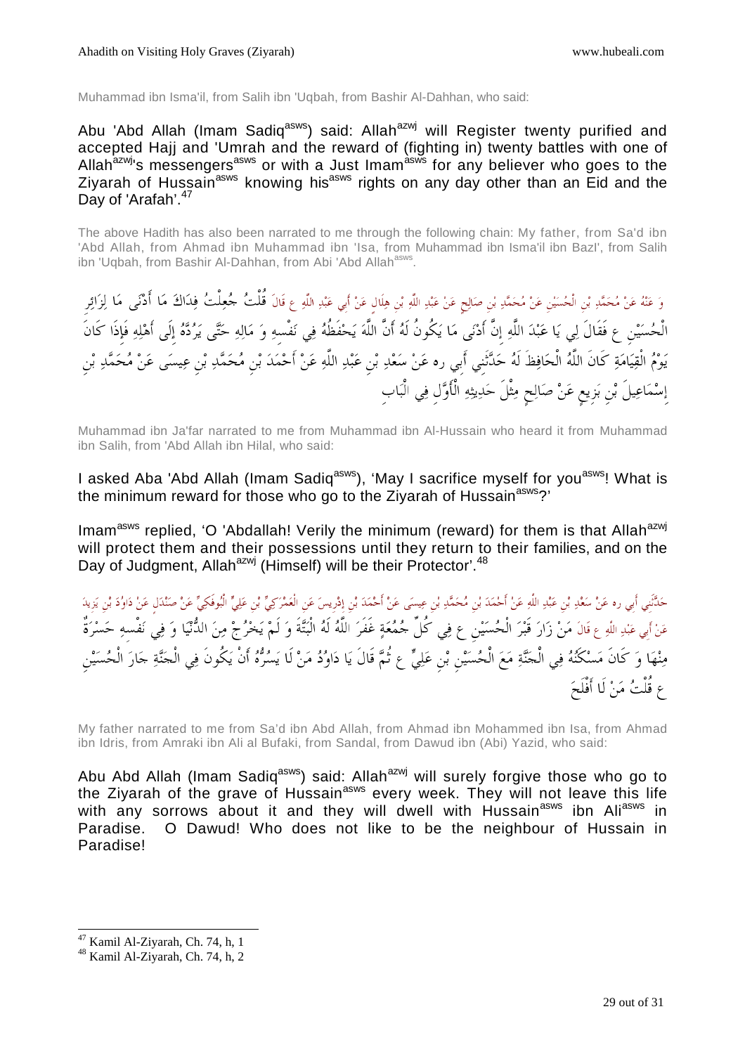Muhammad ibn Isma'il, from Salih ibn 'Uqbah, from Bashir Al-Dahhan, who said:

Abu 'Abd Allah (Imam Sadiq[asws]) said: Allah[azwj] will Register twenty purified and accepted Hajj and 'Umrah and the reward of (fighting in) twenty battles with one of Allah[azwj]'s messengers[asws] or with a Just Imam[asws] for any believer who goes to the Ziyarah of Hussain[asws] knowing his[asws] rights on any day other than an Eid and the Day of 'Arafah'.[47]

The above Hadith has also been narrated to me through the following chain: My father, from Sa'd ibn 'Abd Allah, from Ahmad ibn Muhammad ibn 'Isa, from Muhammad ibn Isma'il ibn BazI', from Salih ibn 'Uqbah, from Bashir Al-Dahhan, from Abi 'Abd Allah[asws].

وَ عَنْهُ عَنْ مُحَمَّدِ بْنِ الْحُسَيْنِ عَنْ مُحَمَّدِ بْنِ صَالِحٍ عَنْ عَبْدِ اللَّهِ بْنِ هِلَالٍ عَنْ أَبِي عَبْدِ اللَّهِ ع قَالَ قُلْتُ جُعِلْتُ فِدَاكَ مَا أَدْنَى مَا لِزَائِرِ الْحُسَيْنِ ع فَقَالَ لِي يَا عَبْدَ اللَّهِ إِنَّ أَدْنَى مَا يَكُونُ لَهُ أَنَّ اللَّهَ يَحْفَظُهُ فِي نَفْسِهِ وَ مَالِهِ حَتَّى يَرُدَّهُ إِلَى أَهْلِهِ فَإِذَا كَانَ يَوْمُ الْقِيَامَةِ كَانَ اللَّهُ الْحَافِظَ لَهُ حَدَّثَنِي أَبِي ره عَنْ سَعْدِ بْنِ عَبْدِ اللَّهِ عَنْ أَحْمَدَ بْنِ مُحَمَّدِ بْنِ عِيسَى عَنْ مُحَمَّدِ بْنِ إِسْمَاعِيلَ بْنِ بَزِيعٍ عَنْ صَالِحٍ مِثْلَ حَدِيثِهِ الْأَوَّلِ فِي الْبَابِ

Muhammad ibn Ja'far narrated to me from Muhammad ibn Al-Hussain who heard it from Muhammad ibn Salih, from 'Abd Allah ibn Hilal, who said:

I asked Aba 'Abd Allah (Imam Sadiq[asws]), 'May I sacrifice myself for you[asws]! What is the minimum reward for those who go to the Ziyarah of Hussain[asws]?'

Imam[asws] replied, 'O 'Abdallah! Verily the minimum (reward) for them is that Allah[azwj] will protect them and their possessions until they return to their families, and on the Day of Judgment, Allah[azwj] (Himself) will be their Protector'.[48]

حَدَّثَنِي أَبِي ره عَنْ سَعْدِ بْنِ عَبْدِ اللَّهِ عَنْ أَحْمَدَ بْنِ مُحَمَّدِ بْنِ عِيسَى عَنْ أَحْمَدَ بْنِ إِدْرِيسَ عَنِ الْعَمْرَكِيِّ بْنِ عَلِيٍّ الْبُوفَكِيِّ عَنْ صَنْدَلٍ عَنْ دَاوُدَ بْنِ يَزِيدَ عَنْ أَبِي عَبْدِ اللَّهِ ع قَالَ مَنْ زَارَ قَبْرَ الْحُسَيْنِ ع فِي كُلِّ جُمُعَةٍ غَفَرَ اللَّهُ لَهُ الْبَتَّةَ وَ لَمْ يَخْرُجْ مِنَ الدُّنْيَا وَ فِي نَفْسِهِ حَسْرَةٌ مِنْهَا وَ كَانَ مَسْكَنُهُ فِي الْجَنَّةِ مَعَ الْحُسَيْنِ بْنِ عَلِيٍّ ع ثُمَّ قَالَ يَا دَاوُدُ مَنْ لَا يَسُرُّهُ أَنْ يَكُونَ فِي الْجَنَّةِ جَارَ الْحُسَيْنِ ع قُلْتُ مَنْ لَا أَفْلَحَ

My father narrated to me from Sa'd ibn Abd Allah, from Ahmad ibn Mohammed ibn Isa, from Ahmad ibn Idris, from Amraki ibn Ali al Bufaki, from Sandal, from Dawud ibn (Abi) Yazid, who said:

Abu Abd Allah (Imam Sadiq[asws]) said: Allah[azwj] will surely forgive those who go to the Ziyarah of the grave of Hussain[asws] every week. They will not leave this life with any sorrows about it and they will dwell with Hussain[asws] ibn Ali[asws] in Paradise. O Dawud! Who does not like to be the neighbour of Hussain in Paradise!

---

[47] Kamil Al-Ziyarah, Ch. 74, h, 1

[48] Kamil Al-Ziyarah, Ch. 74, h, 2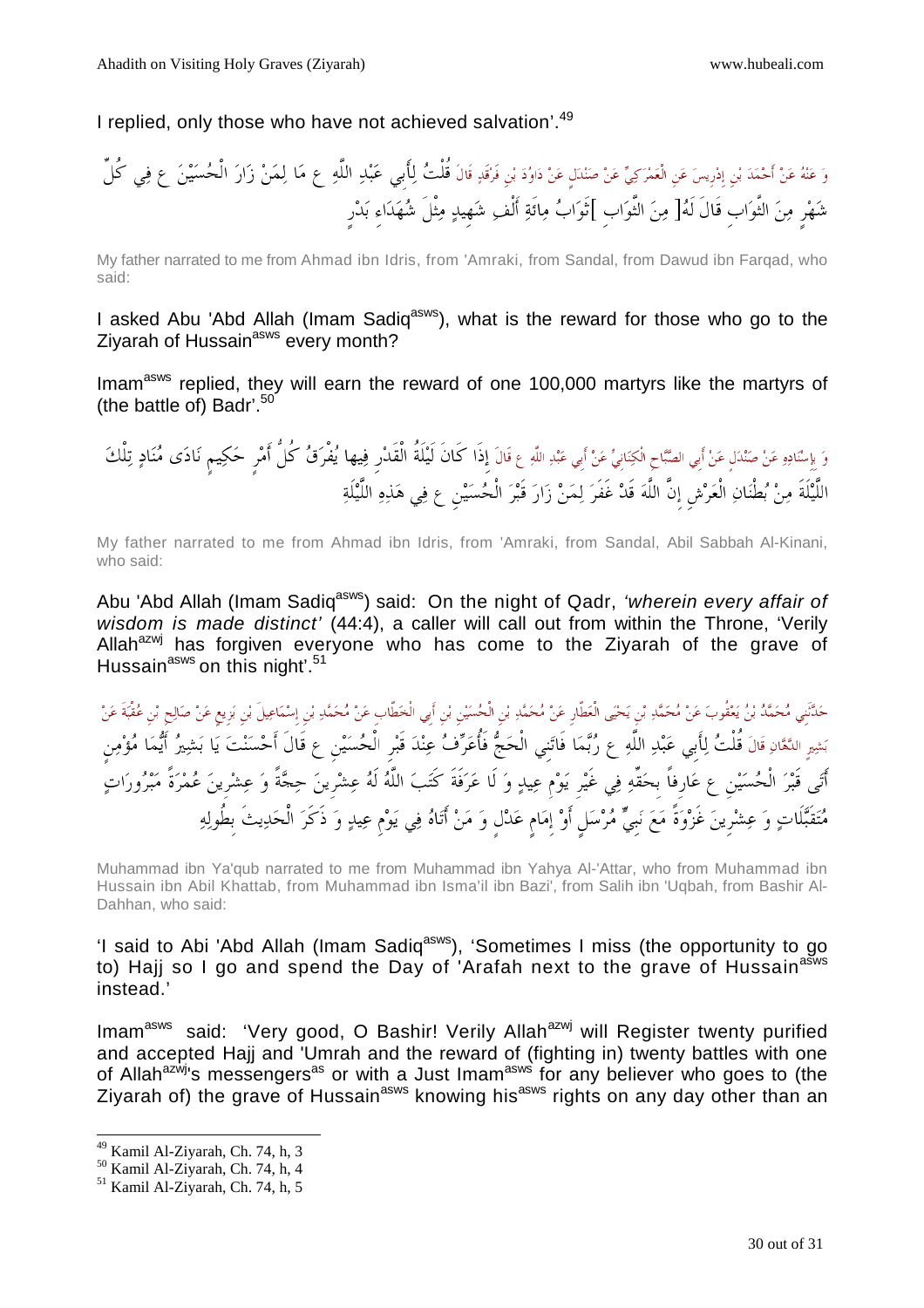I replied, only those who have not achieved salvation'.[49]

وَ عَنْهُ عَنْ أَحْمَدَ بْنِ إِدْرِيسَ عَنِ الْعَمْرَكِيِّ عَنْ صَنْدَلٍ عَنْ دَاوُدَ بْنِ فَرْقَدٍ قَالَ قُلْتُ لِأَبِي عَبْدِ اللَّهِ ع مَا لِمَنْ زَارَ الْحُسَيْنَ ع فِي كُلِّ شَهْرٍ مِنَ الثَّوَابِ قَالَ لَهُ[ مِنَ الثَّوَابِ ]ثَوَابُ مِائَةِ أَلْفِ شَهِيدٍ مِثْلَ شُهَدَاءِ بَدْرٍ

My father narrated to me from Ahmad ibn Idris, from 'Amraki, from Sandal, from Dawud ibn Farqad, who said:

I asked Abu 'Abd Allah (Imam Sadiq[asws]), what is the reward for those who go to the Ziyarah of Hussain[asws] every month?

Imam[asws] replied, they will earn the reward of one 100,000 martyrs like the martyrs of (the battle of) Badr'.[50]

وَ بِإِسْنَادِهِ عَنْ صَنْدَلٍ عَنْ أَبِي الصَّبَّاحِ الْكِنَانِيِّ عَنْ أَبِي عَبْدِ اللَّهِ ع قَالَ إِذَا كَانَ لَيْلَةُ الْقَدْرِ فِيهَا يُفْرَقُ كُلُّ أَمْرٍ حَكِيمٍ نَادَى مُنَادٍ تِلْكَ اللَّيْلَةَ مِنْ بُطْنَانِ الْعَرْشِ إِنَّ اللَّهَ قَدْ غَفَرَ لِمَنْ زَارَ قَبْرَ الْحُسَيْنِ ع فِي هَذِهِ اللَّيْلَةِ

My father narrated to me from Ahmad ibn Idris, from 'Amraki, from Sandal, Abil Sabbah Al-Kinani, who said:

Abu 'Abd Allah (Imam Sadiq[asws]) said: On the night of Qadr, *'wherein every affair of wisdom is made distinct'* (44:4), a caller will call out from within the Throne, 'Verily Allah[azwj] has forgiven everyone who has come to the Ziyarah of the grave of Hussain[asws] on this night'.[51]

حَدَّثَنِي مُحَمَّدُ بْنُ يَعْقُوبَ عَنْ مُحَمَّدِ بْنِ يَحْيَى الْعَطَّارِ عَنْ مُحَمَّدِ بْنِ الْحُسَيْنِ بْنِ أَبِي الْخَطَّابِ عَنْ مُحَمَّدِ بْنِ إِسْمَاعِيلَ بْنِ بَزِيعٍ عَنْ صَالِحِ بْنِ عُقْبَةَ عَنْ بَشِيرٍ الدَّهَّانِ قَالَ قُلْتُ لِأَبِي عَبْدِ اللَّهِ ع رُبَّمَا فَاتَنِي الْحَجُّ فَأُعَرِّفُ عِنْدَ قَبْرِ الْحُسَيْنِ ع قَالَ أَحْسَنْتَ يَا بَشِيرُ أَيُّمَا مُؤْمِنٍ أَتَى قَبْرَ الْحُسَيْنِ ع عَارِفاً بِحَقِّهِ فِي غَيْرِ يَوْمِ عِيدٍ وَ لَا عَرَفَةَ كَتَبَ اللَّهُ لَهُ عِشْرِينَ حِجَّةً وَ عِشْرِينَ عُمْرَةً مَبْرُورَاتٍ مُتَقَبَّلَاتٍ وَ عِشْرِينَ غَزْوَةً مَعَ نَبِيٍّ مُرْسَلٍ أَوْ إِمَامٍ عَدْلٍ وَ مَنْ أَتَاهُ فِي يَوْمِ عِيدٍ وَ ذَكَرَ الْحَدِيثَ بِطُولِهِ

Muhammad ibn Ya'qub narrated to me from Muhammad ibn Yahya Al-'Attar, who from Muhammad ibn Hussain ibn Abil Khattab, from Muhammad ibn Isma'il ibn Bazi', from Salih ibn 'Uqbah, from Bashir Al-Dahhan, who said:

'I said to Abi 'Abd Allah (Imam Sadiq[asws]), 'Sometimes I miss (the opportunity to go to) Hajj so I go and spend the Day of 'Arafah next to the grave of Hussain[asws] instead.'

Imam[asws] said: 'Very good, O Bashir! Verily Allah[azwj] will Register twenty purified and accepted Hajj and 'Umrah and the reward of (fighting in) twenty battles with one of Allah[azwj]'s messengers[as] or with a Just Imam[asws] for any believer who goes to (the Ziyarah of) the grave of Hussain[asws] knowing his[asws] rights on any day other than an

---

[49] Kamil Al-Ziyarah, Ch. 74, h, 3
[50] Kamil Al-Ziyarah, Ch. 74, h, 4
[51] Kamil Al-Ziyarah, Ch. 74, h, 5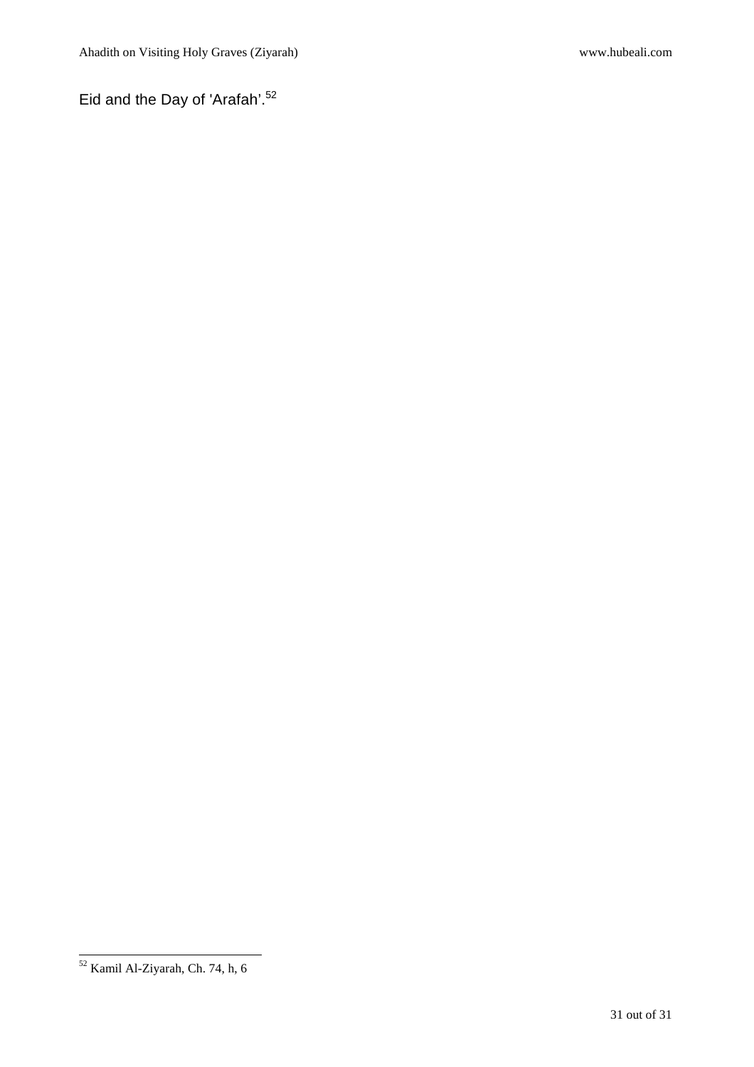Eid and the Day of 'Arafah'.[52]

---

[52] Kamil Al-Ziyarah, Ch. 74, h, 6